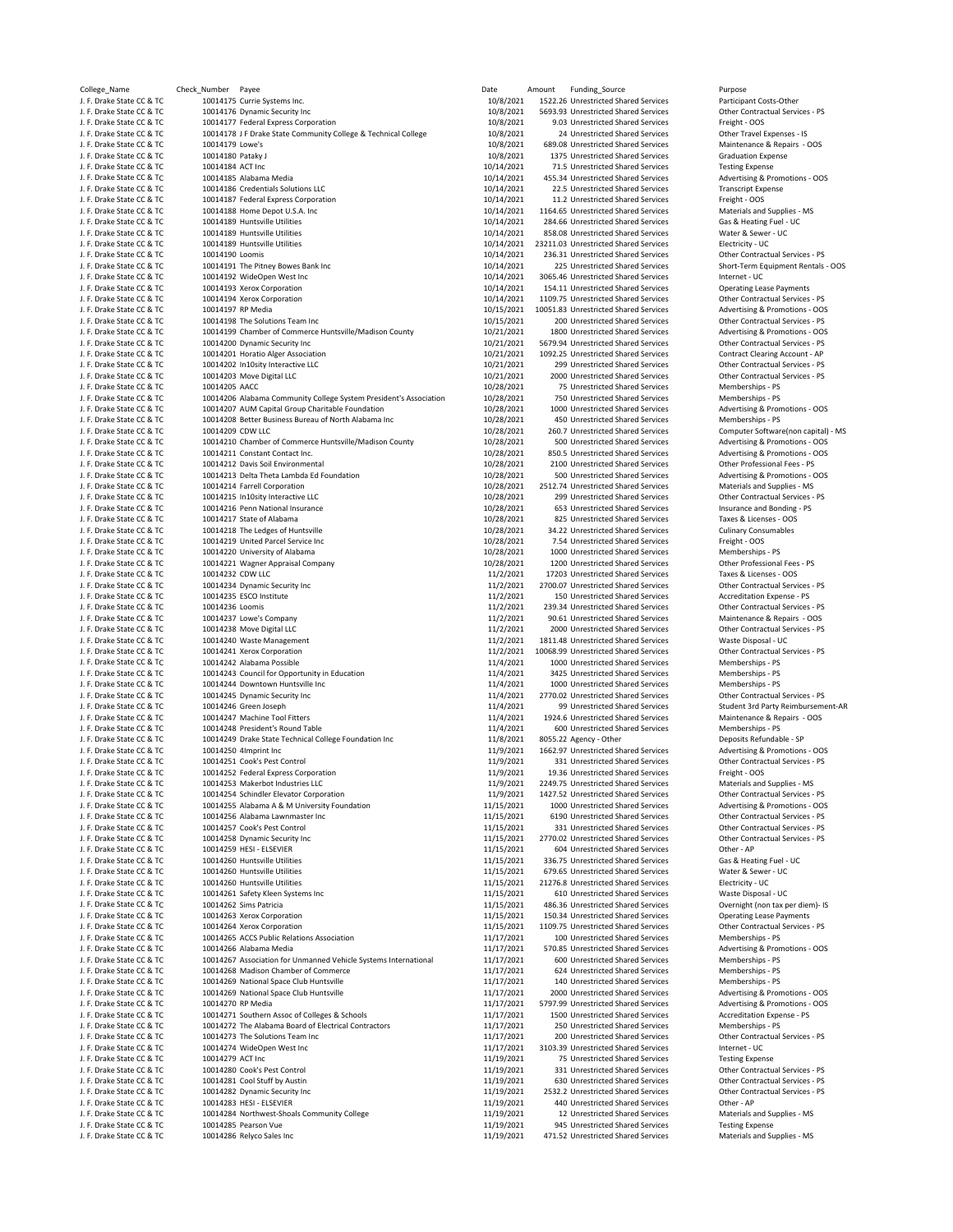| College_Name | Check_Number | Payee | Date | Amount | Funding_Source | Purpose |
|---|---|---|---|---|---|---|
| J. F. Drake State CC & TC | 10014175 | Currie Systems Inc. | 10/8/2021 | 1522.26 | Unrestricted Shared Services | Participant Costs-Other |
| J. F. Drake State CC & TC | 10014176 | Dynamic Security Inc | 10/8/2021 | 5693.93 | Unrestricted Shared Services | Other Contractual Services - PS |
| J. F. Drake State CC & TC | 10014177 | Federal Express Corporation | 10/8/2021 | 9.03 | Unrestricted Shared Services | Freight - OOS |
| J. F. Drake State CC & TC | 10014178 | J F Drake State Community College & Technical College | 10/8/2021 | 24 | Unrestricted Shared Services | Other Travel Expenses - IS |
| J. F. Drake State CC & TC | 10014179 | Lowe's | 10/8/2021 | 689.08 | Unrestricted Shared Services | Maintenance & Repairs - OOS |
| J. F. Drake State CC & TC | 10014180 | Pataky J | 10/8/2021 | 1375 | Unrestricted Shared Services | Graduation Expense |
| J. F. Drake State CC & TC | 10014184 | ACT Inc | 10/14/2021 | 71.5 | Unrestricted Shared Services | Testing Expense |
| J. F. Drake State CC & TC | 10014185 | Alabama Media | 10/14/2021 | 455.34 | Unrestricted Shared Services | Advertising & Promotions - OOS |
| J. F. Drake State CC & TC | 10014186 | Credentials Solutions LLC | 10/14/2021 | 22.5 | Unrestricted Shared Services | Transcript Expense |
| J. F. Drake State CC & TC | 10014187 | Federal Express Corporation | 10/14/2021 | 11.2 | Unrestricted Shared Services | Freight - OOS |
| J. F. Drake State CC & TC | 10014188 | Home Depot U.S.A. Inc | 10/14/2021 | 1164.65 | Unrestricted Shared Services | Materials and Supplies - MS |
| J. F. Drake State CC & TC | 10014189 | Huntsville Utilities | 10/14/2021 | 284.66 | Unrestricted Shared Services | Gas & Heating Fuel - UC |
| J. F. Drake State CC & TC | 10014189 | Huntsville Utilities | 10/14/2021 | 858.08 | Unrestricted Shared Services | Water & Sewer - UC |
| J. F. Drake State CC & TC | 10014189 | Huntsville Utilities | 10/14/2021 | 23211.03 | Unrestricted Shared Services | Electricity - UC |
| J. F. Drake State CC & TC | 10014190 | Loomis | 10/14/2021 | 236.31 | Unrestricted Shared Services | Other Contractual Services - PS |
| J. F. Drake State CC & TC | 10014191 | The Pitney Bowes Bank Inc | 10/14/2021 | 225 | Unrestricted Shared Services | Short-Term Equipment Rentals - OOS |
| J. F. Drake State CC & TC | 10014192 | WideOpen West Inc | 10/14/2021 | 3065.46 | Unrestricted Shared Services | Internet - UC |
| J. F. Drake State CC & TC | 10014193 | Xerox Corporation | 10/14/2021 | 154.11 | Unrestricted Shared Services | Operating Lease Payments |
| J. F. Drake State CC & TC | 10014194 | Xerox Corporation | 10/14/2021 | 1109.75 | Unrestricted Shared Services | Other Contractual Services - PS |
| J. F. Drake State CC & TC | 10014197 | RP Media | 10/15/2021 | 10051.83 | Unrestricted Shared Services | Advertising & Promotions - OOS |
| J. F. Drake State CC & TC | 10014198 | The Solutions Team Inc | 10/15/2021 | 200 | Unrestricted Shared Services | Other Contractual Services - PS |
| J. F. Drake State CC & TC | 10014199 | Chamber of Commerce Huntsville/Madison County | 10/21/2021 | 1800 | Unrestricted Shared Services | Advertising & Promotions - OOS |
| J. F. Drake State CC & TC | 10014200 | Dynamic Security Inc | 10/21/2021 | 5679.94 | Unrestricted Shared Services | Other Contractual Services - PS |
| J. F. Drake State CC & TC | 10014201 | Horatio Alger Association | 10/21/2021 | 1092.25 | Unrestricted Shared Services | Contract Clearing Account - AP |
| J. F. Drake State CC & TC | 10014202 | In10sity Interactive LLC | 10/21/2021 | 299 | Unrestricted Shared Services | Other Contractual Services - PS |
| J. F. Drake State CC & TC | 10014203 | Move Digital LLC | 10/21/2021 | 2000 | Unrestricted Shared Services | Other Contractual Services - PS |
| J. F. Drake State CC & TC | 10014205 | AACC | 10/28/2021 | 75 | Unrestricted Shared Services | Memberships - PS |
| J. F. Drake State CC & TC | 10014206 | Alabama Community College System President's Association | 10/28/2021 | 750 | Unrestricted Shared Services | Memberships - PS |
| J. F. Drake State CC & TC | 10014207 | AUM Capital Group Charitable Foundation | 10/28/2021 | 1000 | Unrestricted Shared Services | Advertising & Promotions - OOS |
| J. F. Drake State CC & TC | 10014208 | Better Business Bureau of North Alabama Inc | 10/28/2021 | 450 | Unrestricted Shared Services | Memberships - PS |
| J. F. Drake State CC & TC | 10014209 | CDW LLC | 10/28/2021 | 260.7 | Unrestricted Shared Services | Computer Software(non capital) - MS |
| J. F. Drake State CC & TC | 10014210 | Chamber of Commerce Huntsville/Madison County | 10/28/2021 | 500 | Unrestricted Shared Services | Advertising & Promotions - OOS |
| J. F. Drake State CC & TC | 10014211 | Constant Contact Inc. | 10/28/2021 | 850.5 | Unrestricted Shared Services | Advertising & Promotions - OOS |
| J. F. Drake State CC & TC | 10014212 | Davis Soil Environmental | 10/28/2021 | 2100 | Unrestricted Shared Services | Other Professional Fees - PS |
| J. F. Drake State CC & TC | 10014213 | Delta Theta Lambda Ed Foundation | 10/28/2021 | 500 | Unrestricted Shared Services | Advertising & Promotions - OOS |
| J. F. Drake State CC & TC | 10014214 | Farrell Corporation | 10/28/2021 | 2512.74 | Unrestricted Shared Services | Materials and Supplies - MS |
| J. F. Drake State CC & TC | 10014215 | In10sity Interactive LLC | 10/28/2021 | 299 | Unrestricted Shared Services | Other Contractual Services - PS |
| J. F. Drake State CC & TC | 10014216 | Penn National Insurance | 10/28/2021 | 653 | Unrestricted Shared Services | Insurance and Bonding - PS |
| J. F. Drake State CC & TC | 10014217 | State of Alabama | 10/28/2021 | 825 | Unrestricted Shared Services | Taxes & Licenses - OOS |
| J. F. Drake State CC & TC | 10014218 | The Ledges of Huntsville | 10/28/2021 | 34.22 | Unrestricted Shared Services | Culinary Consumables |
| J. F. Drake State CC & TC | 10014219 | United Parcel Service Inc | 10/28/2021 | 7.54 | Unrestricted Shared Services | Freight - OOS |
| J. F. Drake State CC & TC | 10014220 | University of Alabama | 10/28/2021 | 1000 | Unrestricted Shared Services | Memberships - PS |
| J. F. Drake State CC & TC | 10014221 | Wagner Appraisal Company | 10/28/2021 | 1200 | Unrestricted Shared Services | Other Professional Fees - PS |
| J. F. Drake State CC & TC | 10014232 | CDW LLC | 11/2/2021 | 17203 | Unrestricted Shared Services | Taxes & Licenses - OOS |
| J. F. Drake State CC & TC | 10014234 | Dynamic Security Inc | 11/2/2021 | 2700.07 | Unrestricted Shared Services | Other Contractual Services - PS |
| J. F. Drake State CC & TC | 10014235 | ESCO Institute | 11/2/2021 | 150 | Unrestricted Shared Services | Accreditation Expense - PS |
| J. F. Drake State CC & TC | 10014236 | Loomis | 11/2/2021 | 239.34 | Unrestricted Shared Services | Other Contractual Services - PS |
| J. F. Drake State CC & TC | 10014237 | Lowe's Company | 11/2/2021 | 90.61 | Unrestricted Shared Services | Maintenance & Repairs - OOS |
| J. F. Drake State CC & TC | 10014238 | Move Digital LLC | 11/2/2021 | 2000 | Unrestricted Shared Services | Other Contractual Services - PS |
| J. F. Drake State CC & TC | 10014240 | Waste Management | 11/2/2021 | 1811.48 | Unrestricted Shared Services | Waste Disposal - UC |
| J. F. Drake State CC & TC | 10014241 | Xerox Corporation | 11/2/2021 | 10068.99 | Unrestricted Shared Services | Other Contractual Services - PS |
| J. F. Drake State CC & TC | 10014242 | Alabama Possible | 11/4/2021 | 1000 | Unrestricted Shared Services | Memberships - PS |
| J. F. Drake State CC & TC | 10014243 | Council for Opportunity in Education | 11/4/2021 | 3425 | Unrestricted Shared Services | Memberships - PS |
| J. F. Drake State CC & TC | 10014244 | Downtown Huntsville Inc | 11/4/2021 | 1000 | Unrestricted Shared Services | Memberships - PS |
| J. F. Drake State CC & TC | 10014245 | Dynamic Security Inc | 11/4/2021 | 2770.02 | Unrestricted Shared Services | Other Contractual Services - PS |
| J. F. Drake State CC & TC | 10014246 | Green Joseph | 11/4/2021 | 99 | Unrestricted Shared Services | Student 3rd Party Reimbursement-AR |
| J. F. Drake State CC & TC | 10014247 | Machine Tool Fitters | 11/4/2021 | 1924.6 | Unrestricted Shared Services | Maintenance & Repairs - OOS |
| J. F. Drake State CC & TC | 10014248 | President's Round Table | 11/4/2021 | 600 | Unrestricted Shared Services | Memberships - PS |
| J. F. Drake State CC & TC | 10014249 | Drake State Technical College Foundation Inc | 11/8/2021 | 8055.22 | Agency - Other | Deposits Refundable - SP |
| J. F. Drake State CC & TC | 10014250 | 4Imprint Inc | 11/9/2021 | 1662.97 | Unrestricted Shared Services | Advertising & Promotions - OOS |
| J. F. Drake State CC & TC | 10014251 | Cook's Pest Control | 11/9/2021 | 331 | Unrestricted Shared Services | Other Contractual Services - PS |
| J. F. Drake State CC & TC | 10014252 | Federal Express Corporation | 11/9/2021 | 19.36 | Unrestricted Shared Services | Freight - OOS |
| J. F. Drake State CC & TC | 10014253 | Makerbot Industries LLC | 11/9/2021 | 2249.75 | Unrestricted Shared Services | Materials and Supplies - MS |
| J. F. Drake State CC & TC | 10014254 | Schindler Elevator Corporation | 11/9/2021 | 1427.52 | Unrestricted Shared Services | Other Contractual Services - PS |
| J. F. Drake State CC & TC | 10014255 | Alabama A & M University Foundation | 11/15/2021 | 1000 | Unrestricted Shared Services | Advertising & Promotions - OOS |
| J. F. Drake State CC & TC | 10014256 | Alabama Lawnmaster Inc | 11/15/2021 | 6190 | Unrestricted Shared Services | Other Contractual Services - PS |
| J. F. Drake State CC & TC | 10014257 | Cook's Pest Control | 11/15/2021 | 331 | Unrestricted Shared Services | Other Contractual Services - PS |
| J. F. Drake State CC & TC | 10014258 | Dynamic Security Inc | 11/15/2021 | 2770.02 | Unrestricted Shared Services | Other Contractual Services - PS |
| J. F. Drake State CC & TC | 10014259 | HESI - ELSEVIER | 11/15/2021 | 604 | Unrestricted Shared Services | Other - AP |
| J. F. Drake State CC & TC | 10014260 | Huntsville Utilities | 11/15/2021 | 336.75 | Unrestricted Shared Services | Gas & Heating Fuel - UC |
| J. F. Drake State CC & TC | 10014260 | Huntsville Utilities | 11/15/2021 | 679.65 | Unrestricted Shared Services | Water & Sewer - UC |
| J. F. Drake State CC & TC | 10014260 | Huntsville Utilities | 11/15/2021 | 21276.8 | Unrestricted Shared Services | Electricity - UC |
| J. F. Drake State CC & TC | 10014261 | Safety Kleen Systems Inc | 11/15/2021 | 610 | Unrestricted Shared Services | Waste Disposal - UC |
| J. F. Drake State CC & TC | 10014262 | Sims Patricia | 11/15/2021 | 486.36 | Unrestricted Shared Services | Overnight (non tax per diem)- IS |
| J. F. Drake State CC & TC | 10014263 | Xerox Corporation | 11/15/2021 | 150.34 | Unrestricted Shared Services | Operating Lease Payments |
| J. F. Drake State CC & TC | 10014264 | Xerox Corporation | 11/15/2021 | 1109.75 | Unrestricted Shared Services | Other Contractual Services - PS |
| J. F. Drake State CC & TC | 10014265 | ACCS Public Relations Association | 11/17/2021 | 100 | Unrestricted Shared Services | Memberships - PS |
| J. F. Drake State CC & TC | 10014266 | Alabama Media | 11/17/2021 | 570.85 | Unrestricted Shared Services | Advertising & Promotions - OOS |
| J. F. Drake State CC & TC | 10014267 | Association for Unmanned Vehicle Systems International | 11/17/2021 | 600 | Unrestricted Shared Services | Memberships - PS |
| J. F. Drake State CC & TC | 10014268 | Madison Chamber of Commerce | 11/17/2021 | 624 | Unrestricted Shared Services | Memberships - PS |
| J. F. Drake State CC & TC | 10014269 | National Space Club Huntsville | 11/17/2021 | 140 | Unrestricted Shared Services | Memberships - PS |
| J. F. Drake State CC & TC | 10014269 | National Space Club Huntsville | 11/17/2021 | 2000 | Unrestricted Shared Services | Advertising & Promotions - OOS |
| J. F. Drake State CC & TC | 10014270 | RP Media | 11/17/2021 | 5797.99 | Unrestricted Shared Services | Advertising & Promotions - OOS |
| J. F. Drake State CC & TC | 10014271 | Southern Assoc of Colleges & Schools | 11/17/2021 | 1500 | Unrestricted Shared Services | Accreditation Expense - PS |
| J. F. Drake State CC & TC | 10014272 | The Alabama Board of Electrical Contractors | 11/17/2021 | 250 | Unrestricted Shared Services | Memberships - PS |
| J. F. Drake State CC & TC | 10014273 | The Solutions Team Inc | 11/17/2021 | 200 | Unrestricted Shared Services | Other Contractual Services - PS |
| J. F. Drake State CC & TC | 10014274 | WideOpen West Inc | 11/17/2021 | 3103.39 | Unrestricted Shared Services | Internet - UC |
| J. F. Drake State CC & TC | 10014279 | ACT Inc | 11/19/2021 | 75 | Unrestricted Shared Services | Testing Expense |
| J. F. Drake State CC & TC | 10014280 | Cook's Pest Control | 11/19/2021 | 331 | Unrestricted Shared Services | Other Contractual Services - PS |
| J. F. Drake State CC & TC | 10014281 | Cool Stuff by Austin | 11/19/2021 | 630 | Unrestricted Shared Services | Other Contractual Services - PS |
| J. F. Drake State CC & TC | 10014282 | Dynamic Security Inc | 11/19/2021 | 2532.2 | Unrestricted Shared Services | Other Contractual Services - PS |
| J. F. Drake State CC & TC | 10014283 | HESI - ELSEVIER | 11/19/2021 | 440 | Unrestricted Shared Services | Other - AP |
| J. F. Drake State CC & TC | 10014284 | Northwest-Shoals Community College | 11/19/2021 | 12 | Unrestricted Shared Services | Materials and Supplies - MS |
| J. F. Drake State CC & TC | 10014285 | Pearson Vue | 11/19/2021 | 945 | Unrestricted Shared Services | Testing Expense |
| J. F. Drake State CC & TC | 10014286 | Relyco Sales Inc | 11/19/2021 | 471.52 | Unrestricted Shared Services | Materials and Supplies - MS |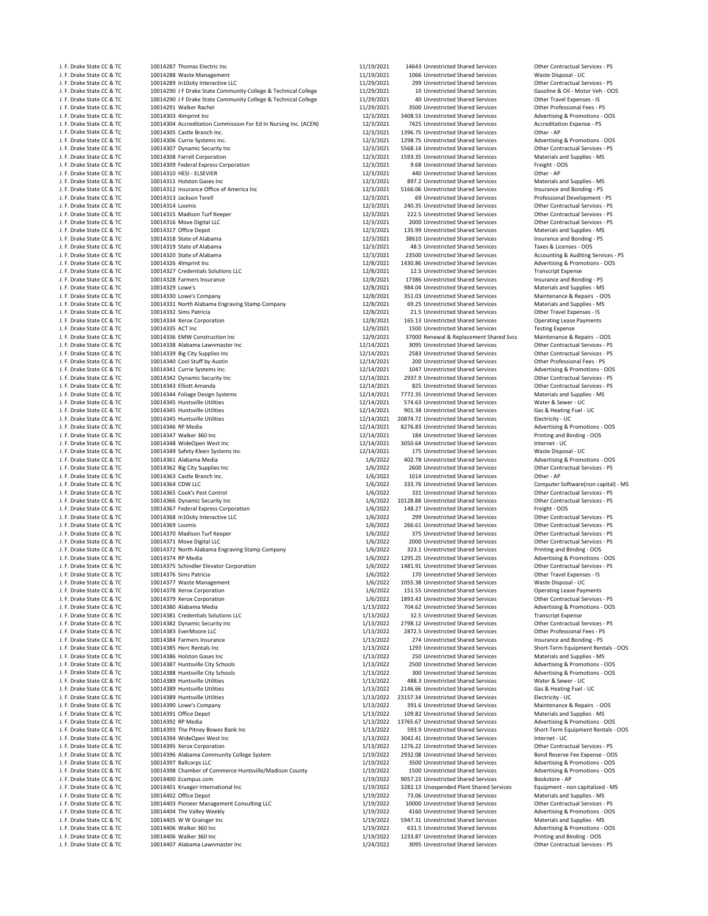| | | | | | |
|---|---|---|---|---|---|
| J. F. Drake State CC & TC | 10014287 Thomas Electric Inc | 11/19/2021 | 14643 | Unrestricted Shared Services | Other Contractual Services - PS |
| J. F. Drake State CC & TC | 10014288 Waste Management | 11/19/2021 | 1066 | Unrestricted Shared Services | Waste Disposal - UC |
| J. F. Drake State CC & TC | 10014289 In10sity Interactive LLC | 11/29/2021 | 299 | Unrestricted Shared Services | Other Contractual Services - PS |
| J. F. Drake State CC & TC | 10014290 J F Drake State Community College & Technical College | 11/29/2021 | 10 | Unrestricted Shared Services | Gasoline & Oil - Motor Veh - OOS |
| J. F. Drake State CC & TC | 10014290 J F Drake State Community College & Technical College | 11/29/2021 | 40 | Unrestricted Shared Services | Other Travel Expenses - IS |
| J. F. Drake State CC & TC | 10014291 Walker Rachel | 11/29/2021 | 3500 | Unrestricted Shared Services | Other Professional Fees - PS |
| J. F. Drake State CC & TC | 10014303 4Imprint Inc | 12/3/2021 | 3408.53 | Unrestricted Shared Services | Advertising & Promotions - OOS |
| J. F. Drake State CC & TC | 10014304 Accreditation Commission For Ed In Nursing Inc. (ACEN) | 12/3/2021 | 7425 | Unrestricted Shared Services | Accreditation Expense - PS |
| J. F. Drake State CC & TC | 10014305 Castle Branch Inc. | 12/3/2021 | 1396.75 | Unrestricted Shared Services | Other - AP |
| J. F. Drake State CC & TC | 10014306 Currie Systems Inc. | 12/3/2021 | 1298.75 | Unrestricted Shared Services | Advertising & Promotions - OOS |
| J. F. Drake State CC & TC | 10014307 Dynamic Security Inc | 12/3/2021 | 5568.14 | Unrestricted Shared Services | Other Contractual Services - PS |
| J. F. Drake State CC & TC | 10014308 Farrell Corporation | 12/3/2021 | 1593.35 | Unrestricted Shared Services | Materials and Supplies - MS |
| J. F. Drake State CC & TC | 10014309 Federal Express Corporation | 12/3/2021 | 9.68 | Unrestricted Shared Services | Freight - OOS |
| J. F. Drake State CC & TC | 10014310 HESI - ELSEVIER | 12/3/2021 | 440 | Unrestricted Shared Services | Other - AP |
| J. F. Drake State CC & TC | 10014311 Holston Gases Inc | 12/3/2021 | 897.2 | Unrestricted Shared Services | Materials and Supplies - MS |
| J. F. Drake State CC & TC | 10014312 Insurance Office of America Inc | 12/3/2021 | 5166.06 | Unrestricted Shared Services | Insurance and Bonding - PS |
| J. F. Drake State CC & TC | 10014313 Jackson Terell | 12/3/2021 | 69 | Unrestricted Shared Services | Professional Development - PS |
| J. F. Drake State CC & TC | 10014314 Loomis | 12/3/2021 | 240.35 | Unrestricted Shared Services | Other Contractual Services - PS |
| J. F. Drake State CC & TC | 10014315 Madison Turf Keeper | 12/3/2021 | 222.5 | Unrestricted Shared Services | Other Contractual Services - PS |
| J. F. Drake State CC & TC | 10014316 Move Digital LLC | 12/3/2021 | 2000 | Unrestricted Shared Services | Other Contractual Services - PS |
| J. F. Drake State CC & TC | 10014317 Office Depot | 12/3/2021 | 135.99 | Unrestricted Shared Services | Materials and Supplies - MS |
| J. F. Drake State CC & TC | 10014318 State of Alabama | 12/3/2021 | 38610 | Unrestricted Shared Services | Insurance and Bonding - PS |
| J. F. Drake State CC & TC | 10014319 State of Alabama | 12/3/2021 | 48.5 | Unrestricted Shared Services | Taxes & Licenses - OOS |
| J. F. Drake State CC & TC | 10014320 State of Alabama | 12/3/2021 | 23500 | Unrestricted Shared Services | Accounting & Auditing Services - PS |
| J. F. Drake State CC & TC | 10014326 4Imprint Inc | 12/8/2021 | 1430.86 | Unrestricted Shared Services | Advertising & Promotions - OOS |
| J. F. Drake State CC & TC | 10014327 Credentials Solutions LLC | 12/8/2021 | 12.5 | Unrestricted Shared Services | Transcript Expense |
| J. F. Drake State CC & TC | 10014328 Farmers Insurance | 12/8/2021 | 17386 | Unrestricted Shared Services | Insurance and Bonding - PS |
| J. F. Drake State CC & TC | 10014329 Lowe's | 12/8/2021 | 984.04 | Unrestricted Shared Services | Materials and Supplies - MS |
| J. F. Drake State CC & TC | 10014330 Lowe's Company | 12/8/2021 | 351.03 | Unrestricted Shared Services | Maintenance & Repairs - OOS |
| J. F. Drake State CC & TC | 10014331 North Alabama Engraving Stamp Company | 12/8/2021 | 69.25 | Unrestricted Shared Services | Materials and Supplies - MS |
| J. F. Drake State CC & TC | 10014332 Sims Patricia | 12/8/2021 | 21.5 | Unrestricted Shared Services | Other Travel Expenses - IS |
| J. F. Drake State CC & TC | 10014334 Xerox Corporation | 12/8/2021 | 165.13 | Unrestricted Shared Services | Operating Lease Payments |
| J. F. Drake State CC & TC | 10014335 ACT Inc | 12/9/2021 | 1500 | Unrestricted Shared Services | Testing Expense |
| J. F. Drake State CC & TC | 10014336 EMW Construction Inc | 12/9/2021 | 37000 | Renewal & Replacement Shared Svcs | Maintenance & Repairs - OOS |
| J. F. Drake State CC & TC | 10014338 Alabama Lawnmaster Inc | 12/14/2021 | 3095 | Unrestricted Shared Services | Other Contractual Services - PS |
| J. F. Drake State CC & TC | 10014339 Big City Supplies Inc | 12/14/2021 | 2583 | Unrestricted Shared Services | Other Contractual Services - PS |
| J. F. Drake State CC & TC | 10014340 Cool Stuff by Austin | 12/14/2021 | 200 | Unrestricted Shared Services | Other Professional Fees - PS |
| J. F. Drake State CC & TC | 10014341 Currie Systems Inc. | 12/14/2021 | 1047 | Unrestricted Shared Services | Advertising & Promotions - OOS |
| J. F. Drake State CC & TC | 10014342 Dynamic Security Inc | 12/14/2021 | 2937.9 | Unrestricted Shared Services | Other Contractual Services - PS |
| J. F. Drake State CC & TC | 10014343 Elliott Amanda | 12/14/2021 | 825 | Unrestricted Shared Services | Other Contractual Services - PS |
| J. F. Drake State CC & TC | 10014344 Foliage Design Systems | 12/14/2021 | 7772.35 | Unrestricted Shared Services | Materials and Supplies - MS |
| J. F. Drake State CC & TC | 10014345 Huntsville Utilities | 12/14/2021 | 574.63 | Unrestricted Shared Services | Water & Sewer - UC |
| J. F. Drake State CC & TC | 10014345 Huntsville Utilities | 12/14/2021 | 901.38 | Unrestricted Shared Services | Gas & Heating Fuel - UC |
| J. F. Drake State CC & TC | 10014345 Huntsville Utilities | 12/14/2021 | 20874.72 | Unrestricted Shared Services | Electricity - UC |
| J. F. Drake State CC & TC | 10014346 RP Media | 12/14/2021 | 8276.83 | Unrestricted Shared Services | Advertising & Promotions - OOS |
| J. F. Drake State CC & TC | 10014347 Walker 360 Inc | 12/14/2021 | 184 | Unrestricted Shared Services | Printing and Binding - OOS |
| J. F. Drake State CC & TC | 10014348 WideOpen West Inc | 12/14/2021 | 3050.64 | Unrestricted Shared Services | Internet - UC |
| J. F. Drake State CC & TC | 10014349 Safety Kleen Systems Inc | 12/14/2021 | 175 | Unrestricted Shared Services | Waste Disposal - UC |
| J. F. Drake State CC & TC | 10014361 Alabama Media | 1/6/2022 | 402.78 | Unrestricted Shared Services | Advertising & Promotions - OOS |
| J. F. Drake State CC & TC | 10014362 Big City Supplies Inc | 1/6/2022 | 2600 | Unrestricted Shared Services | Other Contractual Services - PS |
| J. F. Drake State CC & TC | 10014363 Castle Branch Inc. | 1/6/2022 | 1014 | Unrestricted Shared Services | Other - AP |
| J. F. Drake State CC & TC | 10014364 CDW LLC | 1/6/2022 | 333.76 | Unrestricted Shared Services | Computer Software(non capital) - MS |
| J. F. Drake State CC & TC | 10014365 Cook's Pest Control | 1/6/2022 | 331 | Unrestricted Shared Services | Other Contractual Services - PS |
| J. F. Drake State CC & TC | 10014366 Dynamic Security Inc | 1/6/2022 | 10128.88 | Unrestricted Shared Services | Other Contractual Services - PS |
| J. F. Drake State CC & TC | 10014367 Federal Express Corporation | 1/6/2022 | 148.27 | Unrestricted Shared Services | Freight - OOS |
| J. F. Drake State CC & TC | 10014368 In10sity Interactive LLC | 1/6/2022 | 299 | Unrestricted Shared Services | Other Contractual Services - PS |
| J. F. Drake State CC & TC | 10014369 Loomis | 1/6/2022 | 266.61 | Unrestricted Shared Services | Other Contractual Services - PS |
| J. F. Drake State CC & TC | 10014370 Madison Turf Keeper | 1/6/2022 | 375 | Unrestricted Shared Services | Other Contractual Services - PS |
| J. F. Drake State CC & TC | 10014371 Move Digital LLC | 1/6/2022 | 2000 | Unrestricted Shared Services | Other Contractual Services - PS |
| J. F. Drake State CC & TC | 10014372 North Alabama Engraving Stamp Company | 1/6/2022 | 323.1 | Unrestricted Shared Services | Printing and Binding - OOS |
| J. F. Drake State CC & TC | 10014374 RP Media | 1/6/2022 | 1295.25 | Unrestricted Shared Services | Advertising & Promotions - OOS |
| J. F. Drake State CC & TC | 10014375 Schindler Elevator Corporation | 1/6/2022 | 1481.91 | Unrestricted Shared Services | Other Contractual Services - PS |
| J. F. Drake State CC & TC | 10014376 Sims Patricia | 1/6/2022 | 170 | Unrestricted Shared Services | Other Travel Expenses - IS |
| J. F. Drake State CC & TC | 10014377 Waste Management | 1/6/2022 | 1055.38 | Unrestricted Shared Services | Waste Disposal - UC |
| J. F. Drake State CC & TC | 10014378 Xerox Corporation | 1/6/2022 | 151.55 | Unrestricted Shared Services | Operating Lease Payments |
| J. F. Drake State CC & TC | 10014379 Xerox Corporation | 1/6/2022 | 1893.43 | Unrestricted Shared Services | Other Contractual Services - PS |
| J. F. Drake State CC & TC | 10014380 Alabama Media | 1/13/2022 | 704.62 | Unrestricted Shared Services | Advertising & Promotions - OOS |
| J. F. Drake State CC & TC | 10014381 Credentials Solutions LLC | 1/13/2022 | 32.5 | Unrestricted Shared Services | Transcript Expense |
| J. F. Drake State CC & TC | 10014382 Dynamic Security Inc | 1/13/2022 | 2798.12 | Unrestricted Shared Services | Other Contractual Services - PS |
| J. F. Drake State CC & TC | 10014383 EverMoore LLC | 1/13/2022 | 2872.5 | Unrestricted Shared Services | Other Professional Fees - PS |
| J. F. Drake State CC & TC | 10014384 Farmers Insurance | 1/13/2022 | 274 | Unrestricted Shared Services | Insurance and Bonding - PS |
| J. F. Drake State CC & TC | 10014385 Herc Rentals Inc | 1/13/2022 | 1293 | Unrestricted Shared Services | Short-Term Equipment Rentals - OOS |
| J. F. Drake State CC & TC | 10014386 Holston Gases Inc | 1/13/2022 | 250 | Unrestricted Shared Services | Materials and Supplies - MS |
| J. F. Drake State CC & TC | 10014387 Huntsville City Schools | 1/13/2022 | 2500 | Unrestricted Shared Services | Advertising & Promotions - OOS |
| J. F. Drake State CC & TC | 10014388 Huntsville City Schools | 1/13/2022 | 300 | Unrestricted Shared Services | Advertising & Promotions - OOS |
| J. F. Drake State CC & TC | 10014389 Huntsville Utilities | 1/13/2022 | 488.3 | Unrestricted Shared Services | Water & Sewer - UC |
| J. F. Drake State CC & TC | 10014389 Huntsville Utilities | 1/13/2022 | 2146.66 | Unrestricted Shared Services | Gas & Heating Fuel - UC |
| J. F. Drake State CC & TC | 10014389 Huntsville Utilities | 1/13/2022 | 23157.34 | Unrestricted Shared Services | Electricity - UC |
| J. F. Drake State CC & TC | 10014390 Lowe's Company | 1/13/2022 | 391.6 | Unrestricted Shared Services | Maintenance & Repairs - OOS |
| J. F. Drake State CC & TC | 10014391 Office Depot | 1/13/2022 | 109.82 | Unrestricted Shared Services | Materials and Supplies - MS |
| J. F. Drake State CC & TC | 10014392 RP Media | 1/13/2022 | 13765.67 | Unrestricted Shared Services | Advertising & Promotions - OOS |
| J. F. Drake State CC & TC | 10014393 The Pitney Bowes Bank Inc | 1/13/2022 | 593.9 | Unrestricted Shared Services | Short-Term Equipment Rentals - OOS |
| J. F. Drake State CC & TC | 10014394 WideOpen West Inc | 1/13/2022 | 3042.41 | Unrestricted Shared Services | Internet - UC |
| J. F. Drake State CC & TC | 10014395 Xerox Corporation | 1/13/2022 | 1276.22 | Unrestricted Shared Services | Other Contractual Services - PS |
| J. F. Drake State CC & TC | 10014396 Alabama Community College System | 1/19/2022 | 2932.08 | Unrestricted Shared Services | Bond Reserve Fee Expense - OOS |
| J. F. Drake State CC & TC | 10014397 Ballcorps LLC | 1/19/2022 | 3500 | Unrestricted Shared Services | Advertising & Promotions - OOS |
| J. F. Drake State CC & TC | 10014398 Chamber of Commerce Huntsville/Madison County | 1/19/2022 | 1500 | Unrestricted Shared Services | Advertising & Promotions - OOS |
| J. F. Drake State CC & TC | 10014400 Ecampus.com | 1/19/2022 | 9057.23 | Unrestricted Shared Services | Bookstore - AP |
| J. F. Drake State CC & TC | 10014401 Krueger International Inc | 1/19/2022 | 3282.13 | Unexpended Plant Shared Services | Equipment - non capitalized - MS |
| J. F. Drake State CC & TC | 10014402 Office Depot | 1/19/2022 | 73.06 | Unrestricted Shared Services | Materials and Supplies - MS |
| J. F. Drake State CC & TC | 10014403 Pioneer Management Consulting LLC | 1/19/2022 | 10000 | Unrestricted Shared Services | Other Contractual Services - PS |
| J. F. Drake State CC & TC | 10014404 The Valley Weekly | 1/19/2022 | 4160 | Unrestricted Shared Services | Advertising & Promotions - OOS |
| J. F. Drake State CC & TC | 10014405 W W Grainger Inc | 1/19/2022 | 5947.31 | Unrestricted Shared Services | Materials and Supplies - MS |
| J. F. Drake State CC & TC | 10014406 Walker 360 Inc | 1/19/2022 | 631.5 | Unrestricted Shared Services | Advertising & Promotions - OOS |
| J. F. Drake State CC & TC | 10014406 Walker 360 Inc | 1/19/2022 | 1233.87 | Unrestricted Shared Services | Printing and Binding - OOS |
| J. F. Drake State CC & TC | 10014407 Alabama Lawnmaster Inc | 1/24/2022 | 3095 | Unrestricted Shared Services | Other Contractual Services - PS |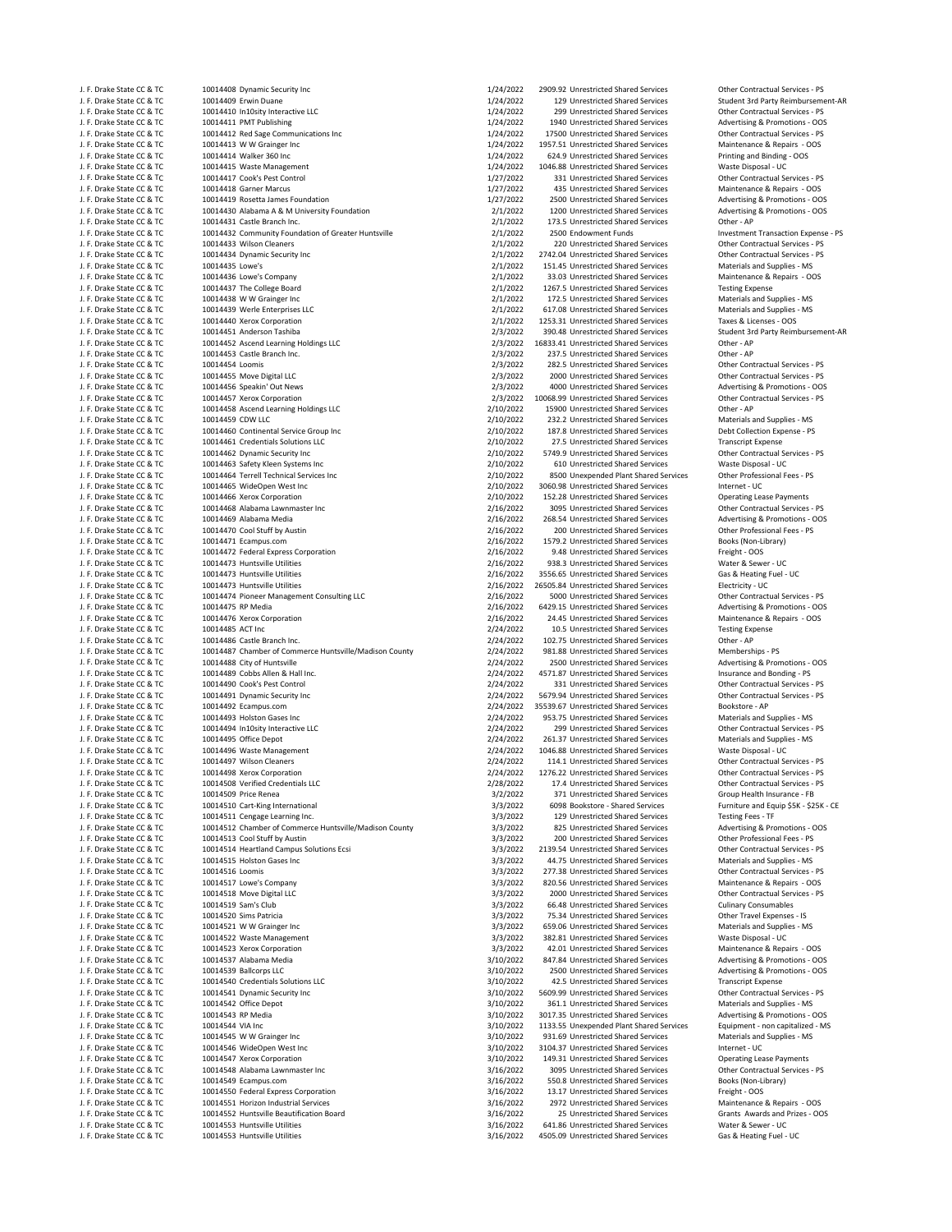| | | | | | | |
|---|---|---|---|---|---|---|
| J. F. Drake State CC & TC | 10014408 | Dynamic Security Inc | 1/24/2022 | 2909.92 | Unrestricted Shared Services | Other Contractual Services - PS |
| J. F. Drake State CC & TC | 10014409 | Erwin Duane | 1/24/2022 | 129 | Unrestricted Shared Services | Student 3rd Party Reimbursement-AR |
| J. F. Drake State CC & TC | 10014410 | In10sity Interactive LLC | 1/24/2022 | 299 | Unrestricted Shared Services | Other Contractual Services - PS |
| J. F. Drake State CC & TC | 10014411 | PMT Publishing | 1/24/2022 | 1940 | Unrestricted Shared Services | Advertising & Promotions - OOS |
| J. F. Drake State CC & TC | 10014412 | Red Sage Communications Inc | 1/24/2022 | 17500 | Unrestricted Shared Services | Other Contractual Services - PS |
| J. F. Drake State CC & TC | 10014413 | W W Grainger Inc | 1/24/2022 | 1957.51 | Unrestricted Shared Services | Maintenance & Repairs - OOS |
| J. F. Drake State CC & TC | 10014414 | Walker 360 Inc | 1/24/2022 | 624.9 | Unrestricted Shared Services | Printing and Binding - OOS |
| J. F. Drake State CC & TC | 10014415 | Waste Management | 1/24/2022 | 1046.88 | Unrestricted Shared Services | Waste Disposal - UC |
| J. F. Drake State CC & TC | 10014417 | Cook's Pest Control | 1/27/2022 | 331 | Unrestricted Shared Services | Other Contractual Services - PS |
| J. F. Drake State CC & TC | 10014418 | Garner Marcus | 1/27/2022 | 435 | Unrestricted Shared Services | Maintenance & Repairs - OOS |
| J. F. Drake State CC & TC | 10014419 | Rosetta James Foundation | 1/27/2022 | 2500 | Unrestricted Shared Services | Advertising & Promotions - OOS |
| J. F. Drake State CC & TC | 10014430 | Alabama A & M University Foundation | 2/1/2022 | 1200 | Unrestricted Shared Services | Advertising & Promotions - OOS |
| J. F. Drake State CC & TC | 10014431 | Castle Branch Inc. | 2/1/2022 | 173.5 | Unrestricted Shared Services | Other - AP |
| J. F. Drake State CC & TC | 10014432 | Community Foundation of Greater Huntsville | 2/1/2022 | 2500 | Endowment Funds | Investment Transaction Expense - PS |
| J. F. Drake State CC & TC | 10014433 | Wilson Cleaners | 2/1/2022 | 220 | Unrestricted Shared Services | Other Contractual Services - PS |
| J. F. Drake State CC & TC | 10014434 | Dynamic Security Inc | 2/1/2022 | 2742.04 | Unrestricted Shared Services | Other Contractual Services - PS |
| J. F. Drake State CC & TC | 10014435 | Lowe's | 2/1/2022 | 151.45 | Unrestricted Shared Services | Materials and Supplies - MS |
| J. F. Drake State CC & TC | 10014436 | Lowe's Company | 2/1/2022 | 33.03 | Unrestricted Shared Services | Maintenance & Repairs - OOS |
| J. F. Drake State CC & TC | 10014437 | The College Board | 2/1/2022 | 1267.5 | Unrestricted Shared Services | Testing Expense |
| J. F. Drake State CC & TC | 10014438 | W W Grainger Inc | 2/1/2022 | 172.5 | Unrestricted Shared Services | Materials and Supplies - MS |
| J. F. Drake State CC & TC | 10014439 | Werle Enterprises LLC | 2/1/2022 | 617.08 | Unrestricted Shared Services | Materials and Supplies - MS |
| J. F. Drake State CC & TC | 10014440 | Xerox Corporation | 2/1/2022 | 1253.31 | Unrestricted Shared Services | Taxes & Licenses - OOS |
| J. F. Drake State CC & TC | 10014451 | Anderson Tashiba | 2/3/2022 | 390.48 | Unrestricted Shared Services | Student 3rd Party Reimbursement-AR |
| J. F. Drake State CC & TC | 10014452 | Ascend Learning Holdings LLC | 2/3/2022 | 16833.41 | Unrestricted Shared Services | Other - AP |
| J. F. Drake State CC & TC | 10014453 | Castle Branch Inc. | 2/3/2022 | 237.5 | Unrestricted Shared Services | Other - AP |
| J. F. Drake State CC & TC | 10014454 | Loomis | 2/3/2022 | 282.5 | Unrestricted Shared Services | Other Contractual Services - PS |
| J. F. Drake State CC & TC | 10014455 | Move Digital LLC | 2/3/2022 | 2000 | Unrestricted Shared Services | Other Contractual Services - PS |
| J. F. Drake State CC & TC | 10014456 | Speakin' Out News | 2/3/2022 | 4000 | Unrestricted Shared Services | Advertising & Promotions - OOS |
| J. F. Drake State CC & TC | 10014457 | Xerox Corporation | 2/3/2022 | 10068.99 | Unrestricted Shared Services | Other Contractual Services - PS |
| J. F. Drake State CC & TC | 10014458 | Ascend Learning Holdings LLC | 2/10/2022 | 15900 | Unrestricted Shared Services | Other - AP |
| J. F. Drake State CC & TC | 10014459 | CDW LLC | 2/10/2022 | 232.2 | Unrestricted Shared Services | Materials and Supplies - MS |
| J. F. Drake State CC & TC | 10014460 | Continental Service Group Inc | 2/10/2022 | 187.8 | Unrestricted Shared Services | Debt Collection Expense - PS |
| J. F. Drake State CC & TC | 10014461 | Credentials Solutions LLC | 2/10/2022 | 27.5 | Unrestricted Shared Services | Transcript Expense |
| J. F. Drake State CC & TC | 10014462 | Dynamic Security Inc | 2/10/2022 | 5749.9 | Unrestricted Shared Services | Other Contractual Services - PS |
| J. F. Drake State CC & TC | 10014463 | Safety Kleen Systems Inc | 2/10/2022 | 610 | Unrestricted Shared Services | Waste Disposal - UC |
| J. F. Drake State CC & TC | 10014464 | Terrell Technical Services Inc | 2/10/2022 | 8500 | Unexpended Plant Shared Services | Other Professional Fees - PS |
| J. F. Drake State CC & TC | 10014465 | WideOpen West Inc | 2/10/2022 | 3060.98 | Unrestricted Shared Services | Internet - UC |
| J. F. Drake State CC & TC | 10014466 | Xerox Corporation | 2/10/2022 | 152.28 | Unrestricted Shared Services | Operating Lease Payments |
| J. F. Drake State CC & TC | 10014468 | Alabama Lawnmaster Inc | 2/16/2022 | 3095 | Unrestricted Shared Services | Other Contractual Services - PS |
| J. F. Drake State CC & TC | 10014469 | Alabama Media | 2/16/2022 | 268.54 | Unrestricted Shared Services | Advertising & Promotions - OOS |
| J. F. Drake State CC & TC | 10014470 | Cool Stuff by Austin | 2/16/2022 | 200 | Unrestricted Shared Services | Other Professional Fees - PS |
| J. F. Drake State CC & TC | 10014471 | Ecampus.com | 2/16/2022 | 1579.2 | Unrestricted Shared Services | Books (Non-Library) |
| J. F. Drake State CC & TC | 10014472 | Federal Express Corporation | 2/16/2022 | 9.48 | Unrestricted Shared Services | Freight - OOS |
| J. F. Drake State CC & TC | 10014473 | Huntsville Utilities | 2/16/2022 | 938.3 | Unrestricted Shared Services | Water & Sewer - UC |
| J. F. Drake State CC & TC | 10014473 | Huntsville Utilities | 2/16/2022 | 3556.65 | Unrestricted Shared Services | Gas & Heating Fuel - UC |
| J. F. Drake State CC & TC | 10014473 | Huntsville Utilities | 2/16/2022 | 26505.84 | Unrestricted Shared Services | Electricity - UC |
| J. F. Drake State CC & TC | 10014474 | Pioneer Management Consulting LLC | 2/16/2022 | 5000 | Unrestricted Shared Services | Other Contractual Services - PS |
| J. F. Drake State CC & TC | 10014475 | RP Media | 2/16/2022 | 6429.15 | Unrestricted Shared Services | Advertising & Promotions - OOS |
| J. F. Drake State CC & TC | 10014476 | Xerox Corporation | 2/16/2022 | 24.45 | Unrestricted Shared Services | Maintenance & Repairs - OOS |
| J. F. Drake State CC & TC | 10014485 | ACT Inc | 2/24/2022 | 10.5 | Unrestricted Shared Services | Testing Expense |
| J. F. Drake State CC & TC | 10014486 | Castle Branch Inc. | 2/24/2022 | 102.75 | Unrestricted Shared Services | Other - AP |
| J. F. Drake State CC & TC | 10014487 | Chamber of Commerce Huntsville/Madison County | 2/24/2022 | 981.88 | Unrestricted Shared Services | Memberships - PS |
| J. F. Drake State CC & TC | 10014488 | City of Huntsville | 2/24/2022 | 2500 | Unrestricted Shared Services | Advertising & Promotions - OOS |
| J. F. Drake State CC & TC | 10014489 | Cobbs Allen & Hall Inc. | 2/24/2022 | 4571.87 | Unrestricted Shared Services | Insurance and Bonding - PS |
| J. F. Drake State CC & TC | 10014490 | Cook's Pest Control | 2/24/2022 | 331 | Unrestricted Shared Services | Other Contractual Services - PS |
| J. F. Drake State CC & TC | 10014491 | Dynamic Security Inc | 2/24/2022 | 5679.94 | Unrestricted Shared Services | Other Contractual Services - PS |
| J. F. Drake State CC & TC | 10014492 | Ecampus.com | 2/24/2022 | 35539.67 | Unrestricted Shared Services | Bookstore - AP |
| J. F. Drake State CC & TC | 10014493 | Holston Gases Inc | 2/24/2022 | 953.75 | Unrestricted Shared Services | Materials and Supplies - MS |
| J. F. Drake State CC & TC | 10014494 | In10sity Interactive LLC | 2/24/2022 | 299 | Unrestricted Shared Services | Other Contractual Services - PS |
| J. F. Drake State CC & TC | 10014495 | Office Depot | 2/24/2022 | 261.37 | Unrestricted Shared Services | Materials and Supplies - MS |
| J. F. Drake State CC & TC | 10014496 | Waste Management | 2/24/2022 | 1046.88 | Unrestricted Shared Services | Waste Disposal - UC |
| J. F. Drake State CC & TC | 10014497 | Wilson Cleaners | 2/24/2022 | 114.1 | Unrestricted Shared Services | Other Contractual Services - PS |
| J. F. Drake State CC & TC | 10014498 | Xerox Corporation | 2/24/2022 | 1276.22 | Unrestricted Shared Services | Other Contractual Services - PS |
| J. F. Drake State CC & TC | 10014508 | Verified Credentials LLC | 2/28/2022 | 17.4 | Unrestricted Shared Services | Other Contractual Services - PS |
| J. F. Drake State CC & TC | 10014509 | Price Renea | 3/2/2022 | 371 | Unrestricted Shared Services | Group Health Insurance - FB |
| J. F. Drake State CC & TC | 10014510 | Cart-King International | 3/3/2022 | 6098 | Bookstore - Shared Services | Furniture and Equip $5K - $25K - CE |
| J. F. Drake State CC & TC | 10014511 | Cengage Learning Inc. | 3/3/2022 | 129 | Unrestricted Shared Services | Testing Fees - TF |
| J. F. Drake State CC & TC | 10014512 | Chamber of Commerce Huntsville/Madison County | 3/3/2022 | 825 | Unrestricted Shared Services | Advertising & Promotions - OOS |
| J. F. Drake State CC & TC | 10014513 | Cool Stuff by Austin | 3/3/2022 | 200 | Unrestricted Shared Services | Other Professional Fees - PS |
| J. F. Drake State CC & TC | 10014514 | Heartland Campus Solutions Ecsi | 3/3/2022 | 2139.54 | Unrestricted Shared Services | Other Contractual Services - PS |
| J. F. Drake State CC & TC | 10014515 | Holston Gases Inc | 3/3/2022 | 44.75 | Unrestricted Shared Services | Materials and Supplies - MS |
| J. F. Drake State CC & TC | 10014516 | Loomis | 3/3/2022 | 277.38 | Unrestricted Shared Services | Other Contractual Services - PS |
| J. F. Drake State CC & TC | 10014517 | Lowe's Company | 3/3/2022 | 820.56 | Unrestricted Shared Services | Maintenance & Repairs - OOS |
| J. F. Drake State CC & TC | 10014518 | Move Digital LLC | 3/3/2022 | 2000 | Unrestricted Shared Services | Other Contractual Services - PS |
| J. F. Drake State CC & TC | 10014519 | Sam's Club | 3/3/2022 | 66.48 | Unrestricted Shared Services | Culinary Consumables |
| J. F. Drake State CC & TC | 10014520 | Sims Patricia | 3/3/2022 | 75.34 | Unrestricted Shared Services | Other Travel Expenses - IS |
| J. F. Drake State CC & TC | 10014521 | W W Grainger Inc | 3/3/2022 | 659.06 | Unrestricted Shared Services | Materials and Supplies - MS |
| J. F. Drake State CC & TC | 10014522 | Waste Management | 3/3/2022 | 382.81 | Unrestricted Shared Services | Waste Disposal - UC |
| J. F. Drake State CC & TC | 10014523 | Xerox Corporation | 3/3/2022 | 42.01 | Unrestricted Shared Services | Maintenance & Repairs - OOS |
| J. F. Drake State CC & TC | 10014537 | Alabama Media | 3/10/2022 | 847.84 | Unrestricted Shared Services | Advertising & Promotions - OOS |
| J. F. Drake State CC & TC | 10014539 | Ballcorps LLC | 3/10/2022 | 2500 | Unrestricted Shared Services | Advertising & Promotions - OOS |
| J. F. Drake State CC & TC | 10014540 | Credentials Solutions LLC | 3/10/2022 | 42.5 | Unrestricted Shared Services | Transcript Expense |
| J. F. Drake State CC & TC | 10014541 | Dynamic Security Inc | 3/10/2022 | 5609.99 | Unrestricted Shared Services | Other Contractual Services - PS |
| J. F. Drake State CC & TC | 10014542 | Office Depot | 3/10/2022 | 361.1 | Unrestricted Shared Services | Materials and Supplies - MS |
| J. F. Drake State CC & TC | 10014543 | RP Media | 3/10/2022 | 3017.35 | Unrestricted Shared Services | Advertising & Promotions - OOS |
| J. F. Drake State CC & TC | 10014544 | VIA Inc | 3/10/2022 | 1133.55 | Unexpended Plant Shared Services | Equipment - non capitalized - MS |
| J. F. Drake State CC & TC | 10014545 | W W Grainger Inc | 3/10/2022 | 931.69 | Unrestricted Shared Services | Materials and Supplies - MS |
| J. F. Drake State CC & TC | 10014546 | WideOpen West Inc | 3/10/2022 | 3104.37 | Unrestricted Shared Services | Internet - UC |
| J. F. Drake State CC & TC | 10014547 | Xerox Corporation | 3/10/2022 | 149.31 | Unrestricted Shared Services | Operating Lease Payments |
| J. F. Drake State CC & TC | 10014548 | Alabama Lawnmaster Inc | 3/16/2022 | 3095 | Unrestricted Shared Services | Other Contractual Services - PS |
| J. F. Drake State CC & TC | 10014549 | Ecampus.com | 3/16/2022 | 550.8 | Unrestricted Shared Services | Books (Non-Library) |
| J. F. Drake State CC & TC | 10014550 | Federal Express Corporation | 3/16/2022 | 13.17 | Unrestricted Shared Services | Freight - OOS |
| J. F. Drake State CC & TC | 10014551 | Horizon Industrial Services | 3/16/2022 | 2972 | Unrestricted Shared Services | Maintenance & Repairs - OOS |
| J. F. Drake State CC & TC | 10014552 | Huntsville Beautification Board | 3/16/2022 | 25 | Unrestricted Shared Services | Grants Awards and Prizes - OOS |
| J. F. Drake State CC & TC | 10014553 | Huntsville Utilities | 3/16/2022 | 641.86 | Unrestricted Shared Services | Water & Sewer - UC |
| J. F. Drake State CC & TC | 10014553 | Huntsville Utilities | 3/16/2022 | 4505.09 | Unrestricted Shared Services | Gas & Heating Fuel - UC |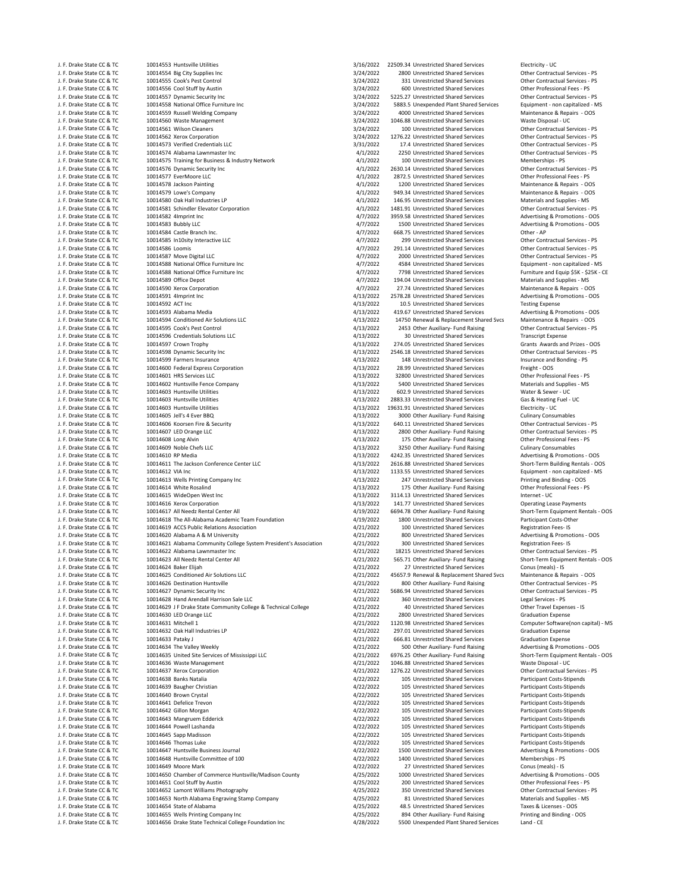| | | | | | | |
|---|---|---|---|---|---|---|
| J. F. Drake State CC & TC | 10014553 | Huntsville Utilities | 3/16/2022 | 22509.34 | Unrestricted Shared Services | Electricity - UC |
| J. F. Drake State CC & TC | 10014554 | Big City Supplies Inc | 3/24/2022 | 2800 | Unrestricted Shared Services | Other Contractual Services - PS |
| J. F. Drake State CC & TC | 10014555 | Cook's Pest Control | 3/24/2022 | 331 | Unrestricted Shared Services | Other Contractual Services - PS |
| J. F. Drake State CC & TC | 10014556 | Cool Stuff by Austin | 3/24/2022 | 600 | Unrestricted Shared Services | Other Professional Fees - PS |
| J. F. Drake State CC & TC | 10014557 | Dynamic Security Inc | 3/24/2022 | 5225.27 | Unrestricted Shared Services | Other Contractual Services - PS |
| J. F. Drake State CC & TC | 10014558 | National Office Furniture Inc | 3/24/2022 | 5883.5 | Unexpended Plant Shared Services | Equipment - non capitalized - MS |
| J. F. Drake State CC & TC | 10014559 | Russell Welding Company | 3/24/2022 | 4000 | Unrestricted Shared Services | Maintenance & Repairs - OOS |
| J. F. Drake State CC & TC | 10014560 | Waste Management | 3/24/2022 | 1046.88 | Unrestricted Shared Services | Waste Disposal - UC |
| J. F. Drake State CC & TC | 10014561 | Wilson Cleaners | 3/24/2022 | 100 | Unrestricted Shared Services | Other Contractual Services - PS |
| J. F. Drake State CC & TC | 10014562 | Xerox Corporation | 3/24/2022 | 1276.22 | Unrestricted Shared Services | Other Contractual Services - PS |
| J. F. Drake State CC & TC | 10014573 | Verified Credentials LLC | 3/31/2022 | 17.4 | Unrestricted Shared Services | Other Contractual Services - PS |
| J. F. Drake State CC & TC | 10014574 | Alabama Lawnmaster Inc | 4/1/2022 | 2250 | Unrestricted Shared Services | Other Contractual Services - PS |
| J. F. Drake State CC & TC | 10014575 | Training for Business & Industry Network | 4/1/2022 | 100 | Unrestricted Shared Services | Memberships - PS |
| J. F. Drake State CC & TC | 10014576 | Dynamic Security Inc | 4/1/2022 | 2630.14 | Unrestricted Shared Services | Other Contractual Services - PS |
| J. F. Drake State CC & TC | 10014577 | EverMoore LLC | 4/1/2022 | 2872.5 | Unrestricted Shared Services | Other Professional Fees - PS |
| J. F. Drake State CC & TC | 10014578 | Jackson Painting | 4/1/2022 | 1200 | Unrestricted Shared Services | Maintenance & Repairs - OOS |
| J. F. Drake State CC & TC | 10014579 | Lowe's Company | 4/1/2022 | 949.34 | Unrestricted Shared Services | Maintenance & Repairs - OOS |
| J. F. Drake State CC & TC | 10014580 | Oak Hall Industries LP | 4/1/2022 | 146.95 | Unrestricted Shared Services | Materials and Supplies - MS |
| J. F. Drake State CC & TC | 10014581 | Schindler Elevator Corporation | 4/1/2022 | 1481.91 | Unrestricted Shared Services | Other Contractual Services - PS |
| J. F. Drake State CC & TC | 10014582 | 4Imprint Inc | 4/7/2022 | 3959.58 | Unrestricted Shared Services | Advertising & Promotions - OOS |
| J. F. Drake State CC & TC | 10014583 | Bubbly LLC | 4/7/2022 | 1500 | Unrestricted Shared Services | Advertising & Promotions - OOS |
| J. F. Drake State CC & TC | 10014584 | Castle Branch Inc. | 4/7/2022 | 668.75 | Unrestricted Shared Services | Other - AP |
| J. F. Drake State CC & TC | 10014585 | In10sity Interactive LLC | 4/7/2022 | 299 | Unrestricted Shared Services | Other Contractual Services - PS |
| J. F. Drake State CC & TC | 10014586 | Loomis | 4/7/2022 | 291.14 | Unrestricted Shared Services | Other Contractual Services - PS |
| J. F. Drake State CC & TC | 10014587 | Move Digital LLC | 4/7/2022 | 2000 | Unrestricted Shared Services | Other Contractual Services - PS |
| J. F. Drake State CC & TC | 10014588 | National Office Furniture Inc | 4/7/2022 | 4584 | Unrestricted Shared Services | Equipment - non capitalized - MS |
| J. F. Drake State CC & TC | 10014588 | National Office Furniture Inc | 4/7/2022 | 7798 | Unrestricted Shared Services | Furniture and Equip $5K - $25K - CE |
| J. F. Drake State CC & TC | 10014589 | Office Depot | 4/7/2022 | 194.04 | Unrestricted Shared Services | Materials and Supplies - MS |
| J. F. Drake State CC & TC | 10014590 | Xerox Corporation | 4/7/2022 | 27.74 | Unrestricted Shared Services | Maintenance & Repairs - OOS |
| J. F. Drake State CC & TC | 10014591 | 4Imprint Inc | 4/13/2022 | 2578.28 | Unrestricted Shared Services | Advertising & Promotions - OOS |
| J. F. Drake State CC & TC | 10014592 | ACT Inc | 4/13/2022 | 10.5 | Unrestricted Shared Services | Testing Expense |
| J. F. Drake State CC & TC | 10014593 | Alabama Media | 4/13/2022 | 419.67 | Unrestricted Shared Services | Advertising & Promotions - OOS |
| J. F. Drake State CC & TC | 10014594 | Conditioned Air Solutions LLC | 4/13/2022 | 14750 | Renewal & Replacement Shared Svcs | Maintenance & Repairs - OOS |
| J. F. Drake State CC & TC | 10014595 | Cook's Pest Control | 4/13/2022 | 2453 | Other Auxiliary- Fund Raising | Other Contractual Services - PS |
| J. F. Drake State CC & TC | 10014596 | Credentials Solutions LLC | 4/13/2022 | 30 | Unrestricted Shared Services | Transcript Expense |
| J. F. Drake State CC & TC | 10014597 | Crown Trophy | 4/13/2022 | 274.05 | Unrestricted Shared Services | Grants Awards and Prizes - OOS |
| J. F. Drake State CC & TC | 10014598 | Dynamic Security Inc | 4/13/2022 | 2546.18 | Unrestricted Shared Services | Other Contractual Services - PS |
| J. F. Drake State CC & TC | 10014599 | Farmers Insurance | 4/13/2022 | 148 | Unrestricted Shared Services | Insurance and Bonding - PS |
| J. F. Drake State CC & TC | 10014600 | Federal Express Corporation | 4/13/2022 | 28.99 | Unrestricted Shared Services | Freight - OOS |
| J. F. Drake State CC & TC | 10014601 | HRS Services LLC | 4/13/2022 | 32800 | Unrestricted Shared Services | Other Professional Fees - PS |
| J. F. Drake State CC & TC | 10014602 | Huntsville Fence Company | 4/13/2022 | 5400 | Unrestricted Shared Services | Materials and Supplies - MS |
| J. F. Drake State CC & TC | 10014603 | Huntsville Utilities | 4/13/2022 | 602.9 | Unrestricted Shared Services | Water & Sewer - UC |
| J. F. Drake State CC & TC | 10014603 | Huntsville Utilities | 4/13/2022 | 2883.33 | Unrestricted Shared Services | Gas & Heating Fuel - UC |
| J. F. Drake State CC & TC | 10014603 | Huntsville Utilities | 4/13/2022 | 19631.91 | Unrestricted Shared Services | Electricity - UC |
| J. F. Drake State CC & TC | 10014605 | Jell's 4 Ever BBQ | 4/13/2022 | 3000 | Other Auxiliary- Fund Raising | Culinary Consumables |
| J. F. Drake State CC & TC | 10014606 | Koorsen Fire & Security | 4/13/2022 | 640.11 | Unrestricted Shared Services | Other Contractual Services - PS |
| J. F. Drake State CC & TC | 10014607 | LED Orange LLC | 4/13/2022 | 2800 | Other Auxiliary- Fund Raising | Other Contractual Services - PS |
| J. F. Drake State CC & TC | 10014608 | Long Alvin | 4/13/2022 | 175 | Other Auxiliary- Fund Raising | Other Professional Fees - PS |
| J. F. Drake State CC & TC | 10014609 | Noble Chefs LLC | 4/13/2022 | 3250 | Other Auxiliary- Fund Raising | Culinary Consumables |
| J. F. Drake State CC & TC | 10014610 | RP Media | 4/13/2022 | 4242.35 | Unrestricted Shared Services | Advertising & Promotions - OOS |
| J. F. Drake State CC & TC | 10014611 | The Jackson Conference Center LLC | 4/13/2022 | 2616.88 | Unrestricted Shared Services | Short-Term Building Rentals - OOS |
| J. F. Drake State CC & TC | 10014612 | VIA Inc | 4/13/2022 | 1133.55 | Unrestricted Shared Services | Equipment - non capitalized - MS |
| J. F. Drake State CC & TC | 10014613 | Wells Printing Company Inc | 4/13/2022 | 247 | Unrestricted Shared Services | Printing and Binding - OOS |
| J. F. Drake State CC & TC | 10014614 | White Rosalind | 4/13/2022 | 175 | Other Auxiliary- Fund Raising | Other Professional Fees - PS |
| J. F. Drake State CC & TC | 10014615 | WideOpen West Inc | 4/13/2022 | 3114.13 | Unrestricted Shared Services | Internet - UC |
| J. F. Drake State CC & TC | 10014616 | Xerox Corporation | 4/13/2022 | 141.77 | Unrestricted Shared Services | Operating Lease Payments |
| J. F. Drake State CC & TC | 10014617 | All Needz Rental Center All | 4/19/2022 | 6694.78 | Other Auxiliary- Fund Raising | Short-Term Equipment Rentals - OOS |
| J. F. Drake State CC & TC | 10014618 | The All-Alabama Academic Team Foundation | 4/19/2022 | 1800 | Unrestricted Shared Services | Participant Costs-Other |
| J. F. Drake State CC & TC | 10014619 | ACCS Public Relations Association | 4/21/2022 | 100 | Unrestricted Shared Services | Registration Fees- IS |
| J. F. Drake State CC & TC | 10014620 | Alabama A & M University | 4/21/2022 | 800 | Unrestricted Shared Services | Advertising & Promotions - OOS |
| J. F. Drake State CC & TC | 10014621 | Alabama Community College System President's Association | 4/21/2022 | 300 | Unrestricted Shared Services | Registration Fees- IS |
| J. F. Drake State CC & TC | 10014622 | Alabama Lawnmaster Inc | 4/21/2022 | 18215 | Unrestricted Shared Services | Other Contractual Services - PS |
| J. F. Drake State CC & TC | 10014623 | All Needz Rental Center All | 4/21/2022 | 565.71 | Other Auxiliary- Fund Raising | Short-Term Equipment Rentals - OOS |
| J. F. Drake State CC & TC | 10014624 | Baker Elijah | 4/21/2022 | 27 | Unrestricted Shared Services | Conus (meals) - IS |
| J. F. Drake State CC & TC | 10014625 | Conditioned Air Solutions LLC | 4/21/2022 | 45657.9 | Renewal & Replacement Shared Svcs | Maintenance & Repairs - OOS |
| J. F. Drake State CC & TC | 10014626 | Destination Huntsville | 4/21/2022 | 800 | Other Auxiliary- Fund Raising | Other Contractual Services - PS |
| J. F. Drake State CC & TC | 10014627 | Dynamic Security Inc | 4/21/2022 | 5686.94 | Unrestricted Shared Services | Other Contractual Services - PS |
| J. F. Drake State CC & TC | 10014628 | Hand Arendall Harrison Sale LLC | 4/21/2022 | 360 | Unrestricted Shared Services | Legal Services - PS |
| J. F. Drake State CC & TC | 10014629 | J F Drake State Community College & Technical College | 4/21/2022 | 40 | Unrestricted Shared Services | Other Travel Expenses - IS |
| J. F. Drake State CC & TC | 10014630 | LED Orange LLC | 4/21/2022 | 2800 | Unrestricted Shared Services | Graduation Expense |
| J. F. Drake State CC & TC | 10014631 | Mitchell 1 | 4/21/2022 | 1120.98 | Unrestricted Shared Services | Computer Software(non capital) - MS |
| J. F. Drake State CC & TC | 10014632 | Oak Hall Industries LP | 4/21/2022 | 297.01 | Unrestricted Shared Services | Graduation Expense |
| J. F. Drake State CC & TC | 10014633 | Pataky J | 4/21/2022 | 666.81 | Unrestricted Shared Services | Graduation Expense |
| J. F. Drake State CC & TC | 10014634 | The Valley Weekly | 4/21/2022 | 500 | Other Auxiliary- Fund Raising | Advertising & Promotions - OOS |
| J. F. Drake State CC & TC | 10014635 | United Site Services of Mississippi LLC | 4/21/2022 | 6976.25 | Other Auxiliary- Fund Raising | Short-Term Equipment Rentals - OOS |
| J. F. Drake State CC & TC | 10014636 | Waste Management | 4/21/2022 | 1046.88 | Unrestricted Shared Services | Waste Disposal - UC |
| J. F. Drake State CC & TC | 10014637 | Xerox Corporation | 4/21/2022 | 1276.22 | Unrestricted Shared Services | Other Contractual Services - PS |
| J. F. Drake State CC & TC | 10014638 | Banks Natalia | 4/22/2022 | 105 | Unrestricted Shared Services | Participant Costs-Stipends |
| J. F. Drake State CC & TC | 10014639 | Baugher Christian | 4/22/2022 | 105 | Unrestricted Shared Services | Participant Costs-Stipends |
| J. F. Drake State CC & TC | 10014640 | Brown Crystal | 4/22/2022 | 105 | Unrestricted Shared Services | Participant Costs-Stipends |
| J. F. Drake State CC & TC | 10014641 | Defelice Trevon | 4/22/2022 | 105 | Unrestricted Shared Services | Participant Costs-Stipends |
| J. F. Drake State CC & TC | 10014642 | Gillon Morgan | 4/22/2022 | 105 | Unrestricted Shared Services | Participant Costs-Stipends |
| J. F. Drake State CC & TC | 10014643 | Mangruem Edderick | 4/22/2022 | 105 | Unrestricted Shared Services | Participant Costs-Stipends |
| J. F. Drake State CC & TC | 10014644 | Powell Lashanda | 4/22/2022 | 105 | Unrestricted Shared Services | Participant Costs-Stipends |
| J. F. Drake State CC & TC | 10014645 | Sapp Madisson | 4/22/2022 | 105 | Unrestricted Shared Services | Participant Costs-Stipends |
| J. F. Drake State CC & TC | 10014646 | Thomas Luke | 4/22/2022 | 105 | Unrestricted Shared Services | Participant Costs-Stipends |
| J. F. Drake State CC & TC | 10014647 | Huntsville Business Journal | 4/22/2022 | 1500 | Unrestricted Shared Services | Advertising & Promotions - OOS |
| J. F. Drake State CC & TC | 10014648 | Huntsville Committee of 100 | 4/22/2022 | 1400 | Unrestricted Shared Services | Memberships - PS |
| J. F. Drake State CC & TC | 10014649 | Moore Mark | 4/22/2022 | 27 | Unrestricted Shared Services | Conus (meals) - IS |
| J. F. Drake State CC & TC | 10014650 | Chamber of Commerce Huntsville/Madison County | 4/25/2022 | 1000 | Unrestricted Shared Services | Advertising & Promotions - OOS |
| J. F. Drake State CC & TC | 10014651 | Cool Stuff by Austin | 4/25/2022 | 200 | Unrestricted Shared Services | Other Professional Fees - PS |
| J. F. Drake State CC & TC | 10014652 | Lamont Williams Photography | 4/25/2022 | 350 | Unrestricted Shared Services | Other Contractual Services - PS |
| J. F. Drake State CC & TC | 10014653 | North Alabama Engraving Stamp Company | 4/25/2022 | 81 | Unrestricted Shared Services | Materials and Supplies - MS |
| J. F. Drake State CC & TC | 10014654 | State of Alabama | 4/25/2022 | 48.5 | Unrestricted Shared Services | Taxes & Licenses - OOS |
| J. F. Drake State CC & TC | 10014655 | Wells Printing Company Inc | 4/25/2022 | 894 | Other Auxiliary- Fund Raising | Printing and Binding - OOS |
| J. F. Drake State CC & TC | 10014656 | Drake State Technical College Foundation Inc | 4/28/2022 | 5500 | Unexpended Plant Shared Services | Land - CE |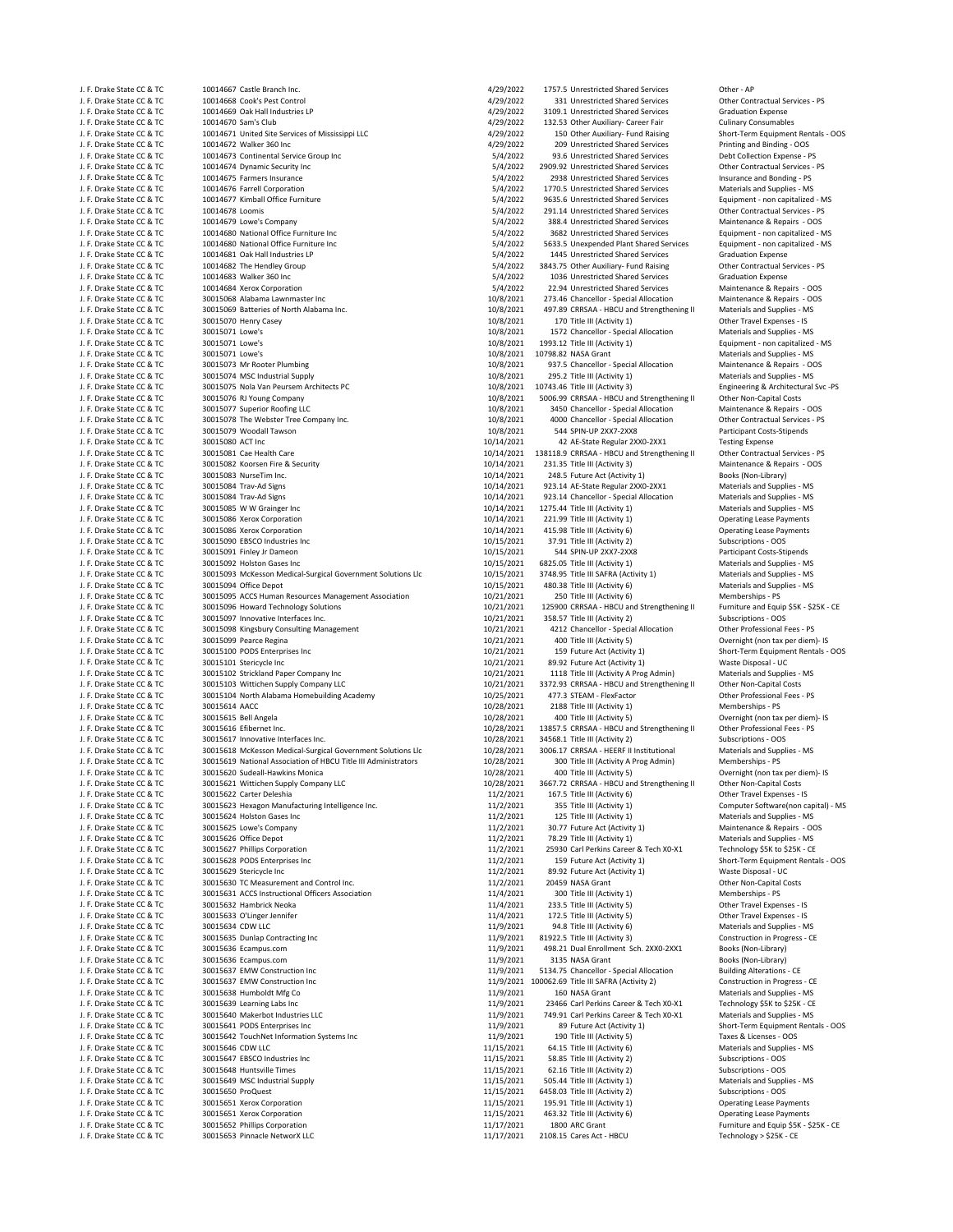| | | | | | |
|---|---|---|---|---|---|
| J. F. Drake State CC & TC | 10014667 Castle Branch Inc. | 4/29/2022 | 1757.5 | Unrestricted Shared Services | Other - AP |
| J. F. Drake State CC & TC | 10014668 Cook's Pest Control | 4/29/2022 | 331 | Unrestricted Shared Services | Other Contractual Services - PS |
| J. F. Drake State CC & TC | 10014669 Oak Hall Industries LP | 4/29/2022 | 3109.1 | Unrestricted Shared Services | Graduation Expense |
| J. F. Drake State CC & TC | 10014670 Sam's Club | 4/29/2022 | 132.53 | Other Auxiliary- Career Fair | Culinary Consumables |
| J. F. Drake State CC & TC | 10014671 United Site Services of Mississippi LLC | 4/29/2022 | 150 | Other Auxiliary- Fund Raising | Short-Term Equipment Rentals - OOS |
| J. F. Drake State CC & TC | 10014672 Walker 360 Inc | 4/29/2022 | 209 | Unrestricted Shared Services | Printing and Binding - OOS |
| J. F. Drake State CC & TC | 10014673 Continental Service Group Inc | 5/4/2022 | 93.6 | Unrestricted Shared Services | Debt Collection Expense - PS |
| J. F. Drake State CC & TC | 10014674 Dynamic Security Inc | 5/4/2022 | 2909.92 | Unrestricted Shared Services | Other Contractual Services - PS |
| J. F. Drake State CC & TC | 10014675 Farmers Insurance | 5/4/2022 | 2938 | Unrestricted Shared Services | Insurance and Bonding - PS |
| J. F. Drake State CC & TC | 10014676 Farrell Corporation | 5/4/2022 | 1770.5 | Unrestricted Shared Services | Materials and Supplies - MS |
| J. F. Drake State CC & TC | 10014677 Kimball Office Furniture | 5/4/2022 | 9635.6 | Unrestricted Shared Services | Equipment - non capitalized - MS |
| J. F. Drake State CC & TC | 10014678 Loomis | 5/4/2022 | 291.14 | Unrestricted Shared Services | Other Contractual Services - PS |
| J. F. Drake State CC & TC | 10014679 Lowe's Company | 5/4/2022 | 388.4 | Unrestricted Shared Services | Maintenance & Repairs - OOS |
| J. F. Drake State CC & TC | 10014680 National Office Furniture Inc | 5/4/2022 | 3682 | Unrestricted Shared Services | Equipment - non capitalized - MS |
| J. F. Drake State CC & TC | 10014680 National Office Furniture Inc | 5/4/2022 | 5633.5 | Unexpended Plant Shared Services | Equipment - non capitalized - MS |
| J. F. Drake State CC & TC | 10014681 Oak Hall Industries LP | 5/4/2022 | 1445 | Unrestricted Shared Services | Graduation Expense |
| J. F. Drake State CC & TC | 10014682 The Hendley Group | 5/4/2022 | 3843.75 | Other Auxiliary- Fund Raising | Other Contractual Services - PS |
| J. F. Drake State CC & TC | 10014683 Walker 360 Inc | 5/4/2022 | 1036 | Unrestricted Shared Services | Graduation Expense |
| J. F. Drake State CC & TC | 10014684 Xerox Corporation | 5/4/2022 | 22.94 | Unrestricted Shared Services | Maintenance & Repairs - OOS |
| J. F. Drake State CC & TC | 30015068 Alabama Lawnmaster Inc | 10/8/2021 | 273.46 | Chancellor - Special Allocation | Maintenance & Repairs - OOS |
| J. F. Drake State CC & TC | 30015069 Batteries of North Alabama Inc. | 10/8/2021 | 497.89 | CRRSAA - HBCU and Strengthening II | Materials and Supplies - MS |
| J. F. Drake State CC & TC | 30015070 Henry Casey | 10/8/2021 | 170 | Title III (Activity 1) | Other Travel Expenses - IS |
| J. F. Drake State CC & TC | 30015071 Lowe's | 10/8/2021 | 1572 | Chancellor - Special Allocation | Materials and Supplies - MS |
| J. F. Drake State CC & TC | 30015071 Lowe's | 10/8/2021 | 1993.12 | Title III (Activity 1) | Equipment - non capitalized - MS |
| J. F. Drake State CC & TC | 30015071 Lowe's | 10/8/2021 | 10798.82 | NASA Grant | Materials and Supplies - MS |
| J. F. Drake State CC & TC | 30015073 Mr Rooter Plumbing | 10/8/2021 | 937.5 | Chancellor - Special Allocation | Maintenance & Repairs - OOS |
| J. F. Drake State CC & TC | 30015074 MSC Industrial Supply | 10/8/2021 | 295.2 | Title III (Activity 1) | Materials and Supplies - MS |
| J. F. Drake State CC & TC | 30015075 Nola Van Peursem Architects PC | 10/8/2021 | 10743.46 | Title III (Activity 3) | Engineering & Architectural Svc -PS |
| J. F. Drake State CC & TC | 30015076 RJ Young Company | 10/8/2021 | 5006.99 | CRRSAA - HBCU and Strengthening II | Other Non-Capital Costs |
| J. F. Drake State CC & TC | 30015077 Superior Roofing LLC | 10/8/2021 | 3450 | Chancellor - Special Allocation | Maintenance & Repairs - OOS |
| J. F. Drake State CC & TC | 30015078 The Webster Tree Company Inc. | 10/8/2021 | 4000 | Chancellor - Special Allocation | Other Contractual Services - PS |
| J. F. Drake State CC & TC | 30015079 Woodall Tawson | 10/8/2021 | 544 | SPIN-UP 2XX7-2XX8 | Participant Costs-Stipends |
| J. F. Drake State CC & TC | 30015080 ACT Inc | 10/14/2021 | 42 | AE-State Regular 2XX0-2XX1 | Testing Expense |
| J. F. Drake State CC & TC | 30015081 Cae Health Care | 10/14/2021 | 138118.9 | CRRSAA - HBCU and Strengthening II | Other Contractual Services - PS |
| J. F. Drake State CC & TC | 30015082 Koorsen Fire & Security | 10/14/2021 | 231.35 | Title III (Activity 3) | Maintenance & Repairs - OOS |
| J. F. Drake State CC & TC | 30015083 NurseTim Inc. | 10/14/2021 | 248.5 | Future Act (Activity 1) | Books (Non-Library) |
| J. F. Drake State CC & TC | 30015084 Trav-Ad Signs | 10/14/2021 | 923.14 | AE-State Regular 2XX0-2XX1 | Materials and Supplies - MS |
| J. F. Drake State CC & TC | 30015084 Trav-Ad Signs | 10/14/2021 | 923.14 | Chancellor - Special Allocation | Materials and Supplies - MS |
| J. F. Drake State CC & TC | 30015085 W W Grainger Inc | 10/14/2021 | 1275.44 | Title III (Activity 1) | Materials and Supplies - MS |
| J. F. Drake State CC & TC | 30015086 Xerox Corporation | 10/14/2021 | 221.99 | Title III (Activity 1) | Operating Lease Payments |
| J. F. Drake State CC & TC | 30015086 Xerox Corporation | 10/14/2021 | 415.98 | Title III (Activity 6) | Operating Lease Payments |
| J. F. Drake State CC & TC | 30015090 EBSCO Industries Inc | 10/15/2021 | 37.91 | Title III (Activity 2) | Subscriptions - OOS |
| J. F. Drake State CC & TC | 30015091 Finley Jr Dameon | 10/15/2021 | 544 | SPIN-UP 2XX7-2XX8 | Participant Costs-Stipends |
| J. F. Drake State CC & TC | 30015092 Holston Gases Inc | 10/15/2021 | 6825.05 | Title III (Activity 1) | Materials and Supplies - MS |
| J. F. Drake State CC & TC | 30015093 McKesson Medical-Surgical Government Solutions Llc | 10/15/2021 | 3748.95 | Title III SAFRA (Activity 1) | Materials and Supplies - MS |
| J. F. Drake State CC & TC | 30015094 Office Depot | 10/15/2021 | 480.38 | Title III (Activity 6) | Materials and Supplies - MS |
| J. F. Drake State CC & TC | 30015095 ACCS Human Resources Management Association | 10/21/2021 | 250 | Title III (Activity 6) | Memberships - PS |
| J. F. Drake State CC & TC | 30015096 Howard Technology Solutions | 10/21/2021 | 125900 | CRRSAA - HBCU and Strengthening II | Furniture and Equip $5K - $25K - CE |
| J. F. Drake State CC & TC | 30015097 Innovative Interfaces Inc. | 10/21/2021 | 358.57 | Title III (Activity 2) | Subscriptions - OOS |
| J. F. Drake State CC & TC | 30015098 Kingsbury Consulting Management | 10/21/2021 | 4212 | Chancellor - Special Allocation | Other Professional Fees - PS |
| J. F. Drake State CC & TC | 30015099 Pearce Regina | 10/21/2021 | 400 | Title III (Activity 5) | Overnight (non tax per diem)- IS |
| J. F. Drake State CC & TC | 30015100 PODS Enterprises Inc | 10/21/2021 | 159 | Future Act (Activity 1) | Short-Term Equipment Rentals - OOS |
| J. F. Drake State CC & TC | 30015101 Stericycle Inc | 10/21/2021 | 89.92 | Future Act (Activity 1) | Waste Disposal - UC |
| J. F. Drake State CC & TC | 30015102 Strickland Paper Company Inc | 10/21/2021 | 1118 | Title III (Activity A Prog Admin) | Materials and Supplies - MS |
| J. F. Drake State CC & TC | 30015103 Wittichen Supply Company LLC | 10/21/2021 | 3372.93 | CRRSAA - HBCU and Strengthening II | Other Non-Capital Costs |
| J. F. Drake State CC & TC | 30015104 North Alabama Homebuilding Academy | 10/25/2021 | 477.3 | STEAM - FlexFactor | Other Professional Fees - PS |
| J. F. Drake State CC & TC | 30015614 AACC | 10/28/2021 | 2188 | Title III (Activity 1) | Memberships - PS |
| J. F. Drake State CC & TC | 30015615 Bell Angela | 10/28/2021 | 400 | Title III (Activity 5) | Overnight (non tax per diem)- IS |
| J. F. Drake State CC & TC | 30015616 Efibernet Inc. | 10/28/2021 | 13857.5 | CRRSAA - HBCU and Strengthening II | Other Professional Fees - PS |
| J. F. Drake State CC & TC | 30015617 Innovative Interfaces Inc. | 10/28/2021 | 34568.1 | Title III (Activity 2) | Subscriptions - OOS |
| J. F. Drake State CC & TC | 30015618 McKesson Medical-Surgical Government Solutions Llc | 10/28/2021 | 3006.17 | CRRSAA - HEERF II Institutional | Materials and Supplies - MS |
| J. F. Drake State CC & TC | 30015619 National Association of HBCU Title III Administrators | 10/28/2021 | 300 | Title III (Activity A Prog Admin) | Memberships - PS |
| J. F. Drake State CC & TC | 30015620 Sudeall-Hawkins Monica | 10/28/2021 | 400 | Title III (Activity 5) | Overnight (non tax per diem)- IS |
| J. F. Drake State CC & TC | 30015621 Wittichen Supply Company LLC | 10/28/2021 | 3667.72 | CRRSAA - HBCU and Strengthening II | Other Non-Capital Costs |
| J. F. Drake State CC & TC | 30015622 Carter Deleshia | 11/2/2021 | 167.5 | Title III (Activity 6) | Other Travel Expenses - IS |
| J. F. Drake State CC & TC | 30015623 Hexagon Manufacturing Intelligence Inc. | 11/2/2021 | 355 | Title III (Activity 1) | Computer Software(non capital) - MS |
| J. F. Drake State CC & TC | 30015624 Holston Gases Inc | 11/2/2021 | 125 | Title III (Activity 1) | Materials and Supplies - MS |
| J. F. Drake State CC & TC | 30015625 Lowe's Company | 11/2/2021 | 30.77 | Future Act (Activity 1) | Maintenance & Repairs - OOS |
| J. F. Drake State CC & TC | 30015626 Office Depot | 11/2/2021 | 78.29 | Title III (Activity 1) | Materials and Supplies - MS |
| J. F. Drake State CC & TC | 30015627 Phillips Corporation | 11/2/2021 | 25930 | Carl Perkins Career & Tech X0-X1 | Technology $5K to $25K - CE |
| J. F. Drake State CC & TC | 30015628 PODS Enterprises Inc | 11/2/2021 | 159 | Future Act (Activity 1) | Short-Term Equipment Rentals - OOS |
| J. F. Drake State CC & TC | 30015629 Stericycle Inc | 11/2/2021 | 89.92 | Future Act (Activity 1) | Waste Disposal - UC |
| J. F. Drake State CC & TC | 30015630 TC Measurement and Control Inc. | 11/2/2021 | 20459 | NASA Grant | Other Non-Capital Costs |
| J. F. Drake State CC & TC | 30015631 ACCS Instructional Officers Association | 11/4/2021 | 300 | Title III (Activity 1) | Memberships - PS |
| J. F. Drake State CC & TC | 30015632 Hambrick Neoka | 11/4/2021 | 233.5 | Title III (Activity 5) | Other Travel Expenses - IS |
| J. F. Drake State CC & TC | 30015633 O'Linger Jennifer | 11/4/2021 | 172.5 | Title III (Activity 5) | Other Travel Expenses - IS |
| J. F. Drake State CC & TC | 30015634 CDW LLC | 11/9/2021 | 94.8 | Title III (Activity 6) | Materials and Supplies - MS |
| J. F. Drake State CC & TC | 30015635 Dunlap Contracting Inc | 11/9/2021 | 81922.5 | Title III (Activity 3) | Construction in Progress - CE |
| J. F. Drake State CC & TC | 30015636 Ecampus.com | 11/9/2021 | 498.21 | Dual Enrollment Sch. 2XX0-2XX1 | Books (Non-Library) |
| J. F. Drake State CC & TC | 30015636 Ecampus.com | 11/9/2021 | 3135 | NASA Grant | Books (Non-Library) |
| J. F. Drake State CC & TC | 30015637 EMW Construction Inc | 11/9/2021 | 5134.75 | Chancellor - Special Allocation | Building Alterations - CE |
| J. F. Drake State CC & TC | 30015637 EMW Construction Inc | 11/9/2021 | 100062.69 | Title III SAFRA (Activity 2) | Construction in Progress - CE |
| J. F. Drake State CC & TC | 30015638 Humboldt Mfg Co | 11/9/2021 | 160 | NASA Grant | Materials and Supplies - MS |
| J. F. Drake State CC & TC | 30015639 Learning Labs Inc | 11/9/2021 | 23466 | Carl Perkins Career & Tech X0-X1 | Technology $5K to $25K - CE |
| J. F. Drake State CC & TC | 30015640 Makerbot Industries LLC | 11/9/2021 | 749.91 | Carl Perkins Career & Tech X0-X1 | Materials and Supplies - MS |
| J. F. Drake State CC & TC | 30015641 PODS Enterprises Inc | 11/9/2021 | 89 | Future Act (Activity 1) | Short-Term Equipment Rentals - OOS |
| J. F. Drake State CC & TC | 30015642 TouchNet Information Systems Inc | 11/9/2021 | 190 | Title III (Activity 5) | Taxes & Licenses - OOS |
| J. F. Drake State CC & TC | 30015646 CDW LLC | 11/15/2021 | 64.15 | Title III (Activity 6) | Materials and Supplies - MS |
| J. F. Drake State CC & TC | 30015647 EBSCO Industries Inc | 11/15/2021 | 58.85 | Title III (Activity 2) | Subscriptions - OOS |
| J. F. Drake State CC & TC | 30015648 Huntsville Times | 11/15/2021 | 62.16 | Title III (Activity 2) | Subscriptions - OOS |
| J. F. Drake State CC & TC | 30015649 MSC Industrial Supply | 11/15/2021 | 505.44 | Title III (Activity 1) | Materials and Supplies - MS |
| J. F. Drake State CC & TC | 30015650 ProQuest | 11/15/2021 | 6458.03 | Title III (Activity 2) | Subscriptions - OOS |
| J. F. Drake State CC & TC | 30015651 Xerox Corporation | 11/15/2021 | 195.91 | Title III (Activity 1) | Operating Lease Payments |
| J. F. Drake State CC & TC | 30015651 Xerox Corporation | 11/15/2021 | 463.32 | Title III (Activity 6) | Operating Lease Payments |
| J. F. Drake State CC & TC | 30015652 Phillips Corporation | 11/17/2021 | 1800 | ARC Grant | Furniture and Equip $5K - $25K - CE |
| J. F. Drake State CC & TC | 30015653 Pinnacle NetworX LLC | 11/17/2021 | 2108.15 | Cares Act - HBCU | Technology > $25K - CE |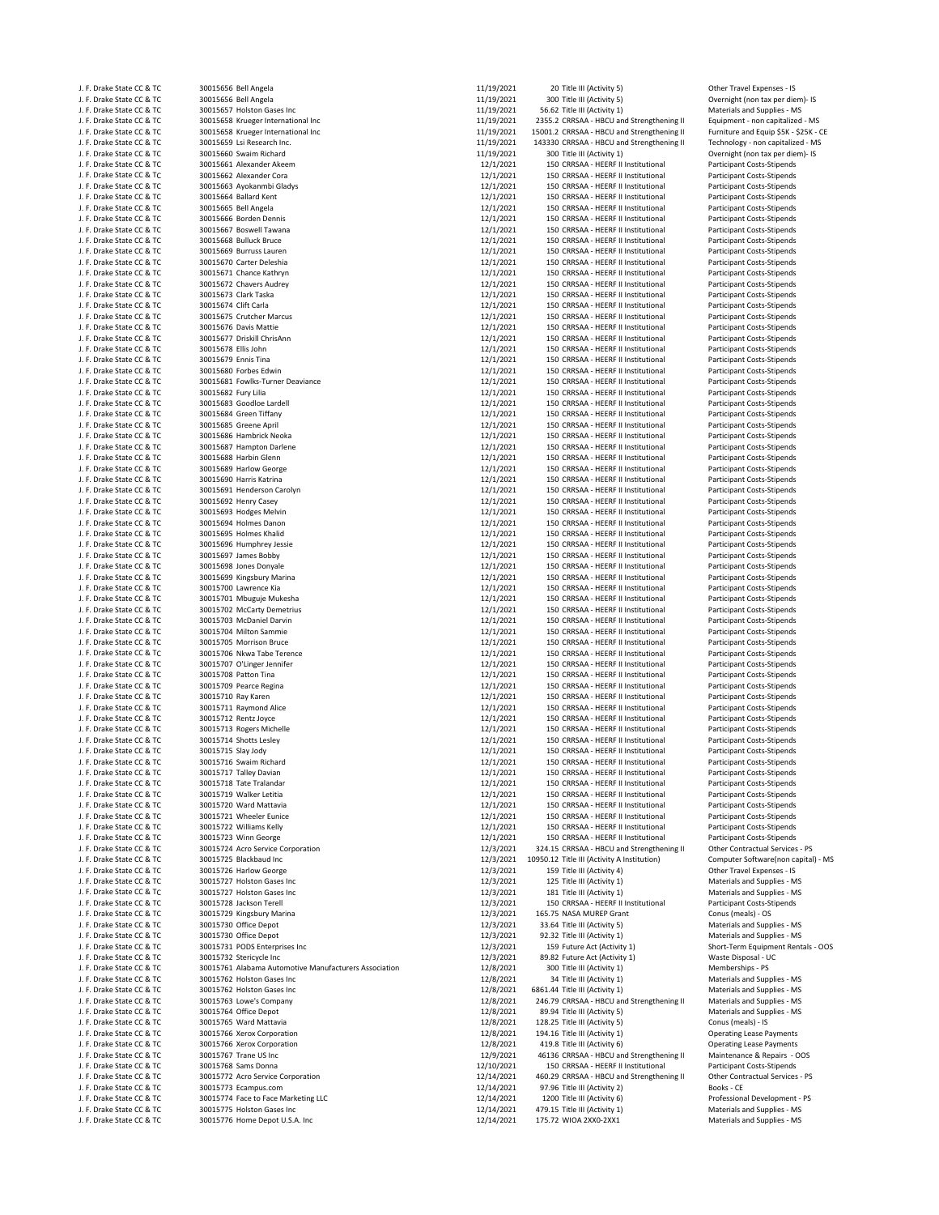| | | | | | | |
|---|---|---|---|---|---|---|
| J. F. Drake State CC & TC | 30015656 | Bell Angela | 11/19/2021 | 20 | Title III (Activity 5) | Other Travel Expenses - IS |
| J. F. Drake State CC & TC | 30015656 | Bell Angela | 11/19/2021 | 300 | Title III (Activity 5) | Overnight (non tax per diem)- IS |
| J. F. Drake State CC & TC | 30015657 | Holston Gases Inc | 11/19/2021 | 56.62 | Title III (Activity 1) | Materials and Supplies - MS |
| J. F. Drake State CC & TC | 30015658 | Krueger International Inc | 11/19/2021 | 2355.2 | CRRSAA - HBCU and Strengthening II | Equipment - non capitalized - MS |
| J. F. Drake State CC & TC | 30015658 | Krueger International Inc | 11/19/2021 | 15001.2 | CRRSAA - HBCU and Strengthening II | Furniture and Equip $5K - $25K - CE |
| J. F. Drake State CC & TC | 30015659 | Lsi Research Inc. | 11/19/2021 | 143330 | CRRSAA - HBCU and Strengthening II | Technology - non capitalized - MS |
| J. F. Drake State CC & TC | 30015660 | Swaim Richard | 11/19/2021 | 300 | Title III (Activity 1) | Overnight (non tax per diem)- IS |
| J. F. Drake State CC & TC | 30015661 | Alexander Akeem | 12/1/2021 | 150 | CRRSAA - HEERF II Institutional | Participant Costs-Stipends |
| J. F. Drake State CC & TC | 30015662 | Alexander Cora | 12/1/2021 | 150 | CRRSAA - HEERF II Institutional | Participant Costs-Stipends |
| J. F. Drake State CC & TC | 30015663 | Ayokanmbi Gladys | 12/1/2021 | 150 | CRRSAA - HEERF II Institutional | Participant Costs-Stipends |
| J. F. Drake State CC & TC | 30015664 | Ballard Kent | 12/1/2021 | 150 | CRRSAA - HEERF II Institutional | Participant Costs-Stipends |
| J. F. Drake State CC & TC | 30015665 | Bell Angela | 12/1/2021 | 150 | CRRSAA - HEERF II Institutional | Participant Costs-Stipends |
| J. F. Drake State CC & TC | 30015666 | Borden Dennis | 12/1/2021 | 150 | CRRSAA - HEERF II Institutional | Participant Costs-Stipends |
| J. F. Drake State CC & TC | 30015667 | Boswell Tawana | 12/1/2021 | 150 | CRRSAA - HEERF II Institutional | Participant Costs-Stipends |
| J. F. Drake State CC & TC | 30015668 | Bulluck Bruce | 12/1/2021 | 150 | CRRSAA - HEERF II Institutional | Participant Costs-Stipends |
| J. F. Drake State CC & TC | 30015669 | Burruss Lauren | 12/1/2021 | 150 | CRRSAA - HEERF II Institutional | Participant Costs-Stipends |
| J. F. Drake State CC & TC | 30015670 | Carter Deleshia | 12/1/2021 | 150 | CRRSAA - HEERF II Institutional | Participant Costs-Stipends |
| J. F. Drake State CC & TC | 30015671 | Chance Kathryn | 12/1/2021 | 150 | CRRSAA - HEERF II Institutional | Participant Costs-Stipends |
| J. F. Drake State CC & TC | 30015672 | Chavers Audrey | 12/1/2021 | 150 | CRRSAA - HEERF II Institutional | Participant Costs-Stipends |
| J. F. Drake State CC & TC | 30015673 | Clark Taska | 12/1/2021 | 150 | CRRSAA - HEERF II Institutional | Participant Costs-Stipends |
| J. F. Drake State CC & TC | 30015674 | Clift Carla | 12/1/2021 | 150 | CRRSAA - HEERF II Institutional | Participant Costs-Stipends |
| J. F. Drake State CC & TC | 30015675 | Crutcher Marcus | 12/1/2021 | 150 | CRRSAA - HEERF II Institutional | Participant Costs-Stipends |
| J. F. Drake State CC & TC | 30015676 | Davis Mattie | 12/1/2021 | 150 | CRRSAA - HEERF II Institutional | Participant Costs-Stipends |
| J. F. Drake State CC & TC | 30015677 | Driskill ChrisAnn | 12/1/2021 | 150 | CRRSAA - HEERF II Institutional | Participant Costs-Stipends |
| J. F. Drake State CC & TC | 30015678 | Ellis John | 12/1/2021 | 150 | CRRSAA - HEERF II Institutional | Participant Costs-Stipends |
| J. F. Drake State CC & TC | 30015679 | Ennis Tina | 12/1/2021 | 150 | CRRSAA - HEERF II Institutional | Participant Costs-Stipends |
| J. F. Drake State CC & TC | 30015680 | Forbes Edwin | 12/1/2021 | 150 | CRRSAA - HEERF II Institutional | Participant Costs-Stipends |
| J. F. Drake State CC & TC | 30015681 | Fowlks-Turner Deaviance | 12/1/2021 | 150 | CRRSAA - HEERF II Institutional | Participant Costs-Stipends |
| J. F. Drake State CC & TC | 30015682 | Fury Lilia | 12/1/2021 | 150 | CRRSAA - HEERF II Institutional | Participant Costs-Stipends |
| J. F. Drake State CC & TC | 30015683 | Goodloe Lardell | 12/1/2021 | 150 | CRRSAA - HEERF II Institutional | Participant Costs-Stipends |
| J. F. Drake State CC & TC | 30015684 | Green Tiffany | 12/1/2021 | 150 | CRRSAA - HEERF II Institutional | Participant Costs-Stipends |
| J. F. Drake State CC & TC | 30015685 | Greene April | 12/1/2021 | 150 | CRRSAA - HEERF II Institutional | Participant Costs-Stipends |
| J. F. Drake State CC & TC | 30015686 | Hambrick Neoka | 12/1/2021 | 150 | CRRSAA - HEERF II Institutional | Participant Costs-Stipends |
| J. F. Drake State CC & TC | 30015687 | Hampton Darlene | 12/1/2021 | 150 | CRRSAA - HEERF II Institutional | Participant Costs-Stipends |
| J. F. Drake State CC & TC | 30015688 | Harbin Glenn | 12/1/2021 | 150 | CRRSAA - HEERF II Institutional | Participant Costs-Stipends |
| J. F. Drake State CC & TC | 30015689 | Harlow George | 12/1/2021 | 150 | CRRSAA - HEERF II Institutional | Participant Costs-Stipends |
| J. F. Drake State CC & TC | 30015690 | Harris Katrina | 12/1/2021 | 150 | CRRSAA - HEERF II Institutional | Participant Costs-Stipends |
| J. F. Drake State CC & TC | 30015691 | Henderson Carolyn | 12/1/2021 | 150 | CRRSAA - HEERF II Institutional | Participant Costs-Stipends |
| J. F. Drake State CC & TC | 30015692 | Henry Casey | 12/1/2021 | 150 | CRRSAA - HEERF II Institutional | Participant Costs-Stipends |
| J. F. Drake State CC & TC | 30015693 | Hodges Melvin | 12/1/2021 | 150 | CRRSAA - HEERF II Institutional | Participant Costs-Stipends |
| J. F. Drake State CC & TC | 30015694 | Holmes Danon | 12/1/2021 | 150 | CRRSAA - HEERF II Institutional | Participant Costs-Stipends |
| J. F. Drake State CC & TC | 30015695 | Holmes Khalid | 12/1/2021 | 150 | CRRSAA - HEERF II Institutional | Participant Costs-Stipends |
| J. F. Drake State CC & TC | 30015696 | Humphrey Jessie | 12/1/2021 | 150 | CRRSAA - HEERF II Institutional | Participant Costs-Stipends |
| J. F. Drake State CC & TC | 30015697 | James Bobby | 12/1/2021 | 150 | CRRSAA - HEERF II Institutional | Participant Costs-Stipends |
| J. F. Drake State CC & TC | 30015698 | Jones Donyale | 12/1/2021 | 150 | CRRSAA - HEERF II Institutional | Participant Costs-Stipends |
| J. F. Drake State CC & TC | 30015699 | Kingsbury Marina | 12/1/2021 | 150 | CRRSAA - HEERF II Institutional | Participant Costs-Stipends |
| J. F. Drake State CC & TC | 30015700 | Lawrence Kia | 12/1/2021 | 150 | CRRSAA - HEERF II Institutional | Participant Costs-Stipends |
| J. F. Drake State CC & TC | 30015701 | Mbuguje Mukesha | 12/1/2021 | 150 | CRRSAA - HEERF II Institutional | Participant Costs-Stipends |
| J. F. Drake State CC & TC | 30015702 | McCarty Demetrius | 12/1/2021 | 150 | CRRSAA - HEERF II Institutional | Participant Costs-Stipends |
| J. F. Drake State CC & TC | 30015703 | McDaniel Darvin | 12/1/2021 | 150 | CRRSAA - HEERF II Institutional | Participant Costs-Stipends |
| J. F. Drake State CC & TC | 30015704 | Milton Sammie | 12/1/2021 | 150 | CRRSAA - HEERF II Institutional | Participant Costs-Stipends |
| J. F. Drake State CC & TC | 30015705 | Morrison Bruce | 12/1/2021 | 150 | CRRSAA - HEERF II Institutional | Participant Costs-Stipends |
| J. F. Drake State CC & TC | 30015706 | Nkwa Tabe Terence | 12/1/2021 | 150 | CRRSAA - HEERF II Institutional | Participant Costs-Stipends |
| J. F. Drake State CC & TC | 30015707 | O'Linger Jennifer | 12/1/2021 | 150 | CRRSAA - HEERF II Institutional | Participant Costs-Stipends |
| J. F. Drake State CC & TC | 30015708 | Patton Tina | 12/1/2021 | 150 | CRRSAA - HEERF II Institutional | Participant Costs-Stipends |
| J. F. Drake State CC & TC | 30015709 | Pearce Regina | 12/1/2021 | 150 | CRRSAA - HEERF II Institutional | Participant Costs-Stipends |
| J. F. Drake State CC & TC | 30015710 | Ray Karen | 12/1/2021 | 150 | CRRSAA - HEERF II Institutional | Participant Costs-Stipends |
| J. F. Drake State CC & TC | 30015711 | Raymond Alice | 12/1/2021 | 150 | CRRSAA - HEERF II Institutional | Participant Costs-Stipends |
| J. F. Drake State CC & TC | 30015712 | Rentz Joyce | 12/1/2021 | 150 | CRRSAA - HEERF II Institutional | Participant Costs-Stipends |
| J. F. Drake State CC & TC | 30015713 | Rogers Michelle | 12/1/2021 | 150 | CRRSAA - HEERF II Institutional | Participant Costs-Stipends |
| J. F. Drake State CC & TC | 30015714 | Shotts Lesley | 12/1/2021 | 150 | CRRSAA - HEERF II Institutional | Participant Costs-Stipends |
| J. F. Drake State CC & TC | 30015715 | Slay Jody | 12/1/2021 | 150 | CRRSAA - HEERF II Institutional | Participant Costs-Stipends |
| J. F. Drake State CC & TC | 30015716 | Swaim Richard | 12/1/2021 | 150 | CRRSAA - HEERF II Institutional | Participant Costs-Stipends |
| J. F. Drake State CC & TC | 30015717 | Talley Davian | 12/1/2021 | 150 | CRRSAA - HEERF II Institutional | Participant Costs-Stipends |
| J. F. Drake State CC & TC | 30015718 | Tate Tralandar | 12/1/2021 | 150 | CRRSAA - HEERF II Institutional | Participant Costs-Stipends |
| J. F. Drake State CC & TC | 30015719 | Walker Letitia | 12/1/2021 | 150 | CRRSAA - HEERF II Institutional | Participant Costs-Stipends |
| J. F. Drake State CC & TC | 30015720 | Ward Mattavia | 12/1/2021 | 150 | CRRSAA - HEERF II Institutional | Participant Costs-Stipends |
| J. F. Drake State CC & TC | 30015721 | Wheeler Eunice | 12/1/2021 | 150 | CRRSAA - HEERF II Institutional | Participant Costs-Stipends |
| J. F. Drake State CC & TC | 30015722 | Williams Kelly | 12/1/2021 | 150 | CRRSAA - HEERF II Institutional | Participant Costs-Stipends |
| J. F. Drake State CC & TC | 30015723 | Winn George | 12/1/2021 | 150 | CRRSAA - HEERF II Institutional | Participant Costs-Stipends |
| J. F. Drake State CC & TC | 30015724 | Acro Service Corporation | 12/3/2021 | 324.15 | CRRSAA - HBCU and Strengthening II | Other Contractual Services - PS |
| J. F. Drake State CC & TC | 30015725 | Blackbaud Inc | 12/3/2021 | 10950.12 | Title III (Activity A Institution) | Computer Software(non capital) - MS |
| J. F. Drake State CC & TC | 30015726 | Harlow George | 12/3/2021 | 159 | Title III (Activity 4) | Other Travel Expenses - IS |
| J. F. Drake State CC & TC | 30015727 | Holston Gases Inc | 12/3/2021 | 125 | Title III (Activity 1) | Materials and Supplies - MS |
| J. F. Drake State CC & TC | 30015727 | Holston Gases Inc | 12/3/2021 | 181 | Title III (Activity 1) | Materials and Supplies - MS |
| J. F. Drake State CC & TC | 30015728 | Jackson Terell | 12/3/2021 | 150 | CRRSAA - HEERF II Institutional | Participant Costs-Stipends |
| J. F. Drake State CC & TC | 30015729 | Kingsbury Marina | 12/3/2021 | 165.75 | NASA MUREP Grant | Conus (meals) - OS |
| J. F. Drake State CC & TC | 30015730 | Office Depot | 12/3/2021 | 33.64 | Title III (Activity 5) | Materials and Supplies - MS |
| J. F. Drake State CC & TC | 30015730 | Office Depot | 12/3/2021 | 92.32 | Title III (Activity 1) | Materials and Supplies - MS |
| J. F. Drake State CC & TC | 30015731 | PODS Enterprises Inc | 12/3/2021 | 159 | Future Act (Activity 1) | Short-Term Equipment Rentals - OOS |
| J. F. Drake State CC & TC | 30015732 | Stericycle Inc | 12/3/2021 | 89.82 | Future Act (Activity 1) | Waste Disposal - UC |
| J. F. Drake State CC & TC | 30015761 | Alabama Automotive Manufacturers Association | 12/8/2021 | 300 | Title III (Activity 1) | Memberships - PS |
| J. F. Drake State CC & TC | 30015762 | Holston Gases Inc | 12/8/2021 | 34 | Title III (Activity 1) | Materials and Supplies - MS |
| J. F. Drake State CC & TC | 30015762 | Holston Gases Inc | 12/8/2021 | 6861.44 | Title III (Activity 1) | Materials and Supplies - MS |
| J. F. Drake State CC & TC | 30015763 | Lowe's Company | 12/8/2021 | 246.79 | CRRSAA - HBCU and Strengthening II | Materials and Supplies - MS |
| J. F. Drake State CC & TC | 30015764 | Office Depot | 12/8/2021 | 89.94 | Title III (Activity 5) | Materials and Supplies - MS |
| J. F. Drake State CC & TC | 30015765 | Ward Mattavia | 12/8/2021 | 128.25 | Title III (Activity 5) | Conus (meals) - IS |
| J. F. Drake State CC & TC | 30015766 | Xerox Corporation | 12/8/2021 | 194.16 | Title III (Activity 1) | Operating Lease Payments |
| J. F. Drake State CC & TC | 30015766 | Xerox Corporation | 12/8/2021 | 419.8 | Title III (Activity 6) | Operating Lease Payments |
| J. F. Drake State CC & TC | 30015767 | Trane US Inc | 12/9/2021 | 46136 | CRRSAA - HBCU and Strengthening II | Maintenance & Repairs - OOS |
| J. F. Drake State CC & TC | 30015768 | Sams Donna | 12/10/2021 | 150 | CRRSAA - HEERF II Institutional | Participant Costs-Stipends |
| J. F. Drake State CC & TC | 30015772 | Acro Service Corporation | 12/14/2021 | 460.29 | CRRSAA - HBCU and Strengthening II | Other Contractual Services - PS |
| J. F. Drake State CC & TC | 30015773 | Ecampus.com | 12/14/2021 | 97.96 | Title III (Activity 2) | Books - CE |
| J. F. Drake State CC & TC | 30015774 | Face to Face Marketing LLC | 12/14/2021 | 1200 | Title III (Activity 6) | Professional Development - PS |
| J. F. Drake State CC & TC | 30015775 | Holston Gases Inc | 12/14/2021 | 479.15 | Title III (Activity 1) | Materials and Supplies - MS |
| J. F. Drake State CC & TC | 30015776 | Home Depot U.S.A. Inc | 12/14/2021 | 175.72 | WIOA 2XX0-2XX1 | Materials and Supplies - MS |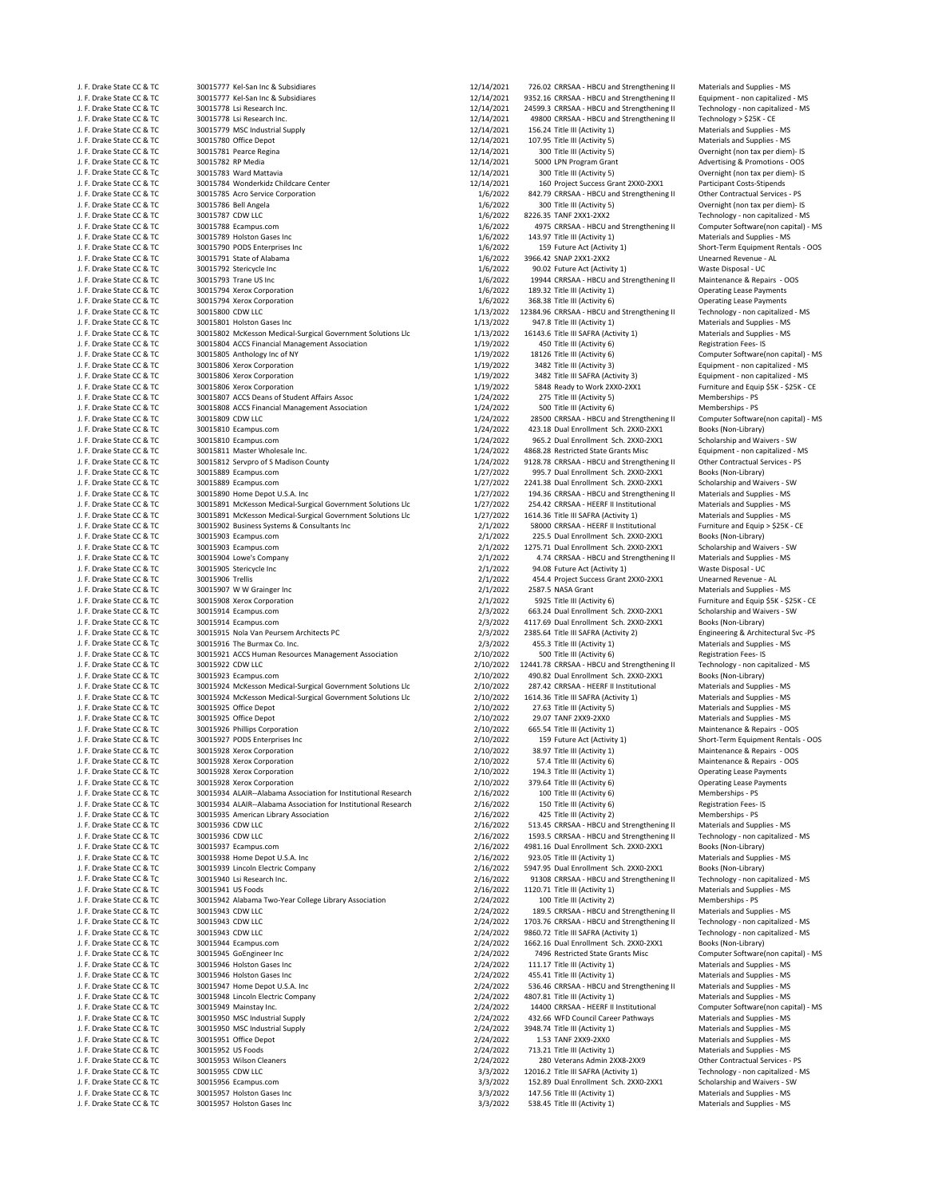| | | | | | | |
|---|---|---|---|---|---|---|
| J. F. Drake State CC & TC | 30015777 | Kel-San Inc & Subsidiares | 12/14/2021 | 726.02 | CRRSAA - HBCU and Strengthening II | Materials and Supplies - MS |
| J. F. Drake State CC & TC | 30015777 | Kel-San Inc & Subsidiares | 12/14/2021 | 9352.16 | CRRSAA - HBCU and Strengthening II | Equipment - non capitalized - MS |
| J. F. Drake State CC & TC | 30015778 | Lsi Research Inc. | 12/14/2021 | 24599.3 | CRRSAA - HBCU and Strengthening II | Technology - non capitalized - MS |
| J. F. Drake State CC & TC | 30015778 | Lsi Research Inc. | 12/14/2021 | 49800 | CRRSAA - HBCU and Strengthening II | Technology > $25K - CE |
| J. F. Drake State CC & TC | 30015779 | MSC Industrial Supply | 12/14/2021 | 156.24 | Title III (Activity 1) | Materials and Supplies - MS |
| J. F. Drake State CC & TC | 30015780 | Office Depot | 12/14/2021 | 107.95 | Title III (Activity 5) | Materials and Supplies - MS |
| J. F. Drake State CC & TC | 30015781 | Pearce Regina | 12/14/2021 | 300 | Title III (Activity 5) | Overnight (non tax per diem)- IS |
| J. F. Drake State CC & TC | 30015782 | RP Media | 12/14/2021 | 5000 | LPN Program Grant | Advertising & Promotions - OOS |
| J. F. Drake State CC & TC | 30015783 | Ward Mattavia | 12/14/2021 | 300 | Title III (Activity 5) | Overnight (non tax per diem)- IS |
| J. F. Drake State CC & TC | 30015784 | Wonderkidz Childcare Center | 12/14/2021 | 160 | Project Success Grant 2XX0-2XX1 | Participant Costs-Stipends |
| J. F. Drake State CC & TC | 30015785 | Acro Service Corporation | 1/6/2022 | 842.79 | CRRSAA - HBCU and Strengthening II | Other Contractual Services - PS |
| J. F. Drake State CC & TC | 30015786 | Bell Angela | 1/6/2022 | 300 | Title III (Activity 5) | Overnight (non tax per diem)- IS |
| J. F. Drake State CC & TC | 30015787 | CDW LLC | 1/6/2022 | 8226.35 | TANF 2XX1-2XX2 | Technology - non capitalized - MS |
| J. F. Drake State CC & TC | 30015788 | Ecampus.com | 1/6/2022 | 4975 | CRRSAA - HBCU and Strengthening II | Computer Software(non capital) - MS |
| J. F. Drake State CC & TC | 30015789 | Holston Gases Inc | 1/6/2022 | 143.97 | Title III (Activity 1) | Materials and Supplies - MS |
| J. F. Drake State CC & TC | 30015790 | PODS Enterprises Inc | 1/6/2022 | 159 | Future Act (Activity 1) | Short-Term Equipment Rentals - OOS |
| J. F. Drake State CC & TC | 30015791 | State of Alabama | 1/6/2022 | 3966.42 | SNAP 2XX1-2XX2 | Unearned Revenue - AL |
| J. F. Drake State CC & TC | 30015792 | Stericycle Inc | 1/6/2022 | 90.02 | Future Act (Activity 1) | Waste Disposal - UC |
| J. F. Drake State CC & TC | 30015793 | Trane US Inc | 1/6/2022 | 19944 | CRRSAA - HBCU and Strengthening II | Maintenance & Repairs - OOS |
| J. F. Drake State CC & TC | 30015794 | Xerox Corporation | 1/6/2022 | 189.32 | Title III (Activity 1) | Operating Lease Payments |
| J. F. Drake State CC & TC | 30015794 | Xerox Corporation | 1/6/2022 | 368.38 | Title III (Activity 6) | Operating Lease Payments |
| J. F. Drake State CC & TC | 30015800 | CDW LLC | 1/13/2022 | 12384.96 | CRRSAA - HBCU and Strengthening II | Technology - non capitalized - MS |
| J. F. Drake State CC & TC | 30015801 | Holston Gases Inc | 1/13/2022 | 947.8 | Title III (Activity 1) | Materials and Supplies - MS |
| J. F. Drake State CC & TC | 30015802 | McKesson Medical-Surgical Government Solutions Llc | 1/13/2022 | 16143.6 | Title III SAFRA (Activity 1) | Materials and Supplies - MS |
| J. F. Drake State CC & TC | 30015804 | ACCS Financial Management Association | 1/19/2022 | 450 | Title III (Activity 6) | Registration Fees- IS |
| J. F. Drake State CC & TC | 30015805 | Anthology Inc of NY | 1/19/2022 | 18126 | Title III (Activity 6) | Computer Software(non capital) - MS |
| J. F. Drake State CC & TC | 30015806 | Xerox Corporation | 1/19/2022 | 3482 | Title III (Activity 3) | Equipment - non capitalized - MS |
| J. F. Drake State CC & TC | 30015806 | Xerox Corporation | 1/19/2022 | 3482 | Title III SAFRA (Activity 3) | Equipment - non capitalized - MS |
| J. F. Drake State CC & TC | 30015806 | Xerox Corporation | 1/19/2022 | 5848 | Ready to Work 2XX0-2XX1 | Furniture and Equip $5K - $25K - CE |
| J. F. Drake State CC & TC | 30015807 | ACCS Deans of Student Affairs Assoc | 1/24/2022 | 275 | Title III (Activity 5) | Memberships - PS |
| J. F. Drake State CC & TC | 30015808 | ACCS Financial Management Association | 1/24/2022 | 500 | Title III (Activity 6) | Memberships - PS |
| J. F. Drake State CC & TC | 30015809 | CDW LLC | 1/24/2022 | 28500 | CRRSAA - HBCU and Strengthening II | Computer Software(non capital) - MS |
| J. F. Drake State CC & TC | 30015810 | Ecampus.com | 1/24/2022 | 423.18 | Dual Enrollment Sch. 2XX0-2XX1 | Books (Non-Library) |
| J. F. Drake State CC & TC | 30015810 | Ecampus.com | 1/24/2022 | 965.2 | Dual Enrollment Sch. 2XX0-2XX1 | Scholarship and Waivers - SW |
| J. F. Drake State CC & TC | 30015811 | Master Wholesale Inc. | 1/24/2022 | 4868.28 | Restricted State Grants Misc | Equipment - non capitalized - MS |
| J. F. Drake State CC & TC | 30015812 | Servpro of S Madison County | 1/24/2022 | 9128.78 | CRRSAA - HBCU and Strengthening II | Other Contractual Services - PS |
| J. F. Drake State CC & TC | 30015889 | Ecampus.com | 1/27/2022 | 995.7 | Dual Enrollment Sch. 2XX0-2XX1 | Books (Non-Library) |
| J. F. Drake State CC & TC | 30015889 | Ecampus.com | 1/27/2022 | 2241.38 | Dual Enrollment Sch. 2XX0-2XX1 | Scholarship and Waivers - SW |
| J. F. Drake State CC & TC | 30015890 | Home Depot U.S.A. Inc | 1/27/2022 | 194.36 | CRRSAA - HBCU and Strengthening II | Materials and Supplies - MS |
| J. F. Drake State CC & TC | 30015891 | McKesson Medical-Surgical Government Solutions Llc | 1/27/2022 | 254.42 | CRRSAA - HEERF II Institutional | Materials and Supplies - MS |
| J. F. Drake State CC & TC | 30015891 | McKesson Medical-Surgical Government Solutions Llc | 1/27/2022 | 1614.36 | Title III SAFRA (Activity 1) | Materials and Supplies - MS |
| J. F. Drake State CC & TC | 30015902 | Business Systems & Consultants Inc | 2/1/2022 | 58000 | CRRSAA - HEERF II Institutional | Furniture and Equip > $25K - CE |
| J. F. Drake State CC & TC | 30015903 | Ecampus.com | 2/1/2022 | 225.5 | Dual Enrollment Sch. 2XX0-2XX1 | Books (Non-Library) |
| J. F. Drake State CC & TC | 30015903 | Ecampus.com | 2/1/2022 | 1275.71 | Dual Enrollment Sch. 2XX0-2XX1 | Scholarship and Waivers - SW |
| J. F. Drake State CC & TC | 30015904 | Lowe's Company | 2/1/2022 | 4.74 | CRRSAA - HBCU and Strengthening II | Materials and Supplies - MS |
| J. F. Drake State CC & TC | 30015905 | Stericycle Inc | 2/1/2022 | 94.08 | Future Act (Activity 1) | Waste Disposal - UC |
| J. F. Drake State CC & TC | 30015906 | Trellis | 2/1/2022 | 454.4 | Project Success Grant 2XX0-2XX1 | Unearned Revenue - AL |
| J. F. Drake State CC & TC | 30015907 | W W Grainger Inc | 2/1/2022 | 2587.5 | NASA Grant | Materials and Supplies - MS |
| J. F. Drake State CC & TC | 30015908 | Xerox Corporation | 2/1/2022 | 5925 | Title III (Activity 6) | Furniture and Equip $5K - $25K - CE |
| J. F. Drake State CC & TC | 30015914 | Ecampus.com | 2/3/2022 | 663.24 | Dual Enrollment Sch. 2XX0-2XX1 | Scholarship and Waivers - SW |
| J. F. Drake State CC & TC | 30015914 | Ecampus.com | 2/3/2022 | 4117.69 | Dual Enrollment Sch. 2XX0-2XX1 | Books (Non-Library) |
| J. F. Drake State CC & TC | 30015915 | Nola Van Peursem Architects PC | 2/3/2022 | 2385.64 | Title III SAFRA (Activity 2) | Engineering & Architectural Svc -PS |
| J. F. Drake State CC & TC | 30015916 | The Burmax Co. Inc. | 2/3/2022 | 455.3 | Title III (Activity 1) | Materials and Supplies - MS |
| J. F. Drake State CC & TC | 30015921 | ACCS Human Resources Management Association | 2/10/2022 | 500 | Title III (Activity 6) | Registration Fees- IS |
| J. F. Drake State CC & TC | 30015922 | CDW LLC | 2/10/2022 | 12441.78 | CRRSAA - HBCU and Strengthening II | Technology - non capitalized - MS |
| J. F. Drake State CC & TC | 30015923 | Ecampus.com | 2/10/2022 | 490.82 | Dual Enrollment Sch. 2XX0-2XX1 | Books (Non-Library) |
| J. F. Drake State CC & TC | 30015924 | McKesson Medical-Surgical Government Solutions Llc | 2/10/2022 | 287.42 | CRRSAA - HEERF II Institutional | Materials and Supplies - MS |
| J. F. Drake State CC & TC | 30015924 | McKesson Medical-Surgical Government Solutions Llc | 2/10/2022 | 1614.36 | Title III SAFRA (Activity 1) | Materials and Supplies - MS |
| J. F. Drake State CC & TC | 30015925 | Office Depot | 2/10/2022 | 27.63 | Title III (Activity 5) | Materials and Supplies - MS |
| J. F. Drake State CC & TC | 30015925 | Office Depot | 2/10/2022 | 29.07 | TANF 2XX9-2XX0 | Materials and Supplies - MS |
| J. F. Drake State CC & TC | 30015926 | Phillips Corporation | 2/10/2022 | 665.54 | Title III (Activity 1) | Maintenance & Repairs - OOS |
| J. F. Drake State CC & TC | 30015927 | PODS Enterprises Inc | 2/10/2022 | 159 | Future Act (Activity 1) | Short-Term Equipment Rentals - OOS |
| J. F. Drake State CC & TC | 30015928 | Xerox Corporation | 2/10/2022 | 38.97 | Title III (Activity 1) | Maintenance & Repairs - OOS |
| J. F. Drake State CC & TC | 30015928 | Xerox Corporation | 2/10/2022 | 57.4 | Title III (Activity 6) | Maintenance & Repairs - OOS |
| J. F. Drake State CC & TC | 30015928 | Xerox Corporation | 2/10/2022 | 194.3 | Title III (Activity 1) | Operating Lease Payments |
| J. F. Drake State CC & TC | 30015928 | Xerox Corporation | 2/10/2022 | 379.64 | Title III (Activity 6) | Operating Lease Payments |
| J. F. Drake State CC & TC | 30015934 | ALAIR--Alabama Association for Institutional Research | 2/16/2022 | 100 | Title III (Activity 6) | Memberships - PS |
| J. F. Drake State CC & TC | 30015934 | ALAIR--Alabama Association for Institutional Research | 2/16/2022 | 150 | Title III (Activity 6) | Registration Fees- IS |
| J. F. Drake State CC & TC | 30015935 | American Library Association | 2/16/2022 | 425 | Title III (Activity 2) | Memberships - PS |
| J. F. Drake State CC & TC | 30015936 | CDW LLC | 2/16/2022 | 513.45 | CRRSAA - HBCU and Strengthening II | Materials and Supplies - MS |
| J. F. Drake State CC & TC | 30015936 | CDW LLC | 2/16/2022 | 1593.5 | CRRSAA - HBCU and Strengthening II | Technology - non capitalized - MS |
| J. F. Drake State CC & TC | 30015937 | Ecampus.com | 2/16/2022 | 4981.16 | Dual Enrollment Sch. 2XX0-2XX1 | Books (Non-Library) |
| J. F. Drake State CC & TC | 30015938 | Home Depot U.S.A. Inc | 2/16/2022 | 923.05 | Title III (Activity 1) | Materials and Supplies - MS |
| J. F. Drake State CC & TC | 30015939 | Lincoln Electric Company | 2/16/2022 | 5947.95 | Dual Enrollment Sch. 2XX0-2XX1 | Books (Non-Library) |
| J. F. Drake State CC & TC | 30015940 | Lsi Research Inc. | 2/16/2022 | 91308 | CRRSAA - HBCU and Strengthening II | Technology - non capitalized - MS |
| J. F. Drake State CC & TC | 30015941 | US Foods | 2/16/2022 | 1120.71 | Title III (Activity 1) | Materials and Supplies - MS |
| J. F. Drake State CC & TC | 30015942 | Alabama Two-Year College Library Association | 2/24/2022 | 100 | Title III (Activity 2) | Memberships - PS |
| J. F. Drake State CC & TC | 30015943 | CDW LLC | 2/24/2022 | 189.5 | CRRSAA - HBCU and Strengthening II | Materials and Supplies - MS |
| J. F. Drake State CC & TC | 30015943 | CDW LLC | 2/24/2022 | 1703.76 | CRRSAA - HBCU and Strengthening II | Technology - non capitalized - MS |
| J. F. Drake State CC & TC | 30015943 | CDW LLC | 2/24/2022 | 9860.72 | Title III SAFRA (Activity 1) | Technology - non capitalized - MS |
| J. F. Drake State CC & TC | 30015944 | Ecampus.com | 2/24/2022 | 1662.16 | Dual Enrollment Sch. 2XX0-2XX1 | Books (Non-Library) |
| J. F. Drake State CC & TC | 30015945 | GoEngineer Inc | 2/24/2022 | 7496 | Restricted State Grants Misc | Computer Software(non capital) - MS |
| J. F. Drake State CC & TC | 30015946 | Holston Gases Inc | 2/24/2022 | 111.17 | Title III (Activity 1) | Materials and Supplies - MS |
| J. F. Drake State CC & TC | 30015946 | Holston Gases Inc | 2/24/2022 | 455.41 | Title III (Activity 1) | Materials and Supplies - MS |
| J. F. Drake State CC & TC | 30015947 | Home Depot U.S.A. Inc | 2/24/2022 | 536.46 | CRRSAA - HBCU and Strengthening II | Materials and Supplies - MS |
| J. F. Drake State CC & TC | 30015948 | Lincoln Electric Company | 2/24/2022 | 4807.81 | Title III (Activity 1) | Materials and Supplies - MS |
| J. F. Drake State CC & TC | 30015949 | Mainstay Inc. | 2/24/2022 | 14400 | CRRSAA - HEERF II Institutional | Computer Software(non capital) - MS |
| J. F. Drake State CC & TC | 30015950 | MSC Industrial Supply | 2/24/2022 | 432.66 | WFD Council Career Pathways | Materials and Supplies - MS |
| J. F. Drake State CC & TC | 30015950 | MSC Industrial Supply | 2/24/2022 | 3948.74 | Title III (Activity 1) | Materials and Supplies - MS |
| J. F. Drake State CC & TC | 30015951 | Office Depot | 2/24/2022 | 1.53 | TANF 2XX9-2XX0 | Materials and Supplies - MS |
| J. F. Drake State CC & TC | 30015952 | US Foods | 2/24/2022 | 713.21 | Title III (Activity 1) | Materials and Supplies - MS |
| J. F. Drake State CC & TC | 30015953 | Wilson Cleaners | 2/24/2022 | 280 | Veterans Admin 2XX8-2XX9 | Other Contractual Services - PS |
| J. F. Drake State CC & TC | 30015955 | CDW LLC | 3/3/2022 | 12016.2 | Title III SAFRA (Activity 1) | Technology - non capitalized - MS |
| J. F. Drake State CC & TC | 30015956 | Ecampus.com | 3/3/2022 | 152.89 | Dual Enrollment Sch. 2XX0-2XX1 | Scholarship and Waivers - SW |
| J. F. Drake State CC & TC | 30015957 | Holston Gases Inc | 3/3/2022 | 147.56 | Title III (Activity 1) | Materials and Supplies - MS |
| J. F. Drake State CC & TC | 30015957 | Holston Gases Inc | 3/3/2022 | 538.45 | Title III (Activity 1) | Materials and Supplies - MS |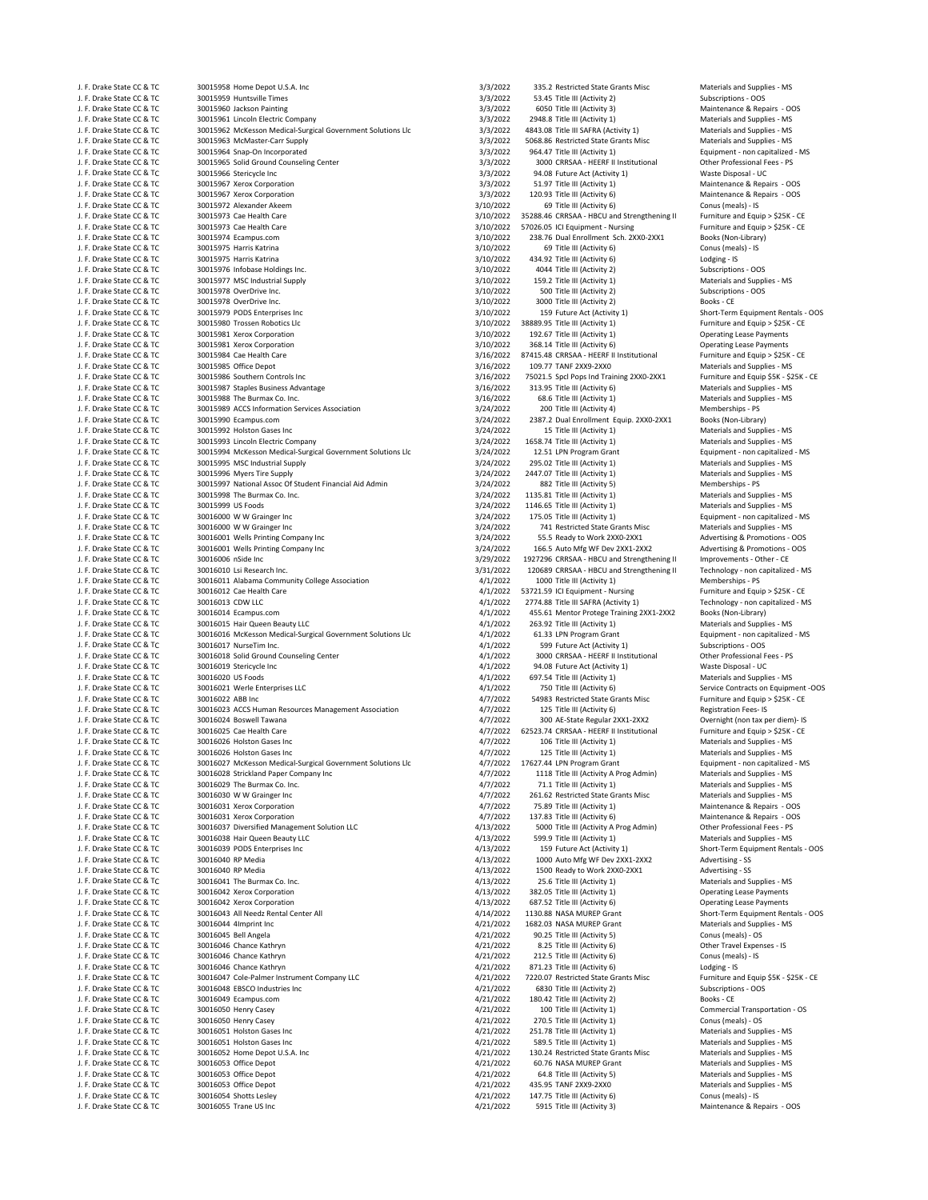| | | | | | | |
|---|---|---|---|---|---|---|
| J. F. Drake State CC & TC | 30015958 | Home Depot U.S.A. Inc | 3/3/2022 | 335.2 | Restricted State Grants Misc | Materials and Supplies - MS |
| J. F. Drake State CC & TC | 30015959 | Huntsville Times | 3/3/2022 | 53.45 | Title III (Activity 2) | Subscriptions - OOS |
| J. F. Drake State CC & TC | 30015960 | Jackson Painting | 3/3/2022 | 6050 | Title III (Activity 3) | Maintenance & Repairs - OOS |
| J. F. Drake State CC & TC | 30015961 | Lincoln Electric Company | 3/3/2022 | 2948.8 | Title III (Activity 1) | Materials and Supplies - MS |
| J. F. Drake State CC & TC | 30015962 | McKesson Medical-Surgical Government Solutions Llc | 3/3/2022 | 4843.08 | Title III SAFRA (Activity 1) | Materials and Supplies - MS |
| J. F. Drake State CC & TC | 30015963 | McMaster-Carr Supply | 3/3/2022 | 5068.86 | Restricted State Grants Misc | Materials and Supplies - MS |
| J. F. Drake State CC & TC | 30015964 | Snap-On Incorporated | 3/3/2022 | 964.47 | Title III (Activity 1) | Equipment - non capitalized - MS |
| J. F. Drake State CC & TC | 30015965 | Solid Ground Counseling Center | 3/3/2022 | 3000 | CRRSAA - HEERF II Institutional | Other Professional Fees - PS |
| J. F. Drake State CC & TC | 30015966 | Stericycle Inc | 3/3/2022 | 94.08 | Future Act (Activity 1) | Waste Disposal - UC |
| J. F. Drake State CC & TC | 30015967 | Xerox Corporation | 3/3/2022 | 51.97 | Title III (Activity 1) | Maintenance & Repairs - OOS |
| J. F. Drake State CC & TC | 30015967 | Xerox Corporation | 3/3/2022 | 120.93 | Title III (Activity 6) | Maintenance & Repairs - OOS |
| J. F. Drake State CC & TC | 30015972 | Alexander Akeem | 3/10/2022 | 69 | Title III (Activity 6) | Conus (meals) - IS |
| J. F. Drake State CC & TC | 30015973 | Cae Health Care | 3/10/2022 | 35288.46 | CRRSAA - HBCU and Strengthening II | Furniture and Equip > $25K - CE |
| J. F. Drake State CC & TC | 30015973 | Cae Health Care | 3/10/2022 | 57026.05 | ICI Equipment - Nursing | Furniture and Equip > $25K - CE |
| J. F. Drake State CC & TC | 30015974 | Ecampus.com | 3/10/2022 | 238.76 | Dual Enrollment Sch. 2XX0-2XX1 | Books (Non-Library) |
| J. F. Drake State CC & TC | 30015975 | Harris Katrina | 3/10/2022 | 69 | Title III (Activity 6) | Conus (meals) - IS |
| J. F. Drake State CC & TC | 30015975 | Harris Katrina | 3/10/2022 | 434.92 | Title III (Activity 6) | Lodging - IS |
| J. F. Drake State CC & TC | 30015976 | Infobase Holdings Inc. | 3/10/2022 | 4044 | Title III (Activity 2) | Subscriptions - OOS |
| J. F. Drake State CC & TC | 30015977 | MSC Industrial Supply | 3/10/2022 | 159.2 | Title III (Activity 1) | Materials and Supplies - MS |
| J. F. Drake State CC & TC | 30015978 | OverDrive Inc. | 3/10/2022 | 500 | Title III (Activity 2) | Subscriptions - OOS |
| J. F. Drake State CC & TC | 30015978 | OverDrive Inc. | 3/10/2022 | 3000 | Title III (Activity 2) | Books - CE |
| J. F. Drake State CC & TC | 30015979 | PODS Enterprises Inc | 3/10/2022 | 159 | Future Act (Activity 1) | Short-Term Equipment Rentals - OOS |
| J. F. Drake State CC & TC | 30015980 | Trossen Robotics Llc | 3/10/2022 | 38889.95 | Title III (Activity 1) | Furniture and Equip > $25K - CE |
| J. F. Drake State CC & TC | 30015981 | Xerox Corporation | 3/10/2022 | 192.67 | Title III (Activity 1) | Operating Lease Payments |
| J. F. Drake State CC & TC | 30015981 | Xerox Corporation | 3/10/2022 | 368.14 | Title III (Activity 6) | Operating Lease Payments |
| J. F. Drake State CC & TC | 30015984 | Cae Health Care | 3/16/2022 | 87415.48 | CRRSAA - HEERF II Institutional | Furniture and Equip > $25K - CE |
| J. F. Drake State CC & TC | 30015985 | Office Depot | 3/16/2022 | 109.77 | TANF 2XX9-2XX0 | Materials and Supplies - MS |
| J. F. Drake State CC & TC | 30015986 | Southern Controls Inc | 3/16/2022 | 75021.5 | Spcl Pops Ind Training 2XX0-2XX1 | Furniture and Equip $5K - $25K - CE |
| J. F. Drake State CC & TC | 30015987 | Staples Business Advantage | 3/16/2022 | 313.95 | Title III (Activity 6) | Materials and Supplies - MS |
| J. F. Drake State CC & TC | 30015988 | The Burmax Co. Inc. | 3/16/2022 | 68.6 | Title III (Activity 1) | Materials and Supplies - MS |
| J. F. Drake State CC & TC | 30015989 | ACCS Information Services Association | 3/24/2022 | 200 | Title III (Activity 4) | Memberships - PS |
| J. F. Drake State CC & TC | 30015990 | Ecampus.com | 3/24/2022 | 2387.2 | Dual Enrollment Equip. 2XX0-2XX1 | Books (Non-Library) |
| J. F. Drake State CC & TC | 30015992 | Holston Gases Inc | 3/24/2022 | 15 | Title III (Activity 1) | Materials and Supplies - MS |
| J. F. Drake State CC & TC | 30015993 | Lincoln Electric Company | 3/24/2022 | 1658.74 | Title III (Activity 1) | Materials and Supplies - MS |
| J. F. Drake State CC & TC | 30015994 | McKesson Medical-Surgical Government Solutions Llc | 3/24/2022 | 12.51 | LPN Program Grant | Equipment - non capitalized - MS |
| J. F. Drake State CC & TC | 30015995 | MSC Industrial Supply | 3/24/2022 | 295.02 | Title III (Activity 1) | Materials and Supplies - MS |
| J. F. Drake State CC & TC | 30015996 | Myers Tire Supply | 3/24/2022 | 2447.07 | Title III (Activity 1) | Materials and Supplies - MS |
| J. F. Drake State CC & TC | 30015997 | National Assoc Of Student Financial Aid Admin | 3/24/2022 | 882 | Title III (Activity 5) | Memberships - PS |
| J. F. Drake State CC & TC | 30015998 | The Burmax Co. Inc. | 3/24/2022 | 1135.81 | Title III (Activity 1) | Materials and Supplies - MS |
| J. F. Drake State CC & TC | 30015999 | US Foods | 3/24/2022 | 1146.65 | Title III (Activity 1) | Materials and Supplies - MS |
| J. F. Drake State CC & TC | 30016000 | W W Grainger Inc | 3/24/2022 | 175.05 | Title III (Activity 1) | Equipment - non capitalized - MS |
| J. F. Drake State CC & TC | 30016000 | W W Grainger Inc | 3/24/2022 | 741 | Restricted State Grants Misc | Materials and Supplies - MS |
| J. F. Drake State CC & TC | 30016001 | Wells Printing Company Inc | 3/24/2022 | 55.5 | Ready to Work 2XX0-2XX1 | Advertising & Promotions - OOS |
| J. F. Drake State CC & TC | 30016001 | Wells Printing Company Inc | 3/24/2022 | 166.5 | Auto Mfg WF Dev 2XX1-2XX2 | Advertising & Promotions - OOS |
| J. F. Drake State CC & TC | 30016006 | nSide Inc | 3/29/2022 | 1927296 | CRRSAA - HBCU and Strengthening II | Improvements - Other - CE |
| J. F. Drake State CC & TC | 30016010 | Lsi Research Inc. | 3/31/2022 | 120689 | CRRSAA - HBCU and Strengthening II | Technology - non capitalized - MS |
| J. F. Drake State CC & TC | 30016011 | Alabama Community College Association | 4/1/2022 | 1000 | Title III (Activity 1) | Memberships - PS |
| J. F. Drake State CC & TC | 30016012 | Cae Health Care | 4/1/2022 | 53721.59 | ICI Equipment - Nursing | Furniture and Equip > $25K - CE |
| J. F. Drake State CC & TC | 30016013 | CDW LLC | 4/1/2022 | 2774.88 | Title III SAFRA (Activity 1) | Technology - non capitalized - MS |
| J. F. Drake State CC & TC | 30016014 | Ecampus.com | 4/1/2022 | 455.61 | Mentor Protege Training 2XX1-2XX2 | Books (Non-Library) |
| J. F. Drake State CC & TC | 30016015 | Hair Queen Beauty LLC | 4/1/2022 | 263.92 | Title III (Activity 1) | Materials and Supplies - MS |
| J. F. Drake State CC & TC | 30016016 | McKesson Medical-Surgical Government Solutions Llc | 4/1/2022 | 61.33 | LPN Program Grant | Equipment - non capitalized - MS |
| J. F. Drake State CC & TC | 30016017 | NurseTim Inc. | 4/1/2022 | 599 | Future Act (Activity 1) | Subscriptions - OOS |
| J. F. Drake State CC & TC | 30016018 | Solid Ground Counseling Center | 4/1/2022 | 3000 | CRRSAA - HEERF II Institutional | Other Professional Fees - PS |
| J. F. Drake State CC & TC | 30016019 | Stericycle Inc | 4/1/2022 | 94.08 | Future Act (Activity 1) | Waste Disposal - UC |
| J. F. Drake State CC & TC | 30016020 | US Foods | 4/1/2022 | 697.54 | Title III (Activity 1) | Materials and Supplies - MS |
| J. F. Drake State CC & TC | 30016021 | Werle Enterprises LLC | 4/1/2022 | 750 | Title III (Activity 6) | Service Contracts on Equipment -OOS |
| J. F. Drake State CC & TC | 30016022 | ABB Inc | 4/7/2022 | 54983 | Restricted State Grants Misc | Furniture and Equip > $25K - CE |
| J. F. Drake State CC & TC | 30016023 | ACCS Human Resources Management Association | 4/7/2022 | 125 | Title III (Activity 6) | Registration Fees- IS |
| J. F. Drake State CC & TC | 30016024 | Boswell Tawana | 4/7/2022 | 300 | AE-State Regular 2XX1-2XX2 | Overnight (non tax per diem)- IS |
| J. F. Drake State CC & TC | 30016025 | Cae Health Care | 4/7/2022 | 62523.74 | CRRSAA - HEERF II Institutional | Furniture and Equip > $25K - CE |
| J. F. Drake State CC & TC | 30016026 | Holston Gases Inc | 4/7/2022 | 106 | Title III (Activity 1) | Materials and Supplies - MS |
| J. F. Drake State CC & TC | 30016026 | Holston Gases Inc | 4/7/2022 | 125 | Title III (Activity 1) | Materials and Supplies - MS |
| J. F. Drake State CC & TC | 30016027 | McKesson Medical-Surgical Government Solutions Llc | 4/7/2022 | 17627.44 | LPN Program Grant | Equipment - non capitalized - MS |
| J. F. Drake State CC & TC | 30016028 | Strickland Paper Company Inc | 4/7/2022 | 1118 | Title III (Activity A Prog Admin) | Materials and Supplies - MS |
| J. F. Drake State CC & TC | 30016029 | The Burmax Co. Inc. | 4/7/2022 | 71.1 | Title III (Activity 1) | Materials and Supplies - MS |
| J. F. Drake State CC & TC | 30016030 | W W Grainger Inc | 4/7/2022 | 261.62 | Restricted State Grants Misc | Materials and Supplies - MS |
| J. F. Drake State CC & TC | 30016031 | Xerox Corporation | 4/7/2022 | 75.89 | Title III (Activity 1) | Maintenance & Repairs - OOS |
| J. F. Drake State CC & TC | 30016031 | Xerox Corporation | 4/7/2022 | 137.83 | Title III (Activity 6) | Maintenance & Repairs - OOS |
| J. F. Drake State CC & TC | 30016037 | Diversified Management Solution LLC | 4/13/2022 | 5000 | Title III (Activity A Prog Admin) | Other Professional Fees - PS |
| J. F. Drake State CC & TC | 30016038 | Hair Queen Beauty LLC | 4/13/2022 | 599.9 | Title III (Activity 1) | Materials and Supplies - MS |
| J. F. Drake State CC & TC | 30016039 | PODS Enterprises Inc | 4/13/2022 | 159 | Future Act (Activity 1) | Short-Term Equipment Rentals - OOS |
| J. F. Drake State CC & TC | 30016040 | RP Media | 4/13/2022 | 1000 | Auto Mfg WF Dev 2XX1-2XX2 | Advertising - SS |
| J. F. Drake State CC & TC | 30016040 | RP Media | 4/13/2022 | 1500 | Ready to Work 2XX0-2XX1 | Advertising - SS |
| J. F. Drake State CC & TC | 30016041 | The Burmax Co. Inc. | 4/13/2022 | 25.6 | Title III (Activity 1) | Materials and Supplies - MS |
| J. F. Drake State CC & TC | 30016042 | Xerox Corporation | 4/13/2022 | 382.05 | Title III (Activity 1) | Operating Lease Payments |
| J. F. Drake State CC & TC | 30016042 | Xerox Corporation | 4/13/2022 | 687.52 | Title III (Activity 6) | Operating Lease Payments |
| J. F. Drake State CC & TC | 30016043 | All Needz Rental Center All | 4/14/2022 | 1130.88 | NASA MUREP Grant | Short-Term Equipment Rentals - OOS |
| J. F. Drake State CC & TC | 30016044 | 4Imprint Inc | 4/21/2022 | 1682.03 | NASA MUREP Grant | Materials and Supplies - MS |
| J. F. Drake State CC & TC | 30016045 | Bell Angela | 4/21/2022 | 90.25 | Title III (Activity 5) | Conus (meals) - OS |
| J. F. Drake State CC & TC | 30016046 | Chance Kathryn | 4/21/2022 | 8.25 | Title III (Activity 6) | Other Travel Expenses - IS |
| J. F. Drake State CC & TC | 30016046 | Chance Kathryn | 4/21/2022 | 212.5 | Title III (Activity 6) | Conus (meals) - IS |
| J. F. Drake State CC & TC | 30016046 | Chance Kathryn | 4/21/2022 | 871.23 | Title III (Activity 6) | Lodging - IS |
| J. F. Drake State CC & TC | 30016047 | Cole-Palmer Instrument Company LLC | 4/21/2022 | 7220.07 | Restricted State Grants Misc | Furniture and Equip $5K - $25K - CE |
| J. F. Drake State CC & TC | 30016048 | EBSCO Industries Inc | 4/21/2022 | 6830 | Title III (Activity 2) | Subscriptions - OOS |
| J. F. Drake State CC & TC | 30016049 | Ecampus.com | 4/21/2022 | 180.42 | Title III (Activity 2) | Books - CE |
| J. F. Drake State CC & TC | 30016050 | Henry Casey | 4/21/2022 | 100 | Title III (Activity 1) | Commercial Transportation - OS |
| J. F. Drake State CC & TC | 30016050 | Henry Casey | 4/21/2022 | 270.5 | Title III (Activity 1) | Conus (meals) - OS |
| J. F. Drake State CC & TC | 30016051 | Holston Gases Inc | 4/21/2022 | 251.78 | Title III (Activity 1) | Materials and Supplies - MS |
| J. F. Drake State CC & TC | 30016051 | Holston Gases Inc | 4/21/2022 | 589.5 | Title III (Activity 1) | Materials and Supplies - MS |
| J. F. Drake State CC & TC | 30016052 | Home Depot U.S.A. Inc | 4/21/2022 | 130.24 | Restricted State Grants Misc | Materials and Supplies - MS |
| J. F. Drake State CC & TC | 30016053 | Office Depot | 4/21/2022 | 60.76 | NASA MUREP Grant | Materials and Supplies - MS |
| J. F. Drake State CC & TC | 30016053 | Office Depot | 4/21/2022 | 64.8 | Title III (Activity 5) | Materials and Supplies - MS |
| J. F. Drake State CC & TC | 30016053 | Office Depot | 4/21/2022 | 435.95 | TANF 2XX9-2XX0 | Materials and Supplies - MS |
| J. F. Drake State CC & TC | 30016054 | Shotts Lesley | 4/21/2022 | 147.75 | Title III (Activity 6) | Conus (meals) - IS |
| J. F. Drake State CC & TC | 30016055 | Trane US Inc | 4/21/2022 | 5915 | Title III (Activity 3) | Maintenance & Repairs - OOS |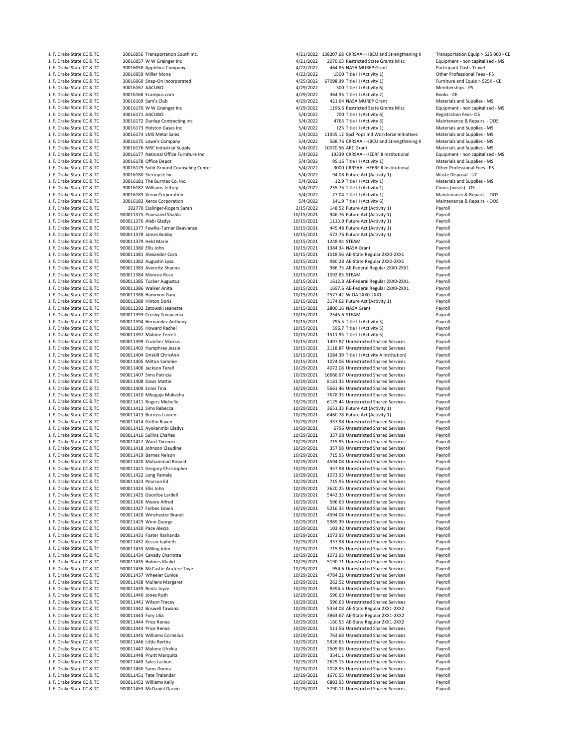| | | | | | | |
|---|---|---|---|---|---|---|
| J. F. Drake State CC & TC | 30016056 | Transportation South Inc. | 4/21/2022 | 138207.68 | CRRSAA - HBCU and Strengthening II | Transportation Equip > $25 000 - CE |
| J. F. Drake State CC & TC | 30016057 | W W Grainger Inc | 4/21/2022 | 2070.03 | Restricted State Grants Misc | Equipment - non capitalized - MS |
| J. F. Drake State CC & TC | 30016058 | Applebus Company | 4/22/2022 | 464.85 | NASA MUREP Grant | Participant Costs-Travel |
| J. F. Drake State CC & TC | 30016059 | Miller Mona | 4/22/2022 | 1500 | Title III (Activity 1) | Other Professional Fees - PS |
| J. F. Drake State CC & TC | 30016060 | Snap-On Incorporated | 4/25/2022 | 67098.99 | Title III (Activity 1) | Furniture and Equip > $25K - CE |
| J. F. Drake State CC & TC | 30016167 | AACUBO | 4/29/2022 | 500 | Title III (Activity 6) | Memberships - PS |
| J. F. Drake State CC & TC | 30016168 | Ecampus.com | 4/29/2022 | 364.95 | Title III (Activity 2) | Books - CE |
| J. F. Drake State CC & TC | 30016169 | Sam's Club | 4/29/2022 | 421.64 | NASA MUREP Grant | Materials and Supplies - MS |
| J. F. Drake State CC & TC | 30016170 | W W Grainger Inc | 4/29/2022 | 1196.6 | Restricted State Grants Misc | Equipment - non capitalized - MS |
| J. F. Drake State CC & TC | 30016171 | AACUBO | 5/4/2022 | 700 | Title III (Activity 6) | Registration Fees- OS |
| J. F. Drake State CC & TC | 30016172 | Dunlap Contracting Inc | 5/4/2022 | 4765 | Title III (Activity 3) | Maintenance & Repairs - OOS |
| J. F. Drake State CC & TC | 30016173 | Holston Gases Inc | 5/4/2022 | 125 | Title III (Activity 1) | Materials and Supplies - MS |
| J. F. Drake State CC & TC | 30016174 | LMS Metal Sales | 5/4/2022 | 11935.12 | Spcl Pops Ind Workforce Initiatives | Materials and Supplies - MS |
| J. F. Drake State CC & TC | 30016175 | Lowe's Company | 5/4/2022 | 568.76 | CRRSAA - HBCU and Strengthening II | Materials and Supplies - MS |
| J. F. Drake State CC & TC | 30016176 | MSC Industrial Supply | 5/4/2022 | 10070.56 | ARC Grant | Materials and Supplies - MS |
| J. F. Drake State CC & TC | 30016177 | National Office Furniture Inc | 5/4/2022 | 19339 | CRRSAA - HEERF II Institutional | Equipment - non capitalized - MS |
| J. F. Drake State CC & TC | 30016178 | Office Depot | 5/4/2022 | 95.16 | Title III (Activity 1) | Materials and Supplies - MS |
| J. F. Drake State CC & TC | 30016179 | Solid Ground Counseling Center | 5/4/2022 | 3000 | CRRSAA - HEERF II Institutional | Other Professional Fees - PS |
| J. F. Drake State CC & TC | 30016180 | Stericycle Inc | 5/4/2022 | 94.08 | Future Act (Activity 1) | Waste Disposal - UC |
| J. F. Drake State CC & TC | 30016181 | The Burmax Co. Inc. | 5/4/2022 | 12.9 | Title III (Activity 1) | Materials and Supplies - MS |
| J. F. Drake State CC & TC | 30016182 | Williams Jeffrey | 5/4/2022 | 255.75 | Title III (Activity 1) | Conus (meals) - OS |
| J. F. Drake State CC & TC | 30016183 | Xerox Corporation | 5/4/2022 | 77.04 | Title III (Activity 1) | Maintenance & Repairs - OOS |
| J. F. Drake State CC & TC | 30016183 | Xerox Corporation | 5/4/2022 | 141.9 | Title III (Activity 6) | Maintenance & Repairs - OOS |
| J. F. Drake State CC & TC | 302770 | Esslinger-Rogers Sarah | 2/15/2022 | 148.52 | Future Act (Activity 1) | Payroll |
| J. F. Drake State CC & TC | 900011375 | Poursaied Shahla | 10/15/2021 | 946.76 | Future Act (Activity 1) | Payroll |
| J. F. Drake State CC & TC | 900011376 | Alabi Gladys | 10/15/2021 | 1113.9 | Future Act (Activity 1) | Payroll |
| J. F. Drake State CC & TC | 900011377 | Fowlks-Turner Deaviance | 10/15/2021 | 445.48 | Future Act (Activity 1) | Payroll |
| J. F. Drake State CC & TC | 900011378 | James Bobby | 10/15/2021 | 572.76 | Future Act (Activity 1) | Payroll |
| J. F. Drake State CC & TC | 900011379 | Held Marie | 10/15/2021 | 1248.94 | STEAM | Payroll |
| J. F. Drake State CC & TC | 900011380 | Ellis John | 10/15/2021 | 1384.34 | NASA Grant | Payroll |
| J. F. Drake State CC & TC | 900011381 | Alexander Cora | 10/15/2021 | 1018.56 | AE-State Regular 2XX0-2XX1 | Payroll |
| J. F. Drake State CC & TC | 900011382 | Augustin Lysa | 10/15/2021 | 980.28 | AE-State Regular 2XX0-2XX1 | Payroll |
| J. F. Drake State CC & TC | 900011383 | Averette Shanna | 10/15/2021 | 986.73 | AE-Federal Regular 2XX0-2XX1 | Payroll |
| J. F. Drake State CC & TC | 900011384 | Monroe Rose | 10/15/2021 | 1092.83 | STEAM | Payroll |
| J. F. Drake State CC & TC | 900011385 | Tucker Augustus | 10/15/2021 | 1612.8 | AE-Federal Regular 2XX0-2XX1 | Payroll |
| J. F. Drake State CC & TC | 900011386 | Walker Anita | 10/15/2021 | 1697.6 | AE-Federal Regular 2XX0-2XX1 | Payroll |
| J. F. Drake State CC & TC | 900011388 | Hammon Gary | 10/15/2021 | 2577.42 | WIOA 2XX0-2XX1 | Payroll |
| J. F. Drake State CC & TC | 900011389 | Hinton Doris | 10/15/2021 | 3174.62 | Future Act (Activity 1) | Payroll |
| J. F. Drake State CC & TC | 900011392 | Zatowski Jeanette | 10/15/2021 | 2800.16 | NASA Grant | Payroll |
| J. F. Drake State CC & TC | 900011393 | Crosby Tomacenia | 10/15/2021 | 2545.6 | STEAM | Payroll |
| J. F. Drake State CC & TC | 900011394 | Hernandez Anthony | 10/15/2021 | 795.5 | Title III (Activity 5) | Payroll |
| J. F. Drake State CC & TC | 900011395 | Howard Rachel | 10/15/2021 | 596.7 | Title III (Activity 5) | Payroll |
| J. F. Drake State CC & TC | 900011397 | Malone Terrell | 10/15/2021 | 1511.93 | Title III (Activity 5) | Payroll |
| J. F. Drake State CC & TC | 900011399 | Crutcher Marcus | 10/15/2021 | 1497.87 | Unrestricted Shared Services | Payroll |
| J. F. Drake State CC & TC | 900011403 | Humphrey Jessie | 10/15/2021 | 2118.87 | Unrestricted Shared Services | Payroll |
| J. F. Drake State CC & TC | 900011404 | Driskill ChrisAnn | 10/15/2021 | 1084.39 | Title III (Activity A Institution) | Payroll |
| J. F. Drake State CC & TC | 900011405 | Milton Sammie | 10/15/2021 | 1074.06 | Unrestricted Shared Services | Payroll |
| J. F. Drake State CC & TC | 900011406 | Jackson Terell | 10/29/2021 | 4072.08 | Unrestricted Shared Services | Payroll |
| J. F. Drake State CC & TC | 900011407 | Sims Patricia | 10/29/2021 | 16666.67 | Unrestricted Shared Services | Payroll |
| J. F. Drake State CC & TC | 900011408 | Davis Mattie | 10/29/2021 | 8181.33 | Unrestricted Shared Services | Payroll |
| J. F. Drake State CC & TC | 900011409 | Ennis Tina | 10/29/2021 | 5661.46 | Unrestricted Shared Services | Payroll |
| J. F. Drake State CC & TC | 900011410 | Mbuguje Mukesha | 10/29/2021 | 7678.33 | Unrestricted Shared Services | Payroll |
| J. F. Drake State CC & TC | 900011411 | Rogers Michelle | 10/29/2021 | 6125.44 | Unrestricted Shared Services | Payroll |
| J. F. Drake State CC & TC | 900011412 | Sims Rebecca | 10/29/2021 | 3651.33 | Future Act (Activity 1) | Payroll |
| J. F. Drake State CC & TC | 900011413 | Burruss Lauren | 10/29/2021 | 6460.78 | Future Act (Activity 1) | Payroll |
| J. F. Drake State CC & TC | 900011414 | Griffin Raven | 10/29/2021 | 357.98 | Unrestricted Shared Services | Payroll |
| J. F. Drake State CC & TC | 900011415 | Ayokanmbi Gladys | 10/29/2021 | 6796 | Unrestricted Shared Services | Payroll |
| J. F. Drake State CC & TC | 900011416 | Sullins Charles | 10/29/2021 | 357.98 | Unrestricted Shared Services | Payroll |
| J. F. Drake State CC & TC | 900011417 | Ward Thronzo | 10/29/2021 | 715.95 | Unrestricted Shared Services | Payroll |
| J. F. Drake State CC & TC | 900011418 | Johnson Claudine | 10/29/2021 | 357.98 | Unrestricted Shared Services | Payroll |
| J. F. Drake State CC & TC | 900011419 | Barnes Nelson | 10/29/2021 | 715.95 | Unrestricted Shared Services | Payroll |
| J. F. Drake State CC & TC | 900011420 | Muhammad Ronald | 10/29/2021 | 4594.08 | Unrestricted Shared Services | Payroll |
| J. F. Drake State CC & TC | 900011421 | Gregory Christopher | 10/29/2021 | 357.98 | Unrestricted Shared Services | Payroll |
| J. F. Drake State CC & TC | 900011422 | Long Pamela | 10/29/2021 | 1073.93 | Unrestricted Shared Services | Payroll |
| J. F. Drake State CC & TC | 900011423 | Pearson Ed | 10/29/2021 | 715.95 | Unrestricted Shared Services | Payroll |
| J. F. Drake State CC & TC | 900011424 | Ellis John | 10/29/2021 | 3620.25 | Unrestricted Shared Services | Payroll |
| J. F. Drake State CC & TC | 900011425 | Goodloe Lardell | 10/29/2021 | 5442.33 | Unrestricted Shared Services | Payroll |
| J. F. Drake State CC & TC | 900011426 | Moore Alfred | 10/29/2021 | 596.63 | Unrestricted Shared Services | Payroll |
| J. F. Drake State CC & TC | 900011427 | Forbes Edwin | 10/29/2021 | 5216.33 | Unrestricted Shared Services | Payroll |
| J. F. Drake State CC & TC | 900011428 | Winchester Brandi | 10/29/2021 | 4594.08 | Unrestricted Shared Services | Payroll |
| J. F. Drake State CC & TC | 900011429 | Winn George | 10/29/2021 | 5969.39 | Unrestricted Shared Services | Payroll |
| J. F. Drake State CC & TC | 900011430 | Pace Alecia | 10/29/2021 | 103.42 | Unrestricted Shared Services | Payroll |
| J. F. Drake State CC & TC | 900011431 | Foster Rashanda | 10/29/2021 | 1073.93 | Unrestricted Shared Services | Payroll |
| J. F. Drake State CC & TC | 900011432 | Kessio Japheth | 10/29/2021 | 357.98 | Unrestricted Shared Services | Payroll |
| J. F. Drake State CC & TC | 900011433 | Milling John | 10/29/2021 | 715.95 | Unrestricted Shared Services | Payroll |
| J. F. Drake State CC & TC | 900011434 | Canady Charlotte | 10/29/2021 | 1073.93 | Unrestricted Shared Services | Payroll |
| J. F. Drake State CC & TC | 900011435 | Holmes Khalid | 10/29/2021 | 5190.71 | Unrestricted Shared Services | Payroll |
| J. F. Drake State CC & TC | 900011436 | McCastle-Arutere Toye | 10/29/2021 | 954.6 | Unrestricted Shared Services | Payroll |
| J. F. Drake State CC & TC | 900011437 | Wheeler Eunice | 10/29/2021 | 4784.22 | Unrestricted Shared Services | Payroll |
| J. F. Drake State CC & TC | 900011438 | Mullens Margaret | 10/29/2021 | 262.52 | Unrestricted Shared Services | Payroll |
| J. F. Drake State CC & TC | 900011439 | Rentz Joyce | 10/29/2021 | 8594.5 | Unrestricted Shared Services | Payroll |
| J. F. Drake State CC & TC | 900011440 | Jones Ruth | 10/29/2021 | 596.63 | Unrestricted Shared Services | Payroll |
| J. F. Drake State CC & TC | 900011441 | Wilson Tracey | 10/29/2021 | 596.63 | Unrestricted Shared Services | Payroll |
| J. F. Drake State CC & TC | 900011442 | Boswell Tawana | 10/29/2021 | 5334.08 | AE-State Regular 2XX1-2XX2 | Payroll |
| J. F. Drake State CC & TC | 900011443 | Fury Lilia | 10/29/2021 | 3863.67 | AE-State Regular 2XX1-2XX2 | Payroll |
| J. F. Drake State CC & TC | 900011444 | Price Renea | 10/29/2021 | -160.53 | AE-State Regular 2XX1-2XX2 | Payroll |
| J. F. Drake State CC & TC | 900011444 | Price Renea | 10/29/2021 | 511.56 | Unrestricted Shared Services | Payroll |
| J. F. Drake State CC & TC | 900011445 | Williams Cornelius | 10/29/2021 | 763.68 | Unrestricted Shared Services | Payroll |
| J. F. Drake State CC & TC | 900011446 | Little Bertha | 10/29/2021 | 5926.63 | Unrestricted Shared Services | Payroll |
| J. F. Drake State CC & TC | 900011447 | Malone Ulrekia | 10/29/2021 | 2505.83 | Unrestricted Shared Services | Payroll |
| J. F. Drake State CC & TC | 900011448 | Pruitt Marquita | 10/29/2021 | 3341.1 | Unrestricted Shared Services | Payroll |
| J. F. Drake State CC & TC | 900011449 | Sales Lashun | 10/29/2021 | 2625.15 | Unrestricted Shared Services | Payroll |
| J. F. Drake State CC & TC | 900011450 | Sams Donna | 10/29/2021 | 2028.53 | Unrestricted Shared Services | Payroll |
| J. F. Drake State CC & TC | 900011451 | Tate Tralandar | 10/29/2021 | 1670.55 | Unrestricted Shared Services | Payroll |
| J. F. Drake State CC & TC | 900011452 | Williams Kelly | 10/29/2021 | 6803.93 | Unrestricted Shared Services | Payroll |
| J. F. Drake State CC & TC | 900011453 | McDaniel Darvin | 10/29/2021 | 5790.11 | Unrestricted Shared Services | Payroll |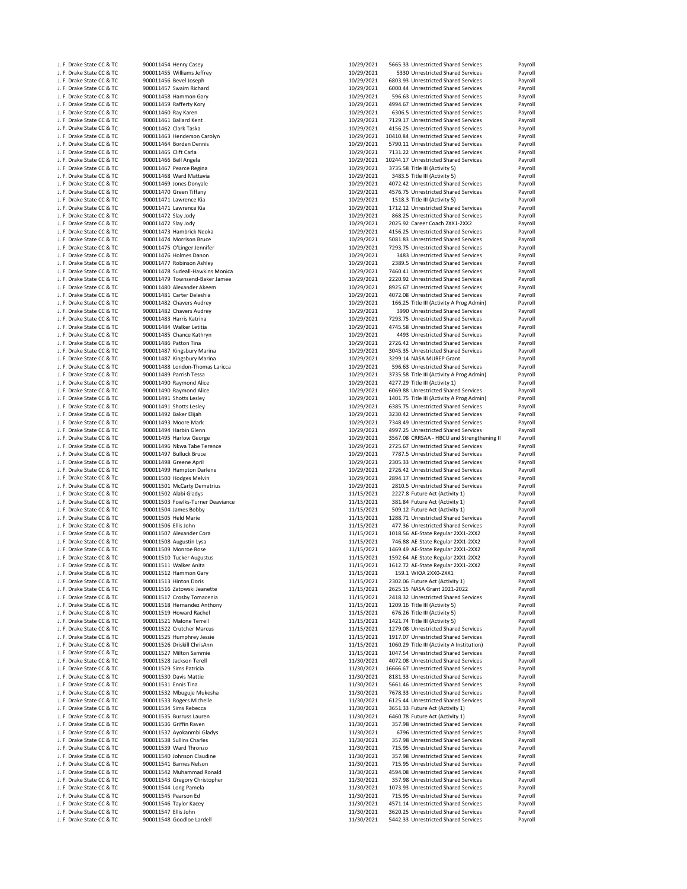| | | | | | | |
|---|---|---|---|---|---|---|
| J. F. Drake State CC & TC | 900011454 | Henry Casey | 10/29/2021 | 5665.33 | Unrestricted Shared Services | Payroll |
| J. F. Drake State CC & TC | 900011455 | Williams Jeffrey | 10/29/2021 | 5330 | Unrestricted Shared Services | Payroll |
| J. F. Drake State CC & TC | 900011456 | Bevel Joseph | 10/29/2021 | 6803.93 | Unrestricted Shared Services | Payroll |
| J. F. Drake State CC & TC | 900011457 | Swaim Richard | 10/29/2021 | 6000.44 | Unrestricted Shared Services | Payroll |
| J. F. Drake State CC & TC | 900011458 | Hammon Gary | 10/29/2021 | 596.63 | Unrestricted Shared Services | Payroll |
| J. F. Drake State CC & TC | 900011459 | Rafferty Kory | 10/29/2021 | 4994.67 | Unrestricted Shared Services | Payroll |
| J. F. Drake State CC & TC | 900011460 | Ray Karen | 10/29/2021 | 6306.5 | Unrestricted Shared Services | Payroll |
| J. F. Drake State CC & TC | 900011461 | Ballard Kent | 10/29/2021 | 7129.17 | Unrestricted Shared Services | Payroll |
| J. F. Drake State CC & TC | 900011462 | Clark Taska | 10/29/2021 | 4156.25 | Unrestricted Shared Services | Payroll |
| J. F. Drake State CC & TC | 900011463 | Henderson Carolyn | 10/29/2021 | 10410.84 | Unrestricted Shared Services | Payroll |
| J. F. Drake State CC & TC | 900011464 | Borden Dennis | 10/29/2021 | 5790.11 | Unrestricted Shared Services | Payroll |
| J. F. Drake State CC & TC | 900011465 | Clift Carla | 10/29/2021 | 7131.22 | Unrestricted Shared Services | Payroll |
| J. F. Drake State CC & TC | 900011466 | Bell Angela | 10/29/2021 | 10244.17 | Unrestricted Shared Services | Payroll |
| J. F. Drake State CC & TC | 900011467 | Pearce Regina | 10/29/2021 | 3735.58 | Title III (Activity 5) | Payroll |
| J. F. Drake State CC & TC | 900011468 | Ward Mattavia | 10/29/2021 | 3483.5 | Title III (Activity 5) | Payroll |
| J. F. Drake State CC & TC | 900011469 | Jones Donyale | 10/29/2021 | 4072.42 | Unrestricted Shared Services | Payroll |
| J. F. Drake State CC & TC | 900011470 | Green Tiffany | 10/29/2021 | 4576.75 | Unrestricted Shared Services | Payroll |
| J. F. Drake State CC & TC | 900011471 | Lawrence Kia | 10/29/2021 | 1518.3 | Title III (Activity 5) | Payroll |
| J. F. Drake State CC & TC | 900011471 | Lawrence Kia | 10/29/2021 | 1712.12 | Unrestricted Shared Services | Payroll |
| J. F. Drake State CC & TC | 900011472 | Slay Jody | 10/29/2021 | 868.25 | Unrestricted Shared Services | Payroll |
| J. F. Drake State CC & TC | 900011472 | Slay Jody | 10/29/2021 | 2025.92 | Career Coach 2XX1-2XX2 | Payroll |
| J. F. Drake State CC & TC | 900011473 | Hambrick Neoka | 10/29/2021 | 4156.25 | Unrestricted Shared Services | Payroll |
| J. F. Drake State CC & TC | 900011474 | Morrison Bruce | 10/29/2021 | 5081.83 | Unrestricted Shared Services | Payroll |
| J. F. Drake State CC & TC | 900011475 | O'Linger Jennifer | 10/29/2021 | 7293.75 | Unrestricted Shared Services | Payroll |
| J. F. Drake State CC & TC | 900011476 | Holmes Danon | 10/29/2021 | 3483 | Unrestricted Shared Services | Payroll |
| J. F. Drake State CC & TC | 900011477 | Robinson Ashley | 10/29/2021 | 2389.5 | Unrestricted Shared Services | Payroll |
| J. F. Drake State CC & TC | 900011478 | Sudeall-Hawkins Monica | 10/29/2021 | 7460.41 | Unrestricted Shared Services | Payroll |
| J. F. Drake State CC & TC | 900011479 | Townsend-Baker Jamee | 10/29/2021 | 2220.92 | Unrestricted Shared Services | Payroll |
| J. F. Drake State CC & TC | 900011480 | Alexander Akeem | 10/29/2021 | 8925.67 | Unrestricted Shared Services | Payroll |
| J. F. Drake State CC & TC | 900011481 | Carter Deleshia | 10/29/2021 | 4072.08 | Unrestricted Shared Services | Payroll |
| J. F. Drake State CC & TC | 900011482 | Chavers Audrey | 10/29/2021 | 166.25 | Title III (Activity A Prog Admin) | Payroll |
| J. F. Drake State CC & TC | 900011482 | Chavers Audrey | 10/29/2021 | 3990 | Unrestricted Shared Services | Payroll |
| J. F. Drake State CC & TC | 900011483 | Harris Katrina | 10/29/2021 | 7293.75 | Unrestricted Shared Services | Payroll |
| J. F. Drake State CC & TC | 900011484 | Walker Letitia | 10/29/2021 | 4745.58 | Unrestricted Shared Services | Payroll |
| J. F. Drake State CC & TC | 900011485 | Chance Kathryn | 10/29/2021 | 4493 | Unrestricted Shared Services | Payroll |
| J. F. Drake State CC & TC | 900011486 | Patton Tina | 10/29/2021 | 2726.42 | Unrestricted Shared Services | Payroll |
| J. F. Drake State CC & TC | 900011487 | Kingsbury Marina | 10/29/2021 | 3045.35 | Unrestricted Shared Services | Payroll |
| J. F. Drake State CC & TC | 900011487 | Kingsbury Marina | 10/29/2021 | 3299.14 | NASA MUREP Grant | Payroll |
| J. F. Drake State CC & TC | 900011488 | London-Thomas Laricca | 10/29/2021 | 596.63 | Unrestricted Shared Services | Payroll |
| J. F. Drake State CC & TC | 900011489 | Parrish Tessa | 10/29/2021 | 3735.58 | Title III (Activity A Prog Admin) | Payroll |
| J. F. Drake State CC & TC | 900011490 | Raymond Alice | 10/29/2021 | 4277.29 | Title III (Activity 1) | Payroll |
| J. F. Drake State CC & TC | 900011490 | Raymond Alice | 10/29/2021 | 6069.88 | Unrestricted Shared Services | Payroll |
| J. F. Drake State CC & TC | 900011491 | Shotts Lesley | 10/29/2021 | 1401.75 | Title III (Activity A Prog Admin) | Payroll |
| J. F. Drake State CC & TC | 900011491 | Shotts Lesley | 10/29/2021 | 6385.75 | Unrestricted Shared Services | Payroll |
| J. F. Drake State CC & TC | 900011492 | Baker Elijah | 10/29/2021 | 3230.42 | Unrestricted Shared Services | Payroll |
| J. F. Drake State CC & TC | 900011493 | Moore Mark | 10/29/2021 | 7348.49 | Unrestricted Shared Services | Payroll |
| J. F. Drake State CC & TC | 900011494 | Harbin Glenn | 10/29/2021 | 4997.25 | Unrestricted Shared Services | Payroll |
| J. F. Drake State CC & TC | 900011495 | Harlow George | 10/29/2021 | 3567.08 | CRRSAA - HBCU and Strengthening II | Payroll |
| J. F. Drake State CC & TC | 900011496 | Nkwa Tabe Terence | 10/29/2021 | 2725.67 | Unrestricted Shared Services | Payroll |
| J. F. Drake State CC & TC | 900011497 | Bulluck Bruce | 10/29/2021 | 7787.5 | Unrestricted Shared Services | Payroll |
| J. F. Drake State CC & TC | 900011498 | Greene April | 10/29/2021 | 2305.33 | Unrestricted Shared Services | Payroll |
| J. F. Drake State CC & TC | 900011499 | Hampton Darlene | 10/29/2021 | 2726.42 | Unrestricted Shared Services | Payroll |
| J. F. Drake State CC & TC | 900011500 | Hodges Melvin | 10/29/2021 | 2894.17 | Unrestricted Shared Services | Payroll |
| J. F. Drake State CC & TC | 900011501 | McCarty Demetrius | 10/29/2021 | 2810.5 | Unrestricted Shared Services | Payroll |
| J. F. Drake State CC & TC | 900011502 | Alabi Gladys | 11/15/2021 | 2227.8 | Future Act (Activity 1) | Payroll |
| J. F. Drake State CC & TC | 900011503 | Fowlks-Turner Deaviance | 11/15/2021 | 381.84 | Future Act (Activity 1) | Payroll |
| J. F. Drake State CC & TC | 900011504 | James Bobby | 11/15/2021 | 509.12 | Future Act (Activity 1) | Payroll |
| J. F. Drake State CC & TC | 900011505 | Held Marie | 11/15/2021 | 1288.71 | Unrestricted Shared Services | Payroll |
| J. F. Drake State CC & TC | 900011506 | Ellis John | 11/15/2021 | 477.36 | Unrestricted Shared Services | Payroll |
| J. F. Drake State CC & TC | 900011507 | Alexander Cora | 11/15/2021 | 1018.56 | AE-State Regular 2XX1-2XX2 | Payroll |
| J. F. Drake State CC & TC | 900011508 | Augustin Lysa | 11/15/2021 | 746.88 | AE-State Regular 2XX1-2XX2 | Payroll |
| J. F. Drake State CC & TC | 900011509 | Monroe Rose | 11/15/2021 | 1469.49 | AE-State Regular 2XX1-2XX2 | Payroll |
| J. F. Drake State CC & TC | 900011510 | Tucker Augustus | 11/15/2021 | 1592.64 | AE-State Regular 2XX1-2XX2 | Payroll |
| J. F. Drake State CC & TC | 900011511 | Walker Anita | 11/15/2021 | 1612.72 | AE-State Regular 2XX1-2XX2 | Payroll |
| J. F. Drake State CC & TC | 900011512 | Hammon Gary | 11/15/2021 | 159.1 | WIOA 2XX0-2XX1 | Payroll |
| J. F. Drake State CC & TC | 900011513 | Hinton Doris | 11/15/2021 | 2302.06 | Future Act (Activity 1) | Payroll |
| J. F. Drake State CC & TC | 900011516 | Zatowski Jeanette | 11/15/2021 | 2625.15 | NASA Grant 2021-2022 | Payroll |
| J. F. Drake State CC & TC | 900011517 | Crosby Tomacenia | 11/15/2021 | 2418.32 | Unrestricted Shared Services | Payroll |
| J. F. Drake State CC & TC | 900011518 | Hernandez Anthony | 11/15/2021 | 1209.16 | Title III (Activity 5) | Payroll |
| J. F. Drake State CC & TC | 900011519 | Howard Rachel | 11/15/2021 | 676.26 | Title III (Activity 5) | Payroll |
| J. F. Drake State CC & TC | 900011521 | Malone Terrell | 11/15/2021 | 1421.74 | Title III (Activity 5) | Payroll |
| J. F. Drake State CC & TC | 900011522 | Crutcher Marcus | 11/15/2021 | 1279.08 | Unrestricted Shared Services | Payroll |
| J. F. Drake State CC & TC | 900011525 | Humphrey Jessie | 11/15/2021 | 1917.07 | Unrestricted Shared Services | Payroll |
| J. F. Drake State CC & TC | 900011526 | Driskill ChrisAnn | 11/15/2021 | 1060.29 | Title III (Activity A Institution) | Payroll |
| J. F. Drake State CC & TC | 900011527 | Milton Sammie | 11/15/2021 | 1047.54 | Unrestricted Shared Services | Payroll |
| J. F. Drake State CC & TC | 900011528 | Jackson Terell | 11/30/2021 | 4072.08 | Unrestricted Shared Services | Payroll |
| J. F. Drake State CC & TC | 900011529 | Sims Patricia | 11/30/2021 | 16666.67 | Unrestricted Shared Services | Payroll |
| J. F. Drake State CC & TC | 900011530 | Davis Mattie | 11/30/2021 | 8181.33 | Unrestricted Shared Services | Payroll |
| J. F. Drake State CC & TC | 900011531 | Ennis Tina | 11/30/2021 | 5661.46 | Unrestricted Shared Services | Payroll |
| J. F. Drake State CC & TC | 900011532 | Mbuguje Mukesha | 11/30/2021 | 7678.33 | Unrestricted Shared Services | Payroll |
| J. F. Drake State CC & TC | 900011533 | Rogers Michelle | 11/30/2021 | 6125.44 | Unrestricted Shared Services | Payroll |
| J. F. Drake State CC & TC | 900011534 | Sims Rebecca | 11/30/2021 | 3651.33 | Future Act (Activity 1) | Payroll |
| J. F. Drake State CC & TC | 900011535 | Burruss Lauren | 11/30/2021 | 6460.78 | Future Act (Activity 1) | Payroll |
| J. F. Drake State CC & TC | 900011536 | Griffin Raven | 11/30/2021 | 357.98 | Unrestricted Shared Services | Payroll |
| J. F. Drake State CC & TC | 900011537 | Ayokanmbi Gladys | 11/30/2021 | 6796 | Unrestricted Shared Services | Payroll |
| J. F. Drake State CC & TC | 900011538 | Sullins Charles | 11/30/2021 | 357.98 | Unrestricted Shared Services | Payroll |
| J. F. Drake State CC & TC | 900011539 | Ward Thronzo | 11/30/2021 | 715.95 | Unrestricted Shared Services | Payroll |
| J. F. Drake State CC & TC | 900011540 | Johnson Claudine | 11/30/2021 | 357.98 | Unrestricted Shared Services | Payroll |
| J. F. Drake State CC & TC | 900011541 | Barnes Nelson | 11/30/2021 | 715.95 | Unrestricted Shared Services | Payroll |
| J. F. Drake State CC & TC | 900011542 | Muhammad Ronald | 11/30/2021 | 4594.08 | Unrestricted Shared Services | Payroll |
| J. F. Drake State CC & TC | 900011543 | Gregory Christopher | 11/30/2021 | 357.98 | Unrestricted Shared Services | Payroll |
| J. F. Drake State CC & TC | 900011544 | Long Pamela | 11/30/2021 | 1073.93 | Unrestricted Shared Services | Payroll |
| J. F. Drake State CC & TC | 900011545 | Pearson Ed | 11/30/2021 | 715.95 | Unrestricted Shared Services | Payroll |
| J. F. Drake State CC & TC | 900011546 | Taylor Kacey | 11/30/2021 | 4571.14 | Unrestricted Shared Services | Payroll |
| J. F. Drake State CC & TC | 900011547 | Ellis John | 11/30/2021 | 3620.25 | Unrestricted Shared Services | Payroll |
| J. F. Drake State CC & TC | 900011548 | Goodloe Lardell | 11/30/2021 | 5442.33 | Unrestricted Shared Services | Payroll |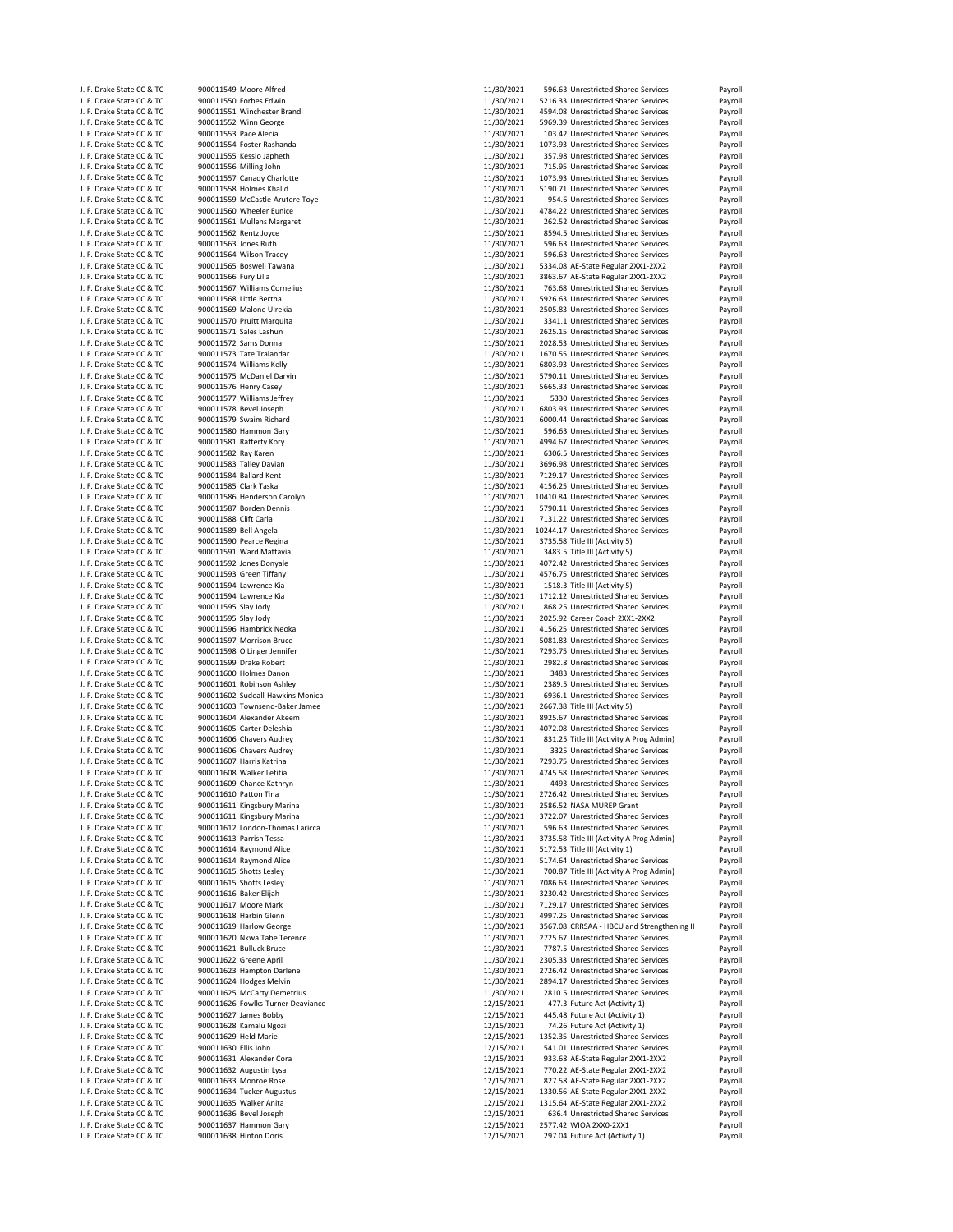| | | | | | | |
|---|---|---|---|---|---|---|
| J. F. Drake State CC & TC | 900011549 | Moore Alfred | 11/30/2021 | 596.63 | Unrestricted Shared Services | Payroll |
| J. F. Drake State CC & TC | 900011550 | Forbes Edwin | 11/30/2021 | 5216.33 | Unrestricted Shared Services | Payroll |
| J. F. Drake State CC & TC | 900011551 | Winchester Brandi | 11/30/2021 | 4594.08 | Unrestricted Shared Services | Payroll |
| J. F. Drake State CC & TC | 900011552 | Winn George | 11/30/2021 | 5969.39 | Unrestricted Shared Services | Payroll |
| J. F. Drake State CC & TC | 900011553 | Pace Alecia | 11/30/2021 | 103.42 | Unrestricted Shared Services | Payroll |
| J. F. Drake State CC & TC | 900011554 | Foster Rashanda | 11/30/2021 | 1073.93 | Unrestricted Shared Services | Payroll |
| J. F. Drake State CC & TC | 900011555 | Kessio Japheth | 11/30/2021 | 357.98 | Unrestricted Shared Services | Payroll |
| J. F. Drake State CC & TC | 900011556 | Milling John | 11/30/2021 | 715.95 | Unrestricted Shared Services | Payroll |
| J. F. Drake State CC & TC | 900011557 | Canady Charlotte | 11/30/2021 | 1073.93 | Unrestricted Shared Services | Payroll |
| J. F. Drake State CC & TC | 900011558 | Holmes Khalid | 11/30/2021 | 5190.71 | Unrestricted Shared Services | Payroll |
| J. F. Drake State CC & TC | 900011559 | McCastle-Arutere Toye | 11/30/2021 | 954.6 | Unrestricted Shared Services | Payroll |
| J. F. Drake State CC & TC | 900011560 | Wheeler Eunice | 11/30/2021 | 4784.22 | Unrestricted Shared Services | Payroll |
| J. F. Drake State CC & TC | 900011561 | Mullens Margaret | 11/30/2021 | 262.52 | Unrestricted Shared Services | Payroll |
| J. F. Drake State CC & TC | 900011562 | Rentz Joyce | 11/30/2021 | 8594.5 | Unrestricted Shared Services | Payroll |
| J. F. Drake State CC & TC | 900011563 | Jones Ruth | 11/30/2021 | 596.63 | Unrestricted Shared Services | Payroll |
| J. F. Drake State CC & TC | 900011564 | Wilson Tracey | 11/30/2021 | 596.63 | Unrestricted Shared Services | Payroll |
| J. F. Drake State CC & TC | 900011565 | Boswell Tawana | 11/30/2021 | 5334.08 | AE-State Regular 2XX1-2XX2 | Payroll |
| J. F. Drake State CC & TC | 900011566 | Fury Lilia | 11/30/2021 | 3863.67 | AE-State Regular 2XX1-2XX2 | Payroll |
| J. F. Drake State CC & TC | 900011567 | Williams Cornelius | 11/30/2021 | 763.68 | Unrestricted Shared Services | Payroll |
| J. F. Drake State CC & TC | 900011568 | Little Bertha | 11/30/2021 | 5926.63 | Unrestricted Shared Services | Payroll |
| J. F. Drake State CC & TC | 900011569 | Malone Ulrekia | 11/30/2021 | 2505.83 | Unrestricted Shared Services | Payroll |
| J. F. Drake State CC & TC | 900011570 | Pruitt Marquita | 11/30/2021 | 3341.1 | Unrestricted Shared Services | Payroll |
| J. F. Drake State CC & TC | 900011571 | Sales Lashun | 11/30/2021 | 2625.15 | Unrestricted Shared Services | Payroll |
| J. F. Drake State CC & TC | 900011572 | Sams Donna | 11/30/2021 | 2028.53 | Unrestricted Shared Services | Payroll |
| J. F. Drake State CC & TC | 900011573 | Tate Tralandar | 11/30/2021 | 1670.55 | Unrestricted Shared Services | Payroll |
| J. F. Drake State CC & TC | 900011574 | Williams Kelly | 11/30/2021 | 6803.93 | Unrestricted Shared Services | Payroll |
| J. F. Drake State CC & TC | 900011575 | McDaniel Darvin | 11/30/2021 | 5790.11 | Unrestricted Shared Services | Payroll |
| J. F. Drake State CC & TC | 900011576 | Henry Casey | 11/30/2021 | 5665.33 | Unrestricted Shared Services | Payroll |
| J. F. Drake State CC & TC | 900011577 | Williams Jeffrey | 11/30/2021 | 5330 | Unrestricted Shared Services | Payroll |
| J. F. Drake State CC & TC | 900011578 | Bevel Joseph | 11/30/2021 | 6803.93 | Unrestricted Shared Services | Payroll |
| J. F. Drake State CC & TC | 900011579 | Swaim Richard | 11/30/2021 | 6000.44 | Unrestricted Shared Services | Payroll |
| J. F. Drake State CC & TC | 900011580 | Hammon Gary | 11/30/2021 | 596.63 | Unrestricted Shared Services | Payroll |
| J. F. Drake State CC & TC | 900011581 | Rafferty Kory | 11/30/2021 | 4994.67 | Unrestricted Shared Services | Payroll |
| J. F. Drake State CC & TC | 900011582 | Ray Karen | 11/30/2021 | 6306.5 | Unrestricted Shared Services | Payroll |
| J. F. Drake State CC & TC | 900011583 | Talley Davian | 11/30/2021 | 3696.98 | Unrestricted Shared Services | Payroll |
| J. F. Drake State CC & TC | 900011584 | Ballard Kent | 11/30/2021 | 7129.17 | Unrestricted Shared Services | Payroll |
| J. F. Drake State CC & TC | 900011585 | Clark Taska | 11/30/2021 | 4156.25 | Unrestricted Shared Services | Payroll |
| J. F. Drake State CC & TC | 900011586 | Henderson Carolyn | 11/30/2021 | 10410.84 | Unrestricted Shared Services | Payroll |
| J. F. Drake State CC & TC | 900011587 | Borden Dennis | 11/30/2021 | 5790.11 | Unrestricted Shared Services | Payroll |
| J. F. Drake State CC & TC | 900011588 | Clift Carla | 11/30/2021 | 7131.22 | Unrestricted Shared Services | Payroll |
| J. F. Drake State CC & TC | 900011589 | Bell Angela | 11/30/2021 | 10244.17 | Unrestricted Shared Services | Payroll |
| J. F. Drake State CC & TC | 900011590 | Pearce Regina | 11/30/2021 | 3735.58 | Title III (Activity 5) | Payroll |
| J. F. Drake State CC & TC | 900011591 | Ward Mattavia | 11/30/2021 | 3483.5 | Title III (Activity 5) | Payroll |
| J. F. Drake State CC & TC | 900011592 | Jones Donyale | 11/30/2021 | 4072.42 | Unrestricted Shared Services | Payroll |
| J. F. Drake State CC & TC | 900011593 | Green Tiffany | 11/30/2021 | 4576.75 | Unrestricted Shared Services | Payroll |
| J. F. Drake State CC & TC | 900011594 | Lawrence Kia | 11/30/2021 | 1518.3 | Title III (Activity 5) | Payroll |
| J. F. Drake State CC & TC | 900011594 | Lawrence Kia | 11/30/2021 | 1712.12 | Unrestricted Shared Services | Payroll |
| J. F. Drake State CC & TC | 900011595 | Slay Jody | 11/30/2021 | 868.25 | Unrestricted Shared Services | Payroll |
| J. F. Drake State CC & TC | 900011595 | Slay Jody | 11/30/2021 | 2025.92 | Career Coach 2XX1-2XX2 | Payroll |
| J. F. Drake State CC & TC | 900011596 | Hambrick Neoka | 11/30/2021 | 4156.25 | Unrestricted Shared Services | Payroll |
| J. F. Drake State CC & TC | 900011597 | Morrison Bruce | 11/30/2021 | 5081.83 | Unrestricted Shared Services | Payroll |
| J. F. Drake State CC & TC | 900011598 | O'Linger Jennifer | 11/30/2021 | 7293.75 | Unrestricted Shared Services | Payroll |
| J. F. Drake State CC & TC | 900011599 | Drake Robert | 11/30/2021 | 2982.8 | Unrestricted Shared Services | Payroll |
| J. F. Drake State CC & TC | 900011600 | Holmes Danon | 11/30/2021 | 3483 | Unrestricted Shared Services | Payroll |
| J. F. Drake State CC & TC | 900011601 | Robinson Ashley | 11/30/2021 | 2389.5 | Unrestricted Shared Services | Payroll |
| J. F. Drake State CC & TC | 900011602 | Sudeall-Hawkins Monica | 11/30/2021 | 6936.1 | Unrestricted Shared Services | Payroll |
| J. F. Drake State CC & TC | 900011603 | Townsend-Baker Jamee | 11/30/2021 | 2667.38 | Title III (Activity 5) | Payroll |
| J. F. Drake State CC & TC | 900011604 | Alexander Akeem | 11/30/2021 | 8925.67 | Unrestricted Shared Services | Payroll |
| J. F. Drake State CC & TC | 900011605 | Carter Deleshia | 11/30/2021 | 4072.08 | Unrestricted Shared Services | Payroll |
| J. F. Drake State CC & TC | 900011606 | Chavers Audrey | 11/30/2021 | 831.25 | Title III (Activity A Prog Admin) | Payroll |
| J. F. Drake State CC & TC | 900011606 | Chavers Audrey | 11/30/2021 | 3325 | Unrestricted Shared Services | Payroll |
| J. F. Drake State CC & TC | 900011607 | Harris Katrina | 11/30/2021 | 7293.75 | Unrestricted Shared Services | Payroll |
| J. F. Drake State CC & TC | 900011608 | Walker Letitia | 11/30/2021 | 4745.58 | Unrestricted Shared Services | Payroll |
| J. F. Drake State CC & TC | 900011609 | Chance Kathryn | 11/30/2021 | 4493 | Unrestricted Shared Services | Payroll |
| J. F. Drake State CC & TC | 900011610 | Patton Tina | 11/30/2021 | 2726.42 | Unrestricted Shared Services | Payroll |
| J. F. Drake State CC & TC | 900011611 | Kingsbury Marina | 11/30/2021 | 2586.52 | NASA MUREP Grant | Payroll |
| J. F. Drake State CC & TC | 900011611 | Kingsbury Marina | 11/30/2021 | 3722.07 | Unrestricted Shared Services | Payroll |
| J. F. Drake State CC & TC | 900011612 | London-Thomas Laricca | 11/30/2021 | 596.63 | Unrestricted Shared Services | Payroll |
| J. F. Drake State CC & TC | 900011613 | Parrish Tessa | 11/30/2021 | 3735.58 | Title III (Activity A Prog Admin) | Payroll |
| J. F. Drake State CC & TC | 900011614 | Raymond Alice | 11/30/2021 | 5172.53 | Title III (Activity 1) | Payroll |
| J. F. Drake State CC & TC | 900011614 | Raymond Alice | 11/30/2021 | 5174.64 | Unrestricted Shared Services | Payroll |
| J. F. Drake State CC & TC | 900011615 | Shotts Lesley | 11/30/2021 | 700.87 | Title III (Activity A Prog Admin) | Payroll |
| J. F. Drake State CC & TC | 900011615 | Shotts Lesley | 11/30/2021 | 7086.63 | Unrestricted Shared Services | Payroll |
| J. F. Drake State CC & TC | 900011616 | Baker Elijah | 11/30/2021 | 3230.42 | Unrestricted Shared Services | Payroll |
| J. F. Drake State CC & TC | 900011617 | Moore Mark | 11/30/2021 | 7129.17 | Unrestricted Shared Services | Payroll |
| J. F. Drake State CC & TC | 900011618 | Harbin Glenn | 11/30/2021 | 4997.25 | Unrestricted Shared Services | Payroll |
| J. F. Drake State CC & TC | 900011619 | Harlow George | 11/30/2021 | 3567.08 | CRRSAA - HBCU and Strengthening II | Payroll |
| J. F. Drake State CC & TC | 900011620 | Nkwa Tabe Terence | 11/30/2021 | 2725.67 | Unrestricted Shared Services | Payroll |
| J. F. Drake State CC & TC | 900011621 | Bulluck Bruce | 11/30/2021 | 7787.5 | Unrestricted Shared Services | Payroll |
| J. F. Drake State CC & TC | 900011622 | Greene April | 11/30/2021 | 2305.33 | Unrestricted Shared Services | Payroll |
| J. F. Drake State CC & TC | 900011623 | Hampton Darlene | 11/30/2021 | 2726.42 | Unrestricted Shared Services | Payroll |
| J. F. Drake State CC & TC | 900011624 | Hodges Melvin | 11/30/2021 | 2894.17 | Unrestricted Shared Services | Payroll |
| J. F. Drake State CC & TC | 900011625 | McCarty Demetrius | 11/30/2021 | 2810.5 | Unrestricted Shared Services | Payroll |
| J. F. Drake State CC & TC | 900011626 | Fowlks-Turner Deaviance | 12/15/2021 | 477.3 | Future Act (Activity 1) | Payroll |
| J. F. Drake State CC & TC | 900011627 | James Bobby | 12/15/2021 | 445.48 | Future Act (Activity 1) | Payroll |
| J. F. Drake State CC & TC | 900011628 | Kamalu Ngozi | 12/15/2021 | 74.26 | Future Act (Activity 1) | Payroll |
| J. F. Drake State CC & TC | 900011629 | Held Marie | 12/15/2021 | 1352.35 | Unrestricted Shared Services | Payroll |
| J. F. Drake State CC & TC | 900011630 | Ellis John | 12/15/2021 | 541.01 | Unrestricted Shared Services | Payroll |
| J. F. Drake State CC & TC | 900011631 | Alexander Cora | 12/15/2021 | 933.68 | AE-State Regular 2XX1-2XX2 | Payroll |
| J. F. Drake State CC & TC | 900011632 | Augustin Lysa | 12/15/2021 | 770.22 | AE-State Regular 2XX1-2XX2 | Payroll |
| J. F. Drake State CC & TC | 900011633 | Monroe Rose | 12/15/2021 | 827.58 | AE-State Regular 2XX1-2XX2 | Payroll |
| J. F. Drake State CC & TC | 900011634 | Tucker Augustus | 12/15/2021 | 1330.56 | AE-State Regular 2XX1-2XX2 | Payroll |
| J. F. Drake State CC & TC | 900011635 | Walker Anita | 12/15/2021 | 1315.64 | AE-State Regular 2XX1-2XX2 | Payroll |
| J. F. Drake State CC & TC | 900011636 | Bevel Joseph | 12/15/2021 | 636.4 | Unrestricted Shared Services | Payroll |
| J. F. Drake State CC & TC | 900011637 | Hammon Gary | 12/15/2021 | 2577.42 | WIOA 2XX0-2XX1 | Payroll |
| J. F. Drake State CC & TC | 900011638 | Hinton Doris | 12/15/2021 | 297.04 | Future Act (Activity 1) | Payroll |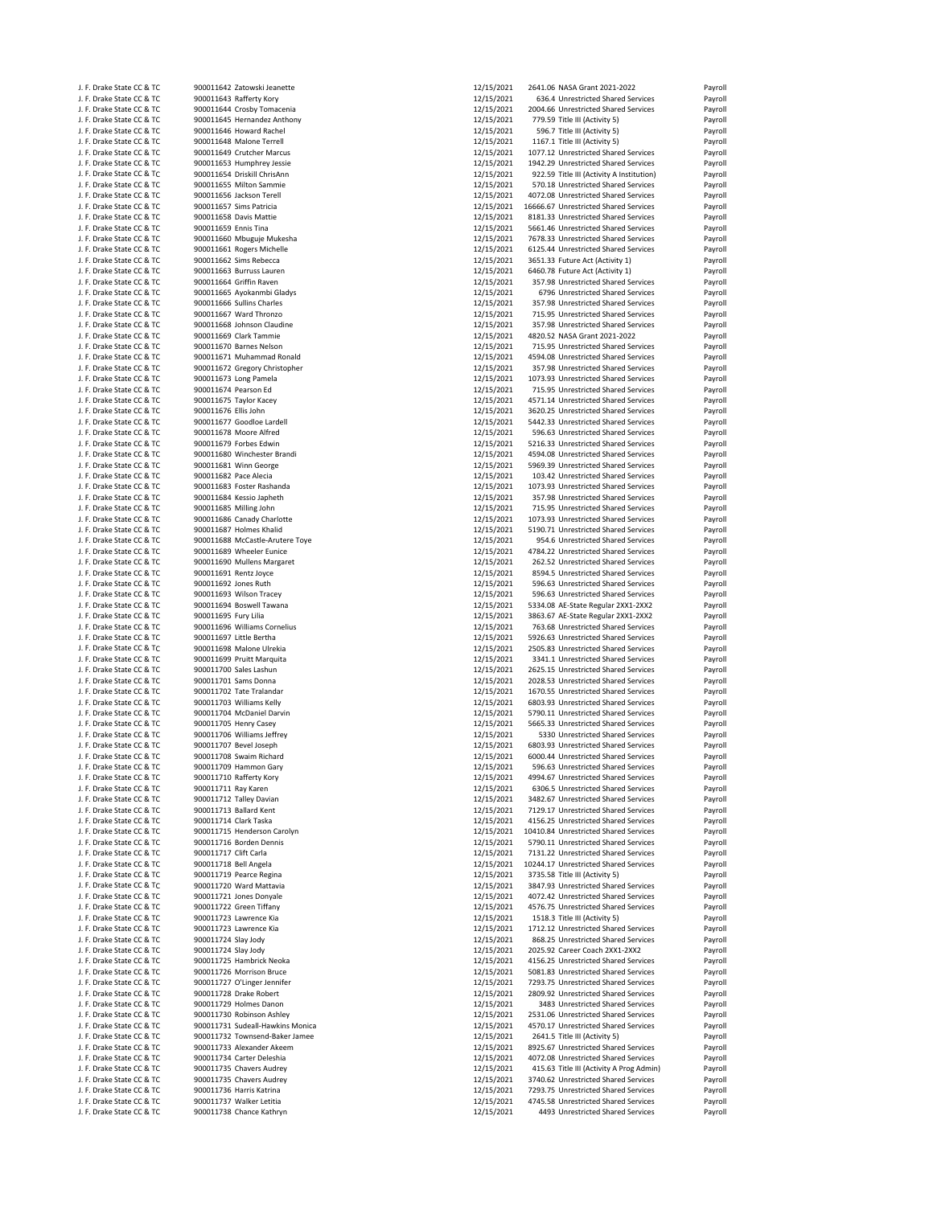| | | | | | | |
|---|---|---|---|---|---|---|
| J. F. Drake State CC & TC | 900011642 | Zatowski Jeanette | 12/15/2021 | 2641.06 | NASA Grant 2021-2022 | Payroll |
| J. F. Drake State CC & TC | 900011643 | Rafferty Kory | 12/15/2021 | 636.4 | Unrestricted Shared Services | Payroll |
| J. F. Drake State CC & TC | 900011644 | Crosby Tomacenia | 12/15/2021 | 2004.66 | Unrestricted Shared Services | Payroll |
| J. F. Drake State CC & TC | 900011645 | Hernandez Anthony | 12/15/2021 | 779.59 | Title III (Activity 5) | Payroll |
| J. F. Drake State CC & TC | 900011646 | Howard Rachel | 12/15/2021 | 596.7 | Title III (Activity 5) | Payroll |
| J. F. Drake State CC & TC | 900011648 | Malone Terrell | 12/15/2021 | 1167.1 | Title III (Activity 5) | Payroll |
| J. F. Drake State CC & TC | 900011649 | Crutcher Marcus | 12/15/2021 | 1077.12 | Unrestricted Shared Services | Payroll |
| J. F. Drake State CC & TC | 900011653 | Humphrey Jessie | 12/15/2021 | 1942.29 | Unrestricted Shared Services | Payroll |
| J. F. Drake State CC & TC | 900011654 | Driskill ChrisAnn | 12/15/2021 | 922.59 | Title III (Activity A Institution) | Payroll |
| J. F. Drake State CC & TC | 900011655 | Milton Sammie | 12/15/2021 | 570.18 | Unrestricted Shared Services | Payroll |
| J. F. Drake State CC & TC | 900011656 | Jackson Terell | 12/15/2021 | 4072.08 | Unrestricted Shared Services | Payroll |
| J. F. Drake State CC & TC | 900011657 | Sims Patricia | 12/15/2021 | 16666.67 | Unrestricted Shared Services | Payroll |
| J. F. Drake State CC & TC | 900011658 | Davis Mattie | 12/15/2021 | 8181.33 | Unrestricted Shared Services | Payroll |
| J. F. Drake State CC & TC | 900011659 | Ennis Tina | 12/15/2021 | 5661.46 | Unrestricted Shared Services | Payroll |
| J. F. Drake State CC & TC | 900011660 | Mbuguje Mukesha | 12/15/2021 | 7678.33 | Unrestricted Shared Services | Payroll |
| J. F. Drake State CC & TC | 900011661 | Rogers Michelle | 12/15/2021 | 6125.44 | Unrestricted Shared Services | Payroll |
| J. F. Drake State CC & TC | 900011662 | Sims Rebecca | 12/15/2021 | 3651.33 | Future Act (Activity 1) | Payroll |
| J. F. Drake State CC & TC | 900011663 | Burruss Lauren | 12/15/2021 | 6460.78 | Future Act (Activity 1) | Payroll |
| J. F. Drake State CC & TC | 900011664 | Griffin Raven | 12/15/2021 | 357.98 | Unrestricted Shared Services | Payroll |
| J. F. Drake State CC & TC | 900011665 | Ayokanmbi Gladys | 12/15/2021 | 6796 | Unrestricted Shared Services | Payroll |
| J. F. Drake State CC & TC | 900011666 | Sullins Charles | 12/15/2021 | 357.98 | Unrestricted Shared Services | Payroll |
| J. F. Drake State CC & TC | 900011667 | Ward Thronzo | 12/15/2021 | 715.95 | Unrestricted Shared Services | Payroll |
| J. F. Drake State CC & TC | 900011668 | Johnson Claudine | 12/15/2021 | 357.98 | Unrestricted Shared Services | Payroll |
| J. F. Drake State CC & TC | 900011669 | Clark Tammie | 12/15/2021 | 4820.52 | NASA Grant 2021-2022 | Payroll |
| J. F. Drake State CC & TC | 900011670 | Barnes Nelson | 12/15/2021 | 715.95 | Unrestricted Shared Services | Payroll |
| J. F. Drake State CC & TC | 900011671 | Muhammad Ronald | 12/15/2021 | 4594.08 | Unrestricted Shared Services | Payroll |
| J. F. Drake State CC & TC | 900011672 | Gregory Christopher | 12/15/2021 | 357.98 | Unrestricted Shared Services | Payroll |
| J. F. Drake State CC & TC | 900011673 | Long Pamela | 12/15/2021 | 1073.93 | Unrestricted Shared Services | Payroll |
| J. F. Drake State CC & TC | 900011674 | Pearson Ed | 12/15/2021 | 715.95 | Unrestricted Shared Services | Payroll |
| J. F. Drake State CC & TC | 900011675 | Taylor Kacey | 12/15/2021 | 4571.14 | Unrestricted Shared Services | Payroll |
| J. F. Drake State CC & TC | 900011676 | Ellis John | 12/15/2021 | 3620.25 | Unrestricted Shared Services | Payroll |
| J. F. Drake State CC & TC | 900011677 | Goodloe Lardell | 12/15/2021 | 5442.33 | Unrestricted Shared Services | Payroll |
| J. F. Drake State CC & TC | 900011678 | Moore Alfred | 12/15/2021 | 596.63 | Unrestricted Shared Services | Payroll |
| J. F. Drake State CC & TC | 900011679 | Forbes Edwin | 12/15/2021 | 5216.33 | Unrestricted Shared Services | Payroll |
| J. F. Drake State CC & TC | 900011680 | Winchester Brandi | 12/15/2021 | 4594.08 | Unrestricted Shared Services | Payroll |
| J. F. Drake State CC & TC | 900011681 | Winn George | 12/15/2021 | 5969.39 | Unrestricted Shared Services | Payroll |
| J. F. Drake State CC & TC | 900011682 | Pace Alecia | 12/15/2021 | 103.42 | Unrestricted Shared Services | Payroll |
| J. F. Drake State CC & TC | 900011683 | Foster Rashanda | 12/15/2021 | 1073.93 | Unrestricted Shared Services | Payroll |
| J. F. Drake State CC & TC | 900011684 | Kessio Japheth | 12/15/2021 | 357.98 | Unrestricted Shared Services | Payroll |
| J. F. Drake State CC & TC | 900011685 | Milling John | 12/15/2021 | 715.95 | Unrestricted Shared Services | Payroll |
| J. F. Drake State CC & TC | 900011686 | Canady Charlotte | 12/15/2021 | 1073.93 | Unrestricted Shared Services | Payroll |
| J. F. Drake State CC & TC | 900011687 | Holmes Khalid | 12/15/2021 | 5190.71 | Unrestricted Shared Services | Payroll |
| J. F. Drake State CC & TC | 900011688 | McCastle-Arutere Toye | 12/15/2021 | 954.6 | Unrestricted Shared Services | Payroll |
| J. F. Drake State CC & TC | 900011689 | Wheeler Eunice | 12/15/2021 | 4784.22 | Unrestricted Shared Services | Payroll |
| J. F. Drake State CC & TC | 900011690 | Mullens Margaret | 12/15/2021 | 262.52 | Unrestricted Shared Services | Payroll |
| J. F. Drake State CC & TC | 900011691 | Rentz Joyce | 12/15/2021 | 8594.5 | Unrestricted Shared Services | Payroll |
| J. F. Drake State CC & TC | 900011692 | Jones Ruth | 12/15/2021 | 596.63 | Unrestricted Shared Services | Payroll |
| J. F. Drake State CC & TC | 900011693 | Wilson Tracey | 12/15/2021 | 596.63 | Unrestricted Shared Services | Payroll |
| J. F. Drake State CC & TC | 900011694 | Boswell Tawana | 12/15/2021 | 5334.08 | AE-State Regular 2XX1-2XX2 | Payroll |
| J. F. Drake State CC & TC | 900011695 | Fury Lilia | 12/15/2021 | 3863.67 | AE-State Regular 2XX1-2XX2 | Payroll |
| J. F. Drake State CC & TC | 900011696 | Williams Cornelius | 12/15/2021 | 763.68 | Unrestricted Shared Services | Payroll |
| J. F. Drake State CC & TC | 900011697 | Little Bertha | 12/15/2021 | 5926.63 | Unrestricted Shared Services | Payroll |
| J. F. Drake State CC & TC | 900011698 | Malone Ulrekia | 12/15/2021 | 2505.83 | Unrestricted Shared Services | Payroll |
| J. F. Drake State CC & TC | 900011699 | Pruitt Marquita | 12/15/2021 | 3341.1 | Unrestricted Shared Services | Payroll |
| J. F. Drake State CC & TC | 900011700 | Sales Lashun | 12/15/2021 | 2625.15 | Unrestricted Shared Services | Payroll |
| J. F. Drake State CC & TC | 900011701 | Sams Donna | 12/15/2021 | 2028.53 | Unrestricted Shared Services | Payroll |
| J. F. Drake State CC & TC | 900011702 | Tate Tralandar | 12/15/2021 | 1670.55 | Unrestricted Shared Services | Payroll |
| J. F. Drake State CC & TC | 900011703 | Williams Kelly | 12/15/2021 | 6803.93 | Unrestricted Shared Services | Payroll |
| J. F. Drake State CC & TC | 900011704 | McDaniel Darvin | 12/15/2021 | 5790.11 | Unrestricted Shared Services | Payroll |
| J. F. Drake State CC & TC | 900011705 | Henry Casey | 12/15/2021 | 5665.33 | Unrestricted Shared Services | Payroll |
| J. F. Drake State CC & TC | 900011706 | Williams Jeffrey | 12/15/2021 | 5330 | Unrestricted Shared Services | Payroll |
| J. F. Drake State CC & TC | 900011707 | Bevel Joseph | 12/15/2021 | 6803.93 | Unrestricted Shared Services | Payroll |
| J. F. Drake State CC & TC | 900011708 | Swaim Richard | 12/15/2021 | 6000.44 | Unrestricted Shared Services | Payroll |
| J. F. Drake State CC & TC | 900011709 | Hammon Gary | 12/15/2021 | 596.63 | Unrestricted Shared Services | Payroll |
| J. F. Drake State CC & TC | 900011710 | Rafferty Kory | 12/15/2021 | 4994.67 | Unrestricted Shared Services | Payroll |
| J. F. Drake State CC & TC | 900011711 | Ray Karen | 12/15/2021 | 6306.5 | Unrestricted Shared Services | Payroll |
| J. F. Drake State CC & TC | 900011712 | Talley Davian | 12/15/2021 | 3482.67 | Unrestricted Shared Services | Payroll |
| J. F. Drake State CC & TC | 900011713 | Ballard Kent | 12/15/2021 | 7129.17 | Unrestricted Shared Services | Payroll |
| J. F. Drake State CC & TC | 900011714 | Clark Taska | 12/15/2021 | 4156.25 | Unrestricted Shared Services | Payroll |
| J. F. Drake State CC & TC | 900011715 | Henderson Carolyn | 12/15/2021 | 10410.84 | Unrestricted Shared Services | Payroll |
| J. F. Drake State CC & TC | 900011716 | Borden Dennis | 12/15/2021 | 5790.11 | Unrestricted Shared Services | Payroll |
| J. F. Drake State CC & TC | 900011717 | Clift Carla | 12/15/2021 | 7131.22 | Unrestricted Shared Services | Payroll |
| J. F. Drake State CC & TC | 900011718 | Bell Angela | 12/15/2021 | 10244.17 | Unrestricted Shared Services | Payroll |
| J. F. Drake State CC & TC | 900011719 | Pearce Regina | 12/15/2021 | 3735.58 | Title III (Activity 5) | Payroll |
| J. F. Drake State CC & TC | 900011720 | Ward Mattavia | 12/15/2021 | 3847.93 | Unrestricted Shared Services | Payroll |
| J. F. Drake State CC & TC | 900011721 | Jones Donyale | 12/15/2021 | 4072.42 | Unrestricted Shared Services | Payroll |
| J. F. Drake State CC & TC | 900011722 | Green Tiffany | 12/15/2021 | 4576.75 | Unrestricted Shared Services | Payroll |
| J. F. Drake State CC & TC | 900011723 | Lawrence Kia | 12/15/2021 | 1518.3 | Title III (Activity 5) | Payroll |
| J. F. Drake State CC & TC | 900011723 | Lawrence Kia | 12/15/2021 | 1712.12 | Unrestricted Shared Services | Payroll |
| J. F. Drake State CC & TC | 900011724 | Slay Jody | 12/15/2021 | 868.25 | Unrestricted Shared Services | Payroll |
| J. F. Drake State CC & TC | 900011724 | Slay Jody | 12/15/2021 | 2025.92 | Career Coach 2XX1-2XX2 | Payroll |
| J. F. Drake State CC & TC | 900011725 | Hambrick Neoka | 12/15/2021 | 4156.25 | Unrestricted Shared Services | Payroll |
| J. F. Drake State CC & TC | 900011726 | Morrison Bruce | 12/15/2021 | 5081.83 | Unrestricted Shared Services | Payroll |
| J. F. Drake State CC & TC | 900011727 | O'Linger Jennifer | 12/15/2021 | 7293.75 | Unrestricted Shared Services | Payroll |
| J. F. Drake State CC & TC | 900011728 | Drake Robert | 12/15/2021 | 2809.92 | Unrestricted Shared Services | Payroll |
| J. F. Drake State CC & TC | 900011729 | Holmes Danon | 12/15/2021 | 3483 | Unrestricted Shared Services | Payroll |
| J. F. Drake State CC & TC | 900011730 | Robinson Ashley | 12/15/2021 | 2531.06 | Unrestricted Shared Services | Payroll |
| J. F. Drake State CC & TC | 900011731 | Sudeall-Hawkins Monica | 12/15/2021 | 4570.17 | Unrestricted Shared Services | Payroll |
| J. F. Drake State CC & TC | 900011732 | Townsend-Baker Jamee | 12/15/2021 | 2641.5 | Title III (Activity 5) | Payroll |
| J. F. Drake State CC & TC | 900011733 | Alexander Akeem | 12/15/2021 | 8925.67 | Unrestricted Shared Services | Payroll |
| J. F. Drake State CC & TC | 900011734 | Carter Deleshia | 12/15/2021 | 4072.08 | Unrestricted Shared Services | Payroll |
| J. F. Drake State CC & TC | 900011735 | Chavers Audrey | 12/15/2021 | 415.63 | Title III (Activity A Prog Admin) | Payroll |
| J. F. Drake State CC & TC | 900011735 | Chavers Audrey | 12/15/2021 | 3740.62 | Unrestricted Shared Services | Payroll |
| J. F. Drake State CC & TC | 900011736 | Harris Katrina | 12/15/2021 | 7293.75 | Unrestricted Shared Services | Payroll |
| J. F. Drake State CC & TC | 900011737 | Walker Letitia | 12/15/2021 | 4745.58 | Unrestricted Shared Services | Payroll |
| J. F. Drake State CC & TC | 900011738 | Chance Kathryn | 12/15/2021 | 4493 | Unrestricted Shared Services | Payroll |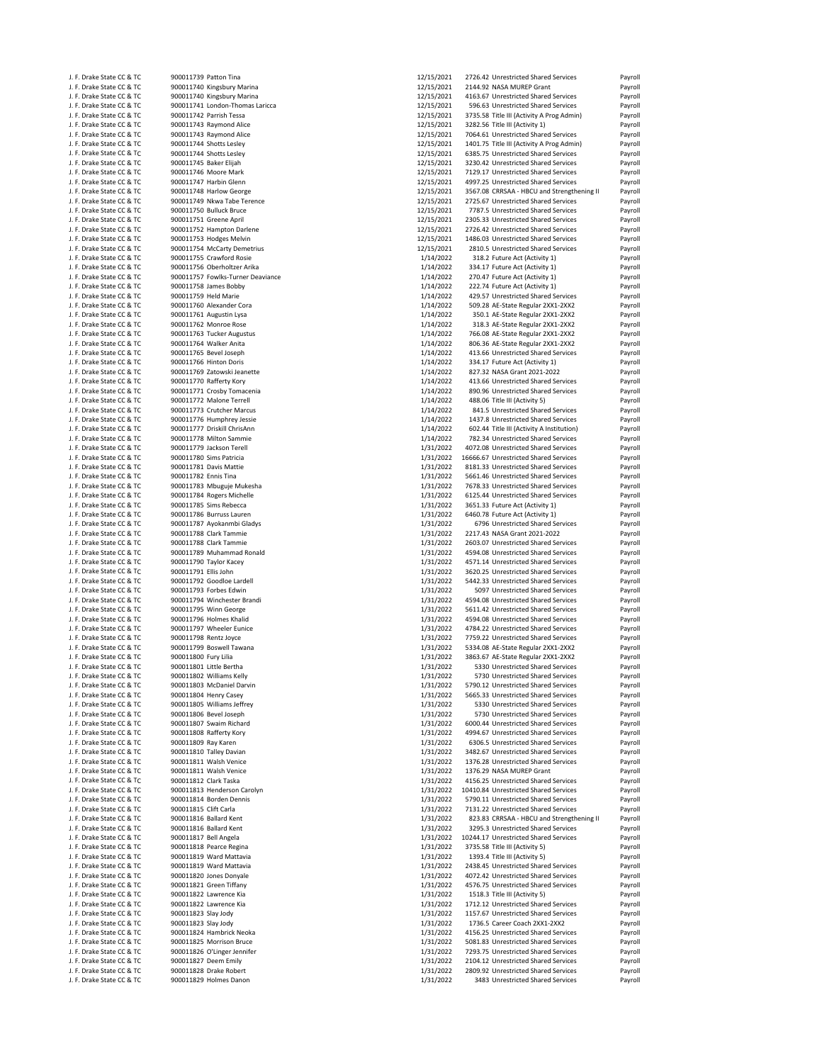| | | | | | | |
|---|---|---|---|---|---|---|
| J. F. Drake State CC & TC | 900011739 | Patton Tina | 12/15/2021 | 2726.42 | Unrestricted Shared Services | Payroll |
| J. F. Drake State CC & TC | 900011740 | Kingsbury Marina | 12/15/2021 | 2144.92 | NASA MUREP Grant | Payroll |
| J. F. Drake State CC & TC | 900011740 | Kingsbury Marina | 12/15/2021 | 4163.67 | Unrestricted Shared Services | Payroll |
| J. F. Drake State CC & TC | 900011741 | London-Thomas Laricca | 12/15/2021 | 596.63 | Unrestricted Shared Services | Payroll |
| J. F. Drake State CC & TC | 900011742 | Parrish Tessa | 12/15/2021 | 3735.58 | Title III (Activity A Prog Admin) | Payroll |
| J. F. Drake State CC & TC | 900011743 | Raymond Alice | 12/15/2021 | 3282.56 | Title III (Activity 1) | Payroll |
| J. F. Drake State CC & TC | 900011743 | Raymond Alice | 12/15/2021 | 7064.61 | Unrestricted Shared Services | Payroll |
| J. F. Drake State CC & TC | 900011744 | Shotts Lesley | 12/15/2021 | 1401.75 | Title III (Activity A Prog Admin) | Payroll |
| J. F. Drake State CC & TC | 900011744 | Shotts Lesley | 12/15/2021 | 6385.75 | Unrestricted Shared Services | Payroll |
| J. F. Drake State CC & TC | 900011745 | Baker Elijah | 12/15/2021 | 3230.42 | Unrestricted Shared Services | Payroll |
| J. F. Drake State CC & TC | 900011746 | Moore Mark | 12/15/2021 | 7129.17 | Unrestricted Shared Services | Payroll |
| J. F. Drake State CC & TC | 900011747 | Harbin Glenn | 12/15/2021 | 4997.25 | Unrestricted Shared Services | Payroll |
| J. F. Drake State CC & TC | 900011748 | Harlow George | 12/15/2021 | 3567.08 | CRRSAA - HBCU and Strengthening II | Payroll |
| J. F. Drake State CC & TC | 900011749 | Nkwa Tabe Terence | 12/15/2021 | 2725.67 | Unrestricted Shared Services | Payroll |
| J. F. Drake State CC & TC | 900011750 | Bulluck Bruce | 12/15/2021 | 7787.5 | Unrestricted Shared Services | Payroll |
| J. F. Drake State CC & TC | 900011751 | Greene April | 12/15/2021 | 2305.33 | Unrestricted Shared Services | Payroll |
| J. F. Drake State CC & TC | 900011752 | Hampton Darlene | 12/15/2021 | 2726.42 | Unrestricted Shared Services | Payroll |
| J. F. Drake State CC & TC | 900011753 | Hodges Melvin | 12/15/2021 | 1486.03 | Unrestricted Shared Services | Payroll |
| J. F. Drake State CC & TC | 900011754 | McCarty Demetrius | 12/15/2021 | 2810.5 | Unrestricted Shared Services | Payroll |
| J. F. Drake State CC & TC | 900011755 | Crawford Rosie | 1/14/2022 | 318.2 | Future Act (Activity 1) | Payroll |
| J. F. Drake State CC & TC | 900011756 | Oberholtzer Arika | 1/14/2022 | 334.17 | Future Act (Activity 1) | Payroll |
| J. F. Drake State CC & TC | 900011757 | Fowlks-Turner Deaviance | 1/14/2022 | 270.47 | Future Act (Activity 1) | Payroll |
| J. F. Drake State CC & TC | 900011758 | James Bobby | 1/14/2022 | 222.74 | Future Act (Activity 1) | Payroll |
| J. F. Drake State CC & TC | 900011759 | Held Marie | 1/14/2022 | 429.57 | Unrestricted Shared Services | Payroll |
| J. F. Drake State CC & TC | 900011760 | Alexander Cora | 1/14/2022 | 509.28 | AE-State Regular 2XX1-2XX2 | Payroll |
| J. F. Drake State CC & TC | 900011761 | Augustin Lysa | 1/14/2022 | 350.1 | AE-State Regular 2XX1-2XX2 | Payroll |
| J. F. Drake State CC & TC | 900011762 | Monroe Rose | 1/14/2022 | 318.3 | AE-State Regular 2XX1-2XX2 | Payroll |
| J. F. Drake State CC & TC | 900011763 | Tucker Augustus | 1/14/2022 | 766.08 | AE-State Regular 2XX1-2XX2 | Payroll |
| J. F. Drake State CC & TC | 900011764 | Walker Anita | 1/14/2022 | 806.36 | AE-State Regular 2XX1-2XX2 | Payroll |
| J. F. Drake State CC & TC | 900011765 | Bevel Joseph | 1/14/2022 | 413.66 | Unrestricted Shared Services | Payroll |
| J. F. Drake State CC & TC | 900011766 | Hinton Doris | 1/14/2022 | 334.17 | Future Act (Activity 1) | Payroll |
| J. F. Drake State CC & TC | 900011769 | Zatowski Jeanette | 1/14/2022 | 827.32 | NASA Grant 2021-2022 | Payroll |
| J. F. Drake State CC & TC | 900011770 | Rafferty Kory | 1/14/2022 | 413.66 | Unrestricted Shared Services | Payroll |
| J. F. Drake State CC & TC | 900011771 | Crosby Tomacenia | 1/14/2022 | 890.96 | Unrestricted Shared Services | Payroll |
| J. F. Drake State CC & TC | 900011772 | Malone Terrell | 1/14/2022 | 488.06 | Title III (Activity 5) | Payroll |
| J. F. Drake State CC & TC | 900011773 | Crutcher Marcus | 1/14/2022 | 841.5 | Unrestricted Shared Services | Payroll |
| J. F. Drake State CC & TC | 900011776 | Humphrey Jessie | 1/14/2022 | 1437.8 | Unrestricted Shared Services | Payroll |
| J. F. Drake State CC & TC | 900011777 | Driskill ChrisAnn | 1/14/2022 | 602.44 | Title III (Activity A Institution) | Payroll |
| J. F. Drake State CC & TC | 900011778 | Milton Sammie | 1/14/2022 | 782.34 | Unrestricted Shared Services | Payroll |
| J. F. Drake State CC & TC | 900011779 | Jackson Terell | 1/31/2022 | 4072.08 | Unrestricted Shared Services | Payroll |
| J. F. Drake State CC & TC | 900011780 | Sims Patricia | 1/31/2022 | 16666.67 | Unrestricted Shared Services | Payroll |
| J. F. Drake State CC & TC | 900011781 | Davis Mattie | 1/31/2022 | 8181.33 | Unrestricted Shared Services | Payroll |
| J. F. Drake State CC & TC | 900011782 | Ennis Tina | 1/31/2022 | 5661.46 | Unrestricted Shared Services | Payroll |
| J. F. Drake State CC & TC | 900011783 | Mbuguje Mukesha | 1/31/2022 | 7678.33 | Unrestricted Shared Services | Payroll |
| J. F. Drake State CC & TC | 900011784 | Rogers Michelle | 1/31/2022 | 6125.44 | Unrestricted Shared Services | Payroll |
| J. F. Drake State CC & TC | 900011785 | Sims Rebecca | 1/31/2022 | 3651.33 | Future Act (Activity 1) | Payroll |
| J. F. Drake State CC & TC | 900011786 | Burruss Lauren | 1/31/2022 | 6460.78 | Future Act (Activity 1) | Payroll |
| J. F. Drake State CC & TC | 900011787 | Ayokanmbi Gladys | 1/31/2022 | 6796 | Unrestricted Shared Services | Payroll |
| J. F. Drake State CC & TC | 900011788 | Clark Tammie | 1/31/2022 | 2217.43 | NASA Grant 2021-2022 | Payroll |
| J. F. Drake State CC & TC | 900011788 | Clark Tammie | 1/31/2022 | 2603.07 | Unrestricted Shared Services | Payroll |
| J. F. Drake State CC & TC | 900011789 | Muhammad Ronald | 1/31/2022 | 4594.08 | Unrestricted Shared Services | Payroll |
| J. F. Drake State CC & TC | 900011790 | Taylor Kacey | 1/31/2022 | 4571.14 | Unrestricted Shared Services | Payroll |
| J. F. Drake State CC & TC | 900011791 | Ellis John | 1/31/2022 | 3620.25 | Unrestricted Shared Services | Payroll |
| J. F. Drake State CC & TC | 900011792 | Goodloe Lardell | 1/31/2022 | 5442.33 | Unrestricted Shared Services | Payroll |
| J. F. Drake State CC & TC | 900011793 | Forbes Edwin | 1/31/2022 | 5097 | Unrestricted Shared Services | Payroll |
| J. F. Drake State CC & TC | 900011794 | Winchester Brandi | 1/31/2022 | 4594.08 | Unrestricted Shared Services | Payroll |
| J. F. Drake State CC & TC | 900011795 | Winn George | 1/31/2022 | 5611.42 | Unrestricted Shared Services | Payroll |
| J. F. Drake State CC & TC | 900011796 | Holmes Khalid | 1/31/2022 | 4594.08 | Unrestricted Shared Services | Payroll |
| J. F. Drake State CC & TC | 900011797 | Wheeler Eunice | 1/31/2022 | 4784.22 | Unrestricted Shared Services | Payroll |
| J. F. Drake State CC & TC | 900011798 | Rentz Joyce | 1/31/2022 | 7759.22 | Unrestricted Shared Services | Payroll |
| J. F. Drake State CC & TC | 900011799 | Boswell Tawana | 1/31/2022 | 5334.08 | AE-State Regular 2XX1-2XX2 | Payroll |
| J. F. Drake State CC & TC | 900011800 | Fury Lilia | 1/31/2022 | 3863.67 | AE-State Regular 2XX1-2XX2 | Payroll |
| J. F. Drake State CC & TC | 900011801 | Little Bertha | 1/31/2022 | 5330 | Unrestricted Shared Services | Payroll |
| J. F. Drake State CC & TC | 900011802 | Williams Kelly | 1/31/2022 | 5730 | Unrestricted Shared Services | Payroll |
| J. F. Drake State CC & TC | 900011803 | McDaniel Darvin | 1/31/2022 | 5790.12 | Unrestricted Shared Services | Payroll |
| J. F. Drake State CC & TC | 900011804 | Henry Casey | 1/31/2022 | 5665.33 | Unrestricted Shared Services | Payroll |
| J. F. Drake State CC & TC | 900011805 | Williams Jeffrey | 1/31/2022 | 5330 | Unrestricted Shared Services | Payroll |
| J. F. Drake State CC & TC | 900011806 | Bevel Joseph | 1/31/2022 | 5730 | Unrestricted Shared Services | Payroll |
| J. F. Drake State CC & TC | 900011807 | Swaim Richard | 1/31/2022 | 6000.44 | Unrestricted Shared Services | Payroll |
| J. F. Drake State CC & TC | 900011808 | Rafferty Kory | 1/31/2022 | 4994.67 | Unrestricted Shared Services | Payroll |
| J. F. Drake State CC & TC | 900011809 | Ray Karen | 1/31/2022 | 6306.5 | Unrestricted Shared Services | Payroll |
| J. F. Drake State CC & TC | 900011810 | Talley Davian | 1/31/2022 | 3482.67 | Unrestricted Shared Services | Payroll |
| J. F. Drake State CC & TC | 900011811 | Walsh Venice | 1/31/2022 | 1376.28 | Unrestricted Shared Services | Payroll |
| J. F. Drake State CC & TC | 900011811 | Walsh Venice | 1/31/2022 | 1376.29 | NASA MUREP Grant | Payroll |
| J. F. Drake State CC & TC | 900011812 | Clark Taska | 1/31/2022 | 4156.25 | Unrestricted Shared Services | Payroll |
| J. F. Drake State CC & TC | 900011813 | Henderson Carolyn | 1/31/2022 | 10410.84 | Unrestricted Shared Services | Payroll |
| J. F. Drake State CC & TC | 900011814 | Borden Dennis | 1/31/2022 | 5790.11 | Unrestricted Shared Services | Payroll |
| J. F. Drake State CC & TC | 900011815 | Clift Carla | 1/31/2022 | 7131.22 | Unrestricted Shared Services | Payroll |
| J. F. Drake State CC & TC | 900011816 | Ballard Kent | 1/31/2022 | 823.83 | CRRSAA - HBCU and Strengthening II | Payroll |
| J. F. Drake State CC & TC | 900011816 | Ballard Kent | 1/31/2022 | 3295.3 | Unrestricted Shared Services | Payroll |
| J. F. Drake State CC & TC | 900011817 | Bell Angela | 1/31/2022 | 10244.17 | Unrestricted Shared Services | Payroll |
| J. F. Drake State CC & TC | 900011818 | Pearce Regina | 1/31/2022 | 3735.58 | Title III (Activity 5) | Payroll |
| J. F. Drake State CC & TC | 900011819 | Ward Mattavia | 1/31/2022 | 1393.4 | Title III (Activity 5) | Payroll |
| J. F. Drake State CC & TC | 900011819 | Ward Mattavia | 1/31/2022 | 2438.45 | Unrestricted Shared Services | Payroll |
| J. F. Drake State CC & TC | 900011820 | Jones Donyale | 1/31/2022 | 4072.42 | Unrestricted Shared Services | Payroll |
| J. F. Drake State CC & TC | 900011821 | Green Tiffany | 1/31/2022 | 4576.75 | Unrestricted Shared Services | Payroll |
| J. F. Drake State CC & TC | 900011822 | Lawrence Kia | 1/31/2022 | 1518.3 | Title III (Activity 5) | Payroll |
| J. F. Drake State CC & TC | 900011822 | Lawrence Kia | 1/31/2022 | 1712.12 | Unrestricted Shared Services | Payroll |
| J. F. Drake State CC & TC | 900011823 | Slay Jody | 1/31/2022 | 1157.67 | Unrestricted Shared Services | Payroll |
| J. F. Drake State CC & TC | 900011823 | Slay Jody | 1/31/2022 | 1736.5 | Career Coach 2XX1-2XX2 | Payroll |
| J. F. Drake State CC & TC | 900011824 | Hambrick Neoka | 1/31/2022 | 4156.25 | Unrestricted Shared Services | Payroll |
| J. F. Drake State CC & TC | 900011825 | Morrison Bruce | 1/31/2022 | 5081.83 | Unrestricted Shared Services | Payroll |
| J. F. Drake State CC & TC | 900011826 | O'Linger Jennifer | 1/31/2022 | 7293.75 | Unrestricted Shared Services | Payroll |
| J. F. Drake State CC & TC | 900011827 | Deem Emily | 1/31/2022 | 2104.12 | Unrestricted Shared Services | Payroll |
| J. F. Drake State CC & TC | 900011828 | Drake Robert | 1/31/2022 | 2809.92 | Unrestricted Shared Services | Payroll |
| J. F. Drake State CC & TC | 900011829 | Holmes Danon | 1/31/2022 | 3483 | Unrestricted Shared Services | Payroll |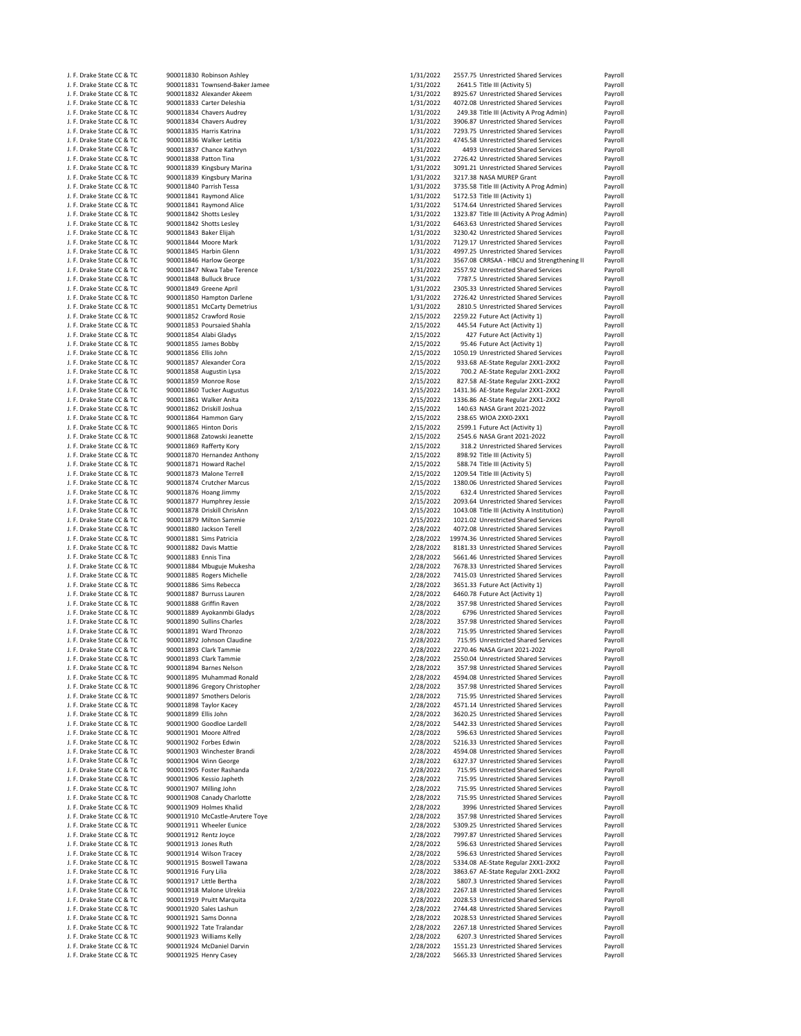| | | | | | |
|---|---|---|---|---|---|
| J. F. Drake State CC & TC | 900011830 Robinson Ashley | 1/31/2022 | 2557.75 | Unrestricted Shared Services | Payroll |
| J. F. Drake State CC & TC | 900011831 Townsend-Baker Jamee | 1/31/2022 | 2641.5 | Title III (Activity 5) | Payroll |
| J. F. Drake State CC & TC | 900011832 Alexander Akeem | 1/31/2022 | 8925.67 | Unrestricted Shared Services | Payroll |
| J. F. Drake State CC & TC | 900011833 Carter Deleshia | 1/31/2022 | 4072.08 | Unrestricted Shared Services | Payroll |
| J. F. Drake State CC & TC | 900011834 Chavers Audrey | 1/31/2022 | 249.38 | Title III (Activity A Prog Admin) | Payroll |
| J. F. Drake State CC & TC | 900011834 Chavers Audrey | 1/31/2022 | 3906.87 | Unrestricted Shared Services | Payroll |
| J. F. Drake State CC & TC | 900011835 Harris Katrina | 1/31/2022 | 7293.75 | Unrestricted Shared Services | Payroll |
| J. F. Drake State CC & TC | 900011836 Walker Letitia | 1/31/2022 | 4745.58 | Unrestricted Shared Services | Payroll |
| J. F. Drake State CC & TC | 900011837 Chance Kathryn | 1/31/2022 | 4493 | Unrestricted Shared Services | Payroll |
| J. F. Drake State CC & TC | 900011838 Patton Tina | 1/31/2022 | 2726.42 | Unrestricted Shared Services | Payroll |
| J. F. Drake State CC & TC | 900011839 Kingsbury Marina | 1/31/2022 | 3091.21 | Unrestricted Shared Services | Payroll |
| J. F. Drake State CC & TC | 900011839 Kingsbury Marina | 1/31/2022 | 3217.38 | NASA MUREP Grant | Payroll |
| J. F. Drake State CC & TC | 900011840 Parrish Tessa | 1/31/2022 | 3735.58 | Title III (Activity A Prog Admin) | Payroll |
| J. F. Drake State CC & TC | 900011841 Raymond Alice | 1/31/2022 | 5172.53 | Title III (Activity 1) | Payroll |
| J. F. Drake State CC & TC | 900011841 Raymond Alice | 1/31/2022 | 5174.64 | Unrestricted Shared Services | Payroll |
| J. F. Drake State CC & TC | 900011842 Shotts Lesley | 1/31/2022 | 1323.87 | Title III (Activity A Prog Admin) | Payroll |
| J. F. Drake State CC & TC | 900011842 Shotts Lesley | 1/31/2022 | 6463.63 | Unrestricted Shared Services | Payroll |
| J. F. Drake State CC & TC | 900011843 Baker Elijah | 1/31/2022 | 3230.42 | Unrestricted Shared Services | Payroll |
| J. F. Drake State CC & TC | 900011844 Moore Mark | 1/31/2022 | 7129.17 | Unrestricted Shared Services | Payroll |
| J. F. Drake State CC & TC | 900011845 Harbin Glenn | 1/31/2022 | 4997.25 | Unrestricted Shared Services | Payroll |
| J. F. Drake State CC & TC | 900011846 Harlow George | 1/31/2022 | 3567.08 | CRRSAA - HBCU and Strengthening II | Payroll |
| J. F. Drake State CC & TC | 900011847 Nkwa Tabe Terence | 1/31/2022 | 2557.92 | Unrestricted Shared Services | Payroll |
| J. F. Drake State CC & TC | 900011848 Bulluck Bruce | 1/31/2022 | 7787.5 | Unrestricted Shared Services | Payroll |
| J. F. Drake State CC & TC | 900011849 Greene April | 1/31/2022 | 2305.33 | Unrestricted Shared Services | Payroll |
| J. F. Drake State CC & TC | 900011850 Hampton Darlene | 1/31/2022 | 2726.42 | Unrestricted Shared Services | Payroll |
| J. F. Drake State CC & TC | 900011851 McCarty Demetrius | 1/31/2022 | 2810.5 | Unrestricted Shared Services | Payroll |
| J. F. Drake State CC & TC | 900011852 Crawford Rosie | 2/15/2022 | 2259.22 | Future Act (Activity 1) | Payroll |
| J. F. Drake State CC & TC | 900011853 Poursaied Shahla | 2/15/2022 | 445.54 | Future Act (Activity 1) | Payroll |
| J. F. Drake State CC & TC | 900011854 Alabi Gladys | 2/15/2022 | 427 | Future Act (Activity 1) | Payroll |
| J. F. Drake State CC & TC | 900011855 James Bobby | 2/15/2022 | 95.46 | Future Act (Activity 1) | Payroll |
| J. F. Drake State CC & TC | 900011856 Ellis John | 2/15/2022 | 1050.19 | Unrestricted Shared Services | Payroll |
| J. F. Drake State CC & TC | 900011857 Alexander Cora | 2/15/2022 | 933.68 | AE-State Regular 2XX1-2XX2 | Payroll |
| J. F. Drake State CC & TC | 900011858 Augustin Lysa | 2/15/2022 | 700.2 | AE-State Regular 2XX1-2XX2 | Payroll |
| J. F. Drake State CC & TC | 900011859 Monroe Rose | 2/15/2022 | 827.58 | AE-State Regular 2XX1-2XX2 | Payroll |
| J. F. Drake State CC & TC | 900011860 Tucker Augustus | 2/15/2022 | 1431.36 | AE-State Regular 2XX1-2XX2 | Payroll |
| J. F. Drake State CC & TC | 900011861 Walker Anita | 2/15/2022 | 1336.86 | AE-State Regular 2XX1-2XX2 | Payroll |
| J. F. Drake State CC & TC | 900011862 Driskill Joshua | 2/15/2022 | 140.63 | NASA Grant 2021-2022 | Payroll |
| J. F. Drake State CC & TC | 900011864 Hammon Gary | 2/15/2022 | 238.65 | WIOA 2XX0-2XX1 | Payroll |
| J. F. Drake State CC & TC | 900011865 Hinton Doris | 2/15/2022 | 2599.1 | Future Act (Activity 1) | Payroll |
| J. F. Drake State CC & TC | 900011868 Zatowski Jeanette | 2/15/2022 | 2545.6 | NASA Grant 2021-2022 | Payroll |
| J. F. Drake State CC & TC | 900011869 Rafferty Kory | 2/15/2022 | 318.2 | Unrestricted Shared Services | Payroll |
| J. F. Drake State CC & TC | 900011870 Hernandez Anthony | 2/15/2022 | 898.92 | Title III (Activity 5) | Payroll |
| J. F. Drake State CC & TC | 900011871 Howard Rachel | 2/15/2022 | 588.74 | Title III (Activity 5) | Payroll |
| J. F. Drake State CC & TC | 900011873 Malone Terrell | 2/15/2022 | 1209.54 | Title III (Activity 5) | Payroll |
| J. F. Drake State CC & TC | 900011874 Crutcher Marcus | 2/15/2022 | 1380.06 | Unrestricted Shared Services | Payroll |
| J. F. Drake State CC & TC | 900011876 Hoang Jimmy | 2/15/2022 | 632.4 | Unrestricted Shared Services | Payroll |
| J. F. Drake State CC & TC | 900011877 Humphrey Jessie | 2/15/2022 | 2093.64 | Unrestricted Shared Services | Payroll |
| J. F. Drake State CC & TC | 900011878 Driskill ChrisAnn | 2/15/2022 | 1043.08 | Title III (Activity A Institution) | Payroll |
| J. F. Drake State CC & TC | 900011879 Milton Sammie | 2/15/2022 | 1021.02 | Unrestricted Shared Services | Payroll |
| J. F. Drake State CC & TC | 900011880 Jackson Terell | 2/28/2022 | 4072.08 | Unrestricted Shared Services | Payroll |
| J. F. Drake State CC & TC | 900011881 Sims Patricia | 2/28/2022 | 19974.36 | Unrestricted Shared Services | Payroll |
| J. F. Drake State CC & TC | 900011882 Davis Mattie | 2/28/2022 | 8181.33 | Unrestricted Shared Services | Payroll |
| J. F. Drake State CC & TC | 900011883 Ennis Tina | 2/28/2022 | 5661.46 | Unrestricted Shared Services | Payroll |
| J. F. Drake State CC & TC | 900011884 Mbuguje Mukesha | 2/28/2022 | 7678.33 | Unrestricted Shared Services | Payroll |
| J. F. Drake State CC & TC | 900011885 Rogers Michelle | 2/28/2022 | 7415.03 | Unrestricted Shared Services | Payroll |
| J. F. Drake State CC & TC | 900011886 Sims Rebecca | 2/28/2022 | 3651.33 | Future Act (Activity 1) | Payroll |
| J. F. Drake State CC & TC | 900011887 Burruss Lauren | 2/28/2022 | 6460.78 | Future Act (Activity 1) | Payroll |
| J. F. Drake State CC & TC | 900011888 Griffin Raven | 2/28/2022 | 357.98 | Unrestricted Shared Services | Payroll |
| J. F. Drake State CC & TC | 900011889 Ayokanmbi Gladys | 2/28/2022 | 6796 | Unrestricted Shared Services | Payroll |
| J. F. Drake State CC & TC | 900011890 Sullins Charles | 2/28/2022 | 357.98 | Unrestricted Shared Services | Payroll |
| J. F. Drake State CC & TC | 900011891 Ward Thronzo | 2/28/2022 | 715.95 | Unrestricted Shared Services | Payroll |
| J. F. Drake State CC & TC | 900011892 Johnson Claudine | 2/28/2022 | 715.95 | Unrestricted Shared Services | Payroll |
| J. F. Drake State CC & TC | 900011893 Clark Tammie | 2/28/2022 | 2270.46 | NASA Grant 2021-2022 | Payroll |
| J. F. Drake State CC & TC | 900011893 Clark Tammie | 2/28/2022 | 2550.04 | Unrestricted Shared Services | Payroll |
| J. F. Drake State CC & TC | 900011894 Barnes Nelson | 2/28/2022 | 357.98 | Unrestricted Shared Services | Payroll |
| J. F. Drake State CC & TC | 900011895 Muhammad Ronald | 2/28/2022 | 4594.08 | Unrestricted Shared Services | Payroll |
| J. F. Drake State CC & TC | 900011896 Gregory Christopher | 2/28/2022 | 357.98 | Unrestricted Shared Services | Payroll |
| J. F. Drake State CC & TC | 900011897 Smothers Deloris | 2/28/2022 | 715.95 | Unrestricted Shared Services | Payroll |
| J. F. Drake State CC & TC | 900011898 Taylor Kacey | 2/28/2022 | 4571.14 | Unrestricted Shared Services | Payroll |
| J. F. Drake State CC & TC | 900011899 Ellis John | 2/28/2022 | 3620.25 | Unrestricted Shared Services | Payroll |
| J. F. Drake State CC & TC | 900011900 Goodloe Lardell | 2/28/2022 | 5442.33 | Unrestricted Shared Services | Payroll |
| J. F. Drake State CC & TC | 900011901 Moore Alfred | 2/28/2022 | 596.63 | Unrestricted Shared Services | Payroll |
| J. F. Drake State CC & TC | 900011902 Forbes Edwin | 2/28/2022 | 5216.33 | Unrestricted Shared Services | Payroll |
| J. F. Drake State CC & TC | 900011903 Winchester Brandi | 2/28/2022 | 4594.08 | Unrestricted Shared Services | Payroll |
| J. F. Drake State CC & TC | 900011904 Winn George | 2/28/2022 | 6327.37 | Unrestricted Shared Services | Payroll |
| J. F. Drake State CC & TC | 900011905 Foster Rashanda | 2/28/2022 | 715.95 | Unrestricted Shared Services | Payroll |
| J. F. Drake State CC & TC | 900011906 Kessio Japheth | 2/28/2022 | 715.95 | Unrestricted Shared Services | Payroll |
| J. F. Drake State CC & TC | 900011907 Milling John | 2/28/2022 | 715.95 | Unrestricted Shared Services | Payroll |
| J. F. Drake State CC & TC | 900011908 Canady Charlotte | 2/28/2022 | 715.95 | Unrestricted Shared Services | Payroll |
| J. F. Drake State CC & TC | 900011909 Holmes Khalid | 2/28/2022 | 3996 | Unrestricted Shared Services | Payroll |
| J. F. Drake State CC & TC | 900011910 McCastle-Arutere Toye | 2/28/2022 | 357.98 | Unrestricted Shared Services | Payroll |
| J. F. Drake State CC & TC | 900011911 Wheeler Eunice | 2/28/2022 | 5309.25 | Unrestricted Shared Services | Payroll |
| J. F. Drake State CC & TC | 900011912 Rentz Joyce | 2/28/2022 | 7997.87 | Unrestricted Shared Services | Payroll |
| J. F. Drake State CC & TC | 900011913 Jones Ruth | 2/28/2022 | 596.63 | Unrestricted Shared Services | Payroll |
| J. F. Drake State CC & TC | 900011914 Wilson Tracey | 2/28/2022 | 596.63 | Unrestricted Shared Services | Payroll |
| J. F. Drake State CC & TC | 900011915 Boswell Tawana | 2/28/2022 | 5334.08 | AE-State Regular 2XX1-2XX2 | Payroll |
| J. F. Drake State CC & TC | 900011916 Fury Lilia | 2/28/2022 | 3863.67 | AE-State Regular 2XX1-2XX2 | Payroll |
| J. F. Drake State CC & TC | 900011917 Little Bertha | 2/28/2022 | 5807.3 | Unrestricted Shared Services | Payroll |
| J. F. Drake State CC & TC | 900011918 Malone Ulrekia | 2/28/2022 | 2267.18 | Unrestricted Shared Services | Payroll |
| J. F. Drake State CC & TC | 900011919 Pruitt Marquita | 2/28/2022 | 2028.53 | Unrestricted Shared Services | Payroll |
| J. F. Drake State CC & TC | 900011920 Sales Lashun | 2/28/2022 | 2744.48 | Unrestricted Shared Services | Payroll |
| J. F. Drake State CC & TC | 900011921 Sams Donna | 2/28/2022 | 2028.53 | Unrestricted Shared Services | Payroll |
| J. F. Drake State CC & TC | 900011922 Tate Tralandar | 2/28/2022 | 2267.18 | Unrestricted Shared Services | Payroll |
| J. F. Drake State CC & TC | 900011923 Williams Kelly | 2/28/2022 | 6207.3 | Unrestricted Shared Services | Payroll |
| J. F. Drake State CC & TC | 900011924 McDaniel Darvin | 2/28/2022 | 1551.23 | Unrestricted Shared Services | Payroll |
| J. F. Drake State CC & TC | 900011925 Henry Casey | 2/28/2022 | 5665.33 | Unrestricted Shared Services | Payroll |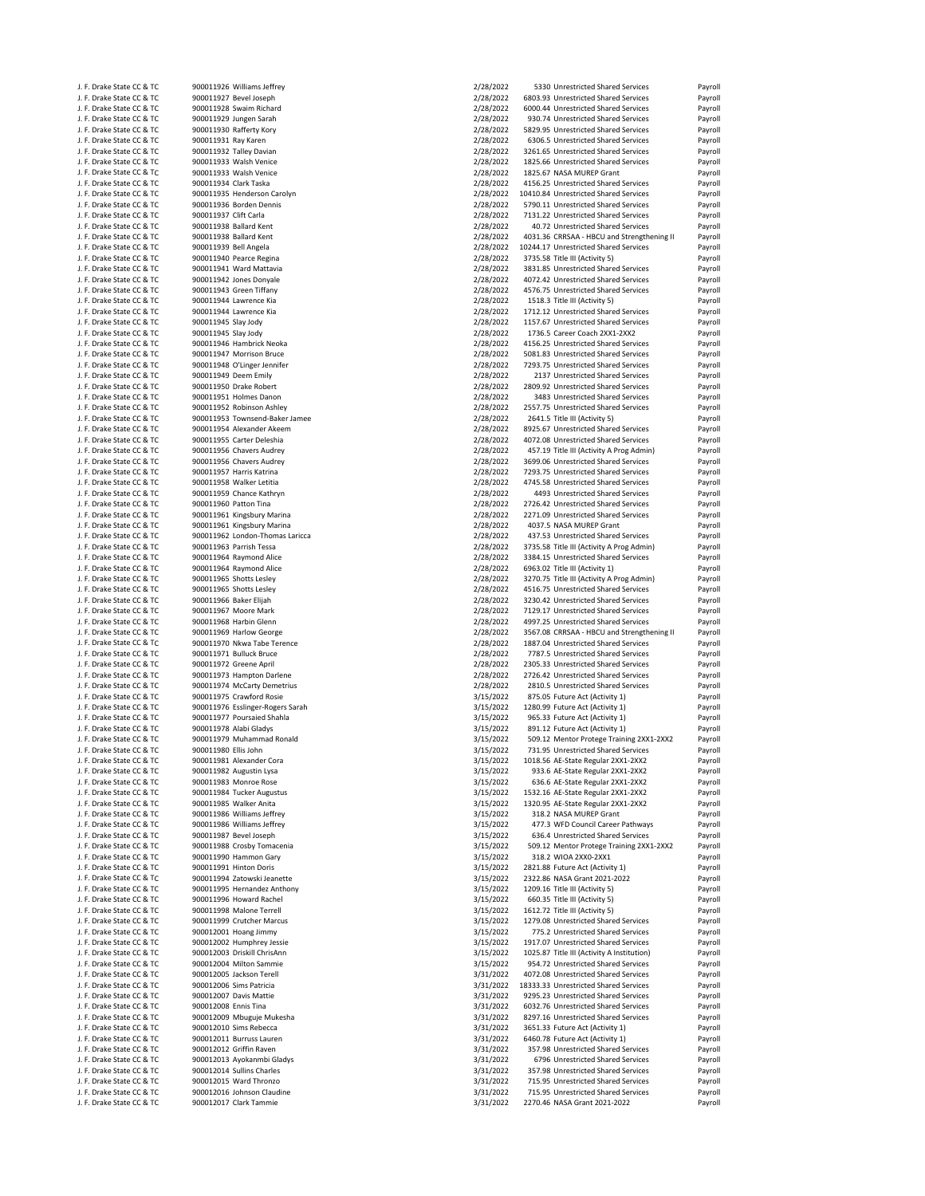| | | | | | |
|---|---|---|---|---|---|
| J. F. Drake State CC & TC | 900011926 Williams Jeffrey | 2/28/2022 | 5330 | Unrestricted Shared Services | Payroll |
| J. F. Drake State CC & TC | 900011927 Bevel Joseph | 2/28/2022 | 6803.93 | Unrestricted Shared Services | Payroll |
| J. F. Drake State CC & TC | 900011928 Swaim Richard | 2/28/2022 | 6000.44 | Unrestricted Shared Services | Payroll |
| J. F. Drake State CC & TC | 900011929 Jungen Sarah | 2/28/2022 | 930.74 | Unrestricted Shared Services | Payroll |
| J. F. Drake State CC & TC | 900011930 Rafferty Kory | 2/28/2022 | 5829.95 | Unrestricted Shared Services | Payroll |
| J. F. Drake State CC & TC | 900011931 Ray Karen | 2/28/2022 | 6306.5 | Unrestricted Shared Services | Payroll |
| J. F. Drake State CC & TC | 900011932 Talley Davian | 2/28/2022 | 3261.65 | Unrestricted Shared Services | Payroll |
| J. F. Drake State CC & TC | 900011933 Walsh Venice | 2/28/2022 | 1825.66 | Unrestricted Shared Services | Payroll |
| J. F. Drake State CC & TC | 900011933 Walsh Venice | 2/28/2022 | 1825.67 | NASA MUREP Grant | Payroll |
| J. F. Drake State CC & TC | 900011934 Clark Taska | 2/28/2022 | 4156.25 | Unrestricted Shared Services | Payroll |
| J. F. Drake State CC & TC | 900011935 Henderson Carolyn | 2/28/2022 | 10410.84 | Unrestricted Shared Services | Payroll |
| J. F. Drake State CC & TC | 900011936 Borden Dennis | 2/28/2022 | 5790.11 | Unrestricted Shared Services | Payroll |
| J. F. Drake State CC & TC | 900011937 Clift Carla | 2/28/2022 | 7131.22 | Unrestricted Shared Services | Payroll |
| J. F. Drake State CC & TC | 900011938 Ballard Kent | 2/28/2022 | 40.72 | Unrestricted Shared Services | Payroll |
| J. F. Drake State CC & TC | 900011938 Ballard Kent | 2/28/2022 | 4031.36 | CRRSAA - HBCU and Strengthening II | Payroll |
| J. F. Drake State CC & TC | 900011939 Bell Angela | 2/28/2022 | 10244.17 | Unrestricted Shared Services | Payroll |
| J. F. Drake State CC & TC | 900011940 Pearce Regina | 2/28/2022 | 3735.58 | Title III (Activity 5) | Payroll |
| J. F. Drake State CC & TC | 900011941 Ward Mattavia | 2/28/2022 | 3831.85 | Unrestricted Shared Services | Payroll |
| J. F. Drake State CC & TC | 900011942 Jones Donyale | 2/28/2022 | 4072.42 | Unrestricted Shared Services | Payroll |
| J. F. Drake State CC & TC | 900011943 Green Tiffany | 2/28/2022 | 4576.75 | Unrestricted Shared Services | Payroll |
| J. F. Drake State CC & TC | 900011944 Lawrence Kia | 2/28/2022 | 1518.3 | Title III (Activity 5) | Payroll |
| J. F. Drake State CC & TC | 900011944 Lawrence Kia | 2/28/2022 | 1712.12 | Unrestricted Shared Services | Payroll |
| J. F. Drake State CC & TC | 900011945 Slay Jody | 2/28/2022 | 1157.67 | Unrestricted Shared Services | Payroll |
| J. F. Drake State CC & TC | 900011945 Slay Jody | 2/28/2022 | 1736.5 | Career Coach 2XX1-2XX2 | Payroll |
| J. F. Drake State CC & TC | 900011946 Hambrick Neoka | 2/28/2022 | 4156.25 | Unrestricted Shared Services | Payroll |
| J. F. Drake State CC & TC | 900011947 Morrison Bruce | 2/28/2022 | 5081.83 | Unrestricted Shared Services | Payroll |
| J. F. Drake State CC & TC | 900011948 O'Linger Jennifer | 2/28/2022 | 7293.75 | Unrestricted Shared Services | Payroll |
| J. F. Drake State CC & TC | 900011949 Deem Emily | 2/28/2022 | 2137 | Unrestricted Shared Services | Payroll |
| J. F. Drake State CC & TC | 900011950 Drake Robert | 2/28/2022 | 2809.92 | Unrestricted Shared Services | Payroll |
| J. F. Drake State CC & TC | 900011951 Holmes Danon | 2/28/2022 | 3483 | Unrestricted Shared Services | Payroll |
| J. F. Drake State CC & TC | 900011952 Robinson Ashley | 2/28/2022 | 2557.75 | Unrestricted Shared Services | Payroll |
| J. F. Drake State CC & TC | 900011953 Townsend-Baker Jamee | 2/28/2022 | 2641.5 | Title III (Activity 5) | Payroll |
| J. F. Drake State CC & TC | 900011954 Alexander Akeem | 2/28/2022 | 8925.67 | Unrestricted Shared Services | Payroll |
| J. F. Drake State CC & TC | 900011955 Carter Deleshia | 2/28/2022 | 4072.08 | Unrestricted Shared Services | Payroll |
| J. F. Drake State CC & TC | 900011956 Chavers Audrey | 2/28/2022 | 457.19 | Title III (Activity A Prog Admin) | Payroll |
| J. F. Drake State CC & TC | 900011956 Chavers Audrey | 2/28/2022 | 3699.06 | Unrestricted Shared Services | Payroll |
| J. F. Drake State CC & TC | 900011957 Harris Katrina | 2/28/2022 | 7293.75 | Unrestricted Shared Services | Payroll |
| J. F. Drake State CC & TC | 900011958 Walker Letitia | 2/28/2022 | 4745.58 | Unrestricted Shared Services | Payroll |
| J. F. Drake State CC & TC | 900011959 Chance Kathryn | 2/28/2022 | 4493 | Unrestricted Shared Services | Payroll |
| J. F. Drake State CC & TC | 900011960 Patton Tina | 2/28/2022 | 2726.42 | Unrestricted Shared Services | Payroll |
| J. F. Drake State CC & TC | 900011961 Kingsbury Marina | 2/28/2022 | 2271.09 | Unrestricted Shared Services | Payroll |
| J. F. Drake State CC & TC | 900011961 Kingsbury Marina | 2/28/2022 | 4037.5 | NASA MUREP Grant | Payroll |
| J. F. Drake State CC & TC | 900011962 London-Thomas Laricca | 2/28/2022 | 437.53 | Unrestricted Shared Services | Payroll |
| J. F. Drake State CC & TC | 900011963 Parrish Tessa | 2/28/2022 | 3735.58 | Title III (Activity A Prog Admin) | Payroll |
| J. F. Drake State CC & TC | 900011964 Raymond Alice | 2/28/2022 | 3384.15 | Unrestricted Shared Services | Payroll |
| J. F. Drake State CC & TC | 900011964 Raymond Alice | 2/28/2022 | 6963.02 | Title III (Activity 1) | Payroll |
| J. F. Drake State CC & TC | 900011965 Shotts Lesley | 2/28/2022 | 3270.75 | Title III (Activity A Prog Admin) | Payroll |
| J. F. Drake State CC & TC | 900011965 Shotts Lesley | 2/28/2022 | 4516.75 | Unrestricted Shared Services | Payroll |
| J. F. Drake State CC & TC | 900011966 Baker Elijah | 2/28/2022 | 3230.42 | Unrestricted Shared Services | Payroll |
| J. F. Drake State CC & TC | 900011967 Moore Mark | 2/28/2022 | 7129.17 | Unrestricted Shared Services | Payroll |
| J. F. Drake State CC & TC | 900011968 Harbin Glenn | 2/28/2022 | 4997.25 | Unrestricted Shared Services | Payroll |
| J. F. Drake State CC & TC | 900011969 Harlow George | 2/28/2022 | 3567.08 | CRRSAA - HBCU and Strengthening II | Payroll |
| J. F. Drake State CC & TC | 900011970 Nkwa Tabe Terence | 2/28/2022 | 1887.04 | Unrestricted Shared Services | Payroll |
| J. F. Drake State CC & TC | 900011971 Bulluck Bruce | 2/28/2022 | 7787.5 | Unrestricted Shared Services | Payroll |
| J. F. Drake State CC & TC | 900011972 Greene April | 2/28/2022 | 2305.33 | Unrestricted Shared Services | Payroll |
| J. F. Drake State CC & TC | 900011973 Hampton Darlene | 2/28/2022 | 2726.42 | Unrestricted Shared Services | Payroll |
| J. F. Drake State CC & TC | 900011974 McCarty Demetrius | 2/28/2022 | 2810.5 | Unrestricted Shared Services | Payroll |
| J. F. Drake State CC & TC | 900011975 Crawford Rosie | 3/15/2022 | 875.05 | Future Act (Activity 1) | Payroll |
| J. F. Drake State CC & TC | 900011976 Esslinger-Rogers Sarah | 3/15/2022 | 1280.99 | Future Act (Activity 1) | Payroll |
| J. F. Drake State CC & TC | 900011977 Poursaied Shahla | 3/15/2022 | 965.33 | Future Act (Activity 1) | Payroll |
| J. F. Drake State CC & TC | 900011978 Alabi Gladys | 3/15/2022 | 891.12 | Future Act (Activity 1) | Payroll |
| J. F. Drake State CC & TC | 900011979 Muhammad Ronald | 3/15/2022 | 509.12 | Mentor Protege Training 2XX1-2XX2 | Payroll |
| J. F. Drake State CC & TC | 900011980 Ellis John | 3/15/2022 | 731.95 | Unrestricted Shared Services | Payroll |
| J. F. Drake State CC & TC | 900011981 Alexander Cora | 3/15/2022 | 1018.56 | AE-State Regular 2XX1-2XX2 | Payroll |
| J. F. Drake State CC & TC | 900011982 Augustin Lysa | 3/15/2022 | 933.6 | AE-State Regular 2XX1-2XX2 | Payroll |
| J. F. Drake State CC & TC | 900011983 Monroe Rose | 3/15/2022 | 636.6 | AE-State Regular 2XX1-2XX2 | Payroll |
| J. F. Drake State CC & TC | 900011984 Tucker Augustus | 3/15/2022 | 1532.16 | AE-State Regular 2XX1-2XX2 | Payroll |
| J. F. Drake State CC & TC | 900011985 Walker Anita | 3/15/2022 | 1320.95 | AE-State Regular 2XX1-2XX2 | Payroll |
| J. F. Drake State CC & TC | 900011986 Williams Jeffrey | 3/15/2022 | 318.2 | NASA MUREP Grant | Payroll |
| J. F. Drake State CC & TC | 900011986 Williams Jeffrey | 3/15/2022 | 477.3 | WFD Council Career Pathways | Payroll |
| J. F. Drake State CC & TC | 900011987 Bevel Joseph | 3/15/2022 | 636.4 | Unrestricted Shared Services | Payroll |
| J. F. Drake State CC & TC | 900011988 Crosby Tomacenia | 3/15/2022 | 509.12 | Mentor Protege Training 2XX1-2XX2 | Payroll |
| J. F. Drake State CC & TC | 900011990 Hammon Gary | 3/15/2022 | 318.2 | WIOA 2XX0-2XX1 | Payroll |
| J. F. Drake State CC & TC | 900011991 Hinton Doris | 3/15/2022 | 2821.88 | Future Act (Activity 1) | Payroll |
| J. F. Drake State CC & TC | 900011994 Zatowski Jeanette | 3/15/2022 | 2322.86 | NASA Grant 2021-2022 | Payroll |
| J. F. Drake State CC & TC | 900011995 Hernandez Anthony | 3/15/2022 | 1209.16 | Title III (Activity 5) | Payroll |
| J. F. Drake State CC & TC | 900011996 Howard Rachel | 3/15/2022 | 660.35 | Title III (Activity 5) | Payroll |
| J. F. Drake State CC & TC | 900011998 Malone Terrell | 3/15/2022 | 1612.72 | Title III (Activity 5) | Payroll |
| J. F. Drake State CC & TC | 900011999 Crutcher Marcus | 3/15/2022 | 1279.08 | Unrestricted Shared Services | Payroll |
| J. F. Drake State CC & TC | 900012001 Hoang Jimmy | 3/15/2022 | 775.2 | Unrestricted Shared Services | Payroll |
| J. F. Drake State CC & TC | 900012002 Humphrey Jessie | 3/15/2022 | 1917.07 | Unrestricted Shared Services | Payroll |
| J. F. Drake State CC & TC | 900012003 Driskill ChrisAnn | 3/15/2022 | 1025.87 | Title III (Activity A Institution) | Payroll |
| J. F. Drake State CC & TC | 900012004 Milton Sammie | 3/15/2022 | 954.72 | Unrestricted Shared Services | Payroll |
| J. F. Drake State CC & TC | 900012005 Jackson Terell | 3/31/2022 | 4072.08 | Unrestricted Shared Services | Payroll |
| J. F. Drake State CC & TC | 900012006 Sims Patricia | 3/31/2022 | 18333.33 | Unrestricted Shared Services | Payroll |
| J. F. Drake State CC & TC | 900012007 Davis Mattie | 3/31/2022 | 9295.23 | Unrestricted Shared Services | Payroll |
| J. F. Drake State CC & TC | 900012008 Ennis Tina | 3/31/2022 | 6032.76 | Unrestricted Shared Services | Payroll |
| J. F. Drake State CC & TC | 900012009 Mbuguje Mukesha | 3/31/2022 | 8297.16 | Unrestricted Shared Services | Payroll |
| J. F. Drake State CC & TC | 900012010 Sims Rebecca | 3/31/2022 | 3651.33 | Future Act (Activity 1) | Payroll |
| J. F. Drake State CC & TC | 900012011 Burruss Lauren | 3/31/2022 | 6460.78 | Future Act (Activity 1) | Payroll |
| J. F. Drake State CC & TC | 900012012 Griffin Raven | 3/31/2022 | 357.98 | Unrestricted Shared Services | Payroll |
| J. F. Drake State CC & TC | 900012013 Ayokanmbi Gladys | 3/31/2022 | 6796 | Unrestricted Shared Services | Payroll |
| J. F. Drake State CC & TC | 900012014 Sullins Charles | 3/31/2022 | 357.98 | Unrestricted Shared Services | Payroll |
| J. F. Drake State CC & TC | 900012015 Ward Thronzo | 3/31/2022 | 715.95 | Unrestricted Shared Services | Payroll |
| J. F. Drake State CC & TC | 900012016 Johnson Claudine | 3/31/2022 | 715.95 | Unrestricted Shared Services | Payroll |
| J. F. Drake State CC & TC | 900012017 Clark Tammie | 3/31/2022 | 2270.46 | NASA Grant 2021-2022 | Payroll |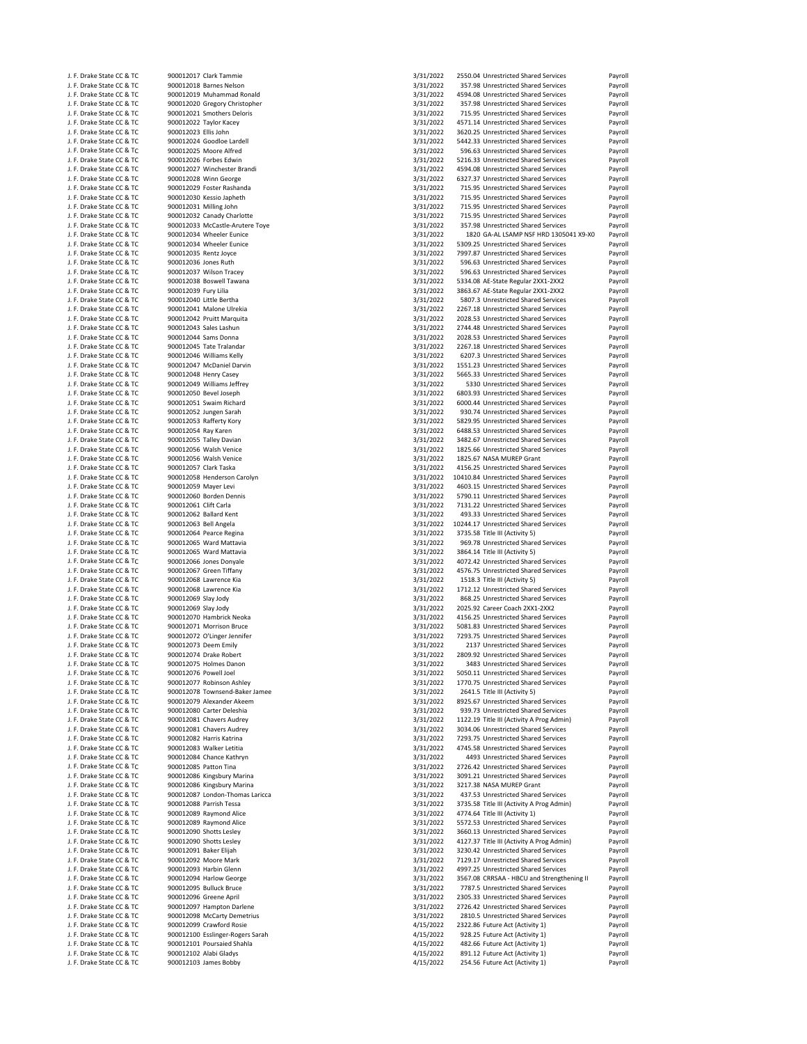| | | | | | |
|---|---|---|---|---|---|
| J. F. Drake State CC & TC | 900012017 Clark Tammie | 3/31/2022 | 2550.04 | Unrestricted Shared Services | Payroll |
| J. F. Drake State CC & TC | 900012018 Barnes Nelson | 3/31/2022 | 357.98 | Unrestricted Shared Services | Payroll |
| J. F. Drake State CC & TC | 900012019 Muhammad Ronald | 3/31/2022 | 4594.08 | Unrestricted Shared Services | Payroll |
| J. F. Drake State CC & TC | 900012020 Gregory Christopher | 3/31/2022 | 357.98 | Unrestricted Shared Services | Payroll |
| J. F. Drake State CC & TC | 900012021 Smothers Deloris | 3/31/2022 | 715.95 | Unrestricted Shared Services | Payroll |
| J. F. Drake State CC & TC | 900012022 Taylor Kacey | 3/31/2022 | 4571.14 | Unrestricted Shared Services | Payroll |
| J. F. Drake State CC & TC | 900012023 Ellis John | 3/31/2022 | 3620.25 | Unrestricted Shared Services | Payroll |
| J. F. Drake State CC & TC | 900012024 Goodloe Lardell | 3/31/2022 | 5442.33 | Unrestricted Shared Services | Payroll |
| J. F. Drake State CC & TC | 900012025 Moore Alfred | 3/31/2022 | 596.63 | Unrestricted Shared Services | Payroll |
| J. F. Drake State CC & TC | 900012026 Forbes Edwin | 3/31/2022 | 5216.33 | Unrestricted Shared Services | Payroll |
| J. F. Drake State CC & TC | 900012027 Winchester Brandi | 3/31/2022 | 4594.08 | Unrestricted Shared Services | Payroll |
| J. F. Drake State CC & TC | 900012028 Winn George | 3/31/2022 | 6327.37 | Unrestricted Shared Services | Payroll |
| J. F. Drake State CC & TC | 900012029 Foster Rashanda | 3/31/2022 | 715.95 | Unrestricted Shared Services | Payroll |
| J. F. Drake State CC & TC | 900012030 Kessio Japheth | 3/31/2022 | 715.95 | Unrestricted Shared Services | Payroll |
| J. F. Drake State CC & TC | 900012031 Milling John | 3/31/2022 | 715.95 | Unrestricted Shared Services | Payroll |
| J. F. Drake State CC & TC | 900012032 Canady Charlotte | 3/31/2022 | 715.95 | Unrestricted Shared Services | Payroll |
| J. F. Drake State CC & TC | 900012033 McCastle-Arutere Toye | 3/31/2022 | 357.98 | Unrestricted Shared Services | Payroll |
| J. F. Drake State CC & TC | 900012034 Wheeler Eunice | 3/31/2022 | 1820 | GA-AL LSAMP NSF HRD 1305041 X9-X0 | Payroll |
| J. F. Drake State CC & TC | 900012034 Wheeler Eunice | 3/31/2022 | 5309.25 | Unrestricted Shared Services | Payroll |
| J. F. Drake State CC & TC | 900012035 Rentz Joyce | 3/31/2022 | 7997.87 | Unrestricted Shared Services | Payroll |
| J. F. Drake State CC & TC | 900012036 Jones Ruth | 3/31/2022 | 596.63 | Unrestricted Shared Services | Payroll |
| J. F. Drake State CC & TC | 900012037 Wilson Tracey | 3/31/2022 | 596.63 | Unrestricted Shared Services | Payroll |
| J. F. Drake State CC & TC | 900012038 Boswell Tawana | 3/31/2022 | 5334.08 | AE-State Regular 2XX1-2XX2 | Payroll |
| J. F. Drake State CC & TC | 900012039 Fury Lilia | 3/31/2022 | 3863.67 | AE-State Regular 2XX1-2XX2 | Payroll |
| J. F. Drake State CC & TC | 900012040 Little Bertha | 3/31/2022 | 5807.3 | Unrestricted Shared Services | Payroll |
| J. F. Drake State CC & TC | 900012041 Malone Ulrekia | 3/31/2022 | 2267.18 | Unrestricted Shared Services | Payroll |
| J. F. Drake State CC & TC | 900012042 Pruitt Marquita | 3/31/2022 | 2028.53 | Unrestricted Shared Services | Payroll |
| J. F. Drake State CC & TC | 900012043 Sales Lashun | 3/31/2022 | 2744.48 | Unrestricted Shared Services | Payroll |
| J. F. Drake State CC & TC | 900012044 Sams Donna | 3/31/2022 | 2028.53 | Unrestricted Shared Services | Payroll |
| J. F. Drake State CC & TC | 900012045 Tate Tralandar | 3/31/2022 | 2267.18 | Unrestricted Shared Services | Payroll |
| J. F. Drake State CC & TC | 900012046 Williams Kelly | 3/31/2022 | 6207.3 | Unrestricted Shared Services | Payroll |
| J. F. Drake State CC & TC | 900012047 McDaniel Darvin | 3/31/2022 | 1551.23 | Unrestricted Shared Services | Payroll |
| J. F. Drake State CC & TC | 900012048 Henry Casey | 3/31/2022 | 5665.33 | Unrestricted Shared Services | Payroll |
| J. F. Drake State CC & TC | 900012049 Williams Jeffrey | 3/31/2022 | 5330 | Unrestricted Shared Services | Payroll |
| J. F. Drake State CC & TC | 900012050 Bevel Joseph | 3/31/2022 | 6803.93 | Unrestricted Shared Services | Payroll |
| J. F. Drake State CC & TC | 900012051 Swaim Richard | 3/31/2022 | 6000.44 | Unrestricted Shared Services | Payroll |
| J. F. Drake State CC & TC | 900012052 Jungen Sarah | 3/31/2022 | 930.74 | Unrestricted Shared Services | Payroll |
| J. F. Drake State CC & TC | 900012053 Rafferty Kory | 3/31/2022 | 5829.95 | Unrestricted Shared Services | Payroll |
| J. F. Drake State CC & TC | 900012054 Ray Karen | 3/31/2022 | 6488.53 | Unrestricted Shared Services | Payroll |
| J. F. Drake State CC & TC | 900012055 Talley Davian | 3/31/2022 | 3482.67 | Unrestricted Shared Services | Payroll |
| J. F. Drake State CC & TC | 900012056 Walsh Venice | 3/31/2022 | 1825.66 | Unrestricted Shared Services | Payroll |
| J. F. Drake State CC & TC | 900012056 Walsh Venice | 3/31/2022 | 1825.67 | NASA MUREP Grant | Payroll |
| J. F. Drake State CC & TC | 900012057 Clark Taska | 3/31/2022 | 4156.25 | Unrestricted Shared Services | Payroll |
| J. F. Drake State CC & TC | 900012058 Henderson Carolyn | 3/31/2022 | 10410.84 | Unrestricted Shared Services | Payroll |
| J. F. Drake State CC & TC | 900012059 Mayer Levi | 3/31/2022 | 4603.15 | Unrestricted Shared Services | Payroll |
| J. F. Drake State CC & TC | 900012060 Borden Dennis | 3/31/2022 | 5790.11 | Unrestricted Shared Services | Payroll |
| J. F. Drake State CC & TC | 900012061 Clift Carla | 3/31/2022 | 7131.22 | Unrestricted Shared Services | Payroll |
| J. F. Drake State CC & TC | 900012062 Ballard Kent | 3/31/2022 | 493.33 | Unrestricted Shared Services | Payroll |
| J. F. Drake State CC & TC | 900012063 Bell Angela | 3/31/2022 | 10244.17 | Unrestricted Shared Services | Payroll |
| J. F. Drake State CC & TC | 900012064 Pearce Regina | 3/31/2022 | 3735.58 | Title III (Activity 5) | Payroll |
| J. F. Drake State CC & TC | 900012065 Ward Mattavia | 3/31/2022 | 969.78 | Unrestricted Shared Services | Payroll |
| J. F. Drake State CC & TC | 900012065 Ward Mattavia | 3/31/2022 | 3864.14 | Title III (Activity 5) | Payroll |
| J. F. Drake State CC & TC | 900012066 Jones Donyale | 3/31/2022 | 4072.42 | Unrestricted Shared Services | Payroll |
| J. F. Drake State CC & TC | 900012067 Green Tiffany | 3/31/2022 | 4576.75 | Unrestricted Shared Services | Payroll |
| J. F. Drake State CC & TC | 900012068 Lawrence Kia | 3/31/2022 | 1518.3 | Title III (Activity 5) | Payroll |
| J. F. Drake State CC & TC | 900012068 Lawrence Kia | 3/31/2022 | 1712.12 | Unrestricted Shared Services | Payroll |
| J. F. Drake State CC & TC | 900012069 Slay Jody | 3/31/2022 | 868.25 | Unrestricted Shared Services | Payroll |
| J. F. Drake State CC & TC | 900012069 Slay Jody | 3/31/2022 | 2025.92 | Career Coach 2XX1-2XX2 | Payroll |
| J. F. Drake State CC & TC | 900012070 Hambrick Neoka | 3/31/2022 | 4156.25 | Unrestricted Shared Services | Payroll |
| J. F. Drake State CC & TC | 900012071 Morrison Bruce | 3/31/2022 | 5081.83 | Unrestricted Shared Services | Payroll |
| J. F. Drake State CC & TC | 900012072 O'Linger Jennifer | 3/31/2022 | 7293.75 | Unrestricted Shared Services | Payroll |
| J. F. Drake State CC & TC | 900012073 Deem Emily | 3/31/2022 | 2137 | Unrestricted Shared Services | Payroll |
| J. F. Drake State CC & TC | 900012074 Drake Robert | 3/31/2022 | 2809.92 | Unrestricted Shared Services | Payroll |
| J. F. Drake State CC & TC | 900012075 Holmes Danon | 3/31/2022 | 3483 | Unrestricted Shared Services | Payroll |
| J. F. Drake State CC & TC | 900012076 Powell Joel | 3/31/2022 | 5050.11 | Unrestricted Shared Services | Payroll |
| J. F. Drake State CC & TC | 900012077 Robinson Ashley | 3/31/2022 | 1770.75 | Unrestricted Shared Services | Payroll |
| J. F. Drake State CC & TC | 900012078 Townsend-Baker Jamee | 3/31/2022 | 2641.5 | Title III (Activity 5) | Payroll |
| J. F. Drake State CC & TC | 900012079 Alexander Akeem | 3/31/2022 | 8925.67 | Unrestricted Shared Services | Payroll |
| J. F. Drake State CC & TC | 900012080 Carter Deleshia | 3/31/2022 | 939.73 | Unrestricted Shared Services | Payroll |
| J. F. Drake State CC & TC | 900012081 Chavers Audrey | 3/31/2022 | 1122.19 | Title III (Activity A Prog Admin) | Payroll |
| J. F. Drake State CC & TC | 900012081 Chavers Audrey | 3/31/2022 | 3034.06 | Unrestricted Shared Services | Payroll |
| J. F. Drake State CC & TC | 900012082 Harris Katrina | 3/31/2022 | 7293.75 | Unrestricted Shared Services | Payroll |
| J. F. Drake State CC & TC | 900012083 Walker Letitia | 3/31/2022 | 4745.58 | Unrestricted Shared Services | Payroll |
| J. F. Drake State CC & TC | 900012084 Chance Kathryn | 3/31/2022 | 4493 | Unrestricted Shared Services | Payroll |
| J. F. Drake State CC & TC | 900012085 Patton Tina | 3/31/2022 | 2726.42 | Unrestricted Shared Services | Payroll |
| J. F. Drake State CC & TC | 900012086 Kingsbury Marina | 3/31/2022 | 3091.21 | Unrestricted Shared Services | Payroll |
| J. F. Drake State CC & TC | 900012086 Kingsbury Marina | 3/31/2022 | 3217.38 | NASA MUREP Grant | Payroll |
| J. F. Drake State CC & TC | 900012087 London-Thomas Laricca | 3/31/2022 | 437.53 | Unrestricted Shared Services | Payroll |
| J. F. Drake State CC & TC | 900012088 Parrish Tessa | 3/31/2022 | 3735.58 | Title III (Activity A Prog Admin) | Payroll |
| J. F. Drake State CC & TC | 900012089 Raymond Alice | 3/31/2022 | 4774.64 | Title III (Activity 1) | Payroll |
| J. F. Drake State CC & TC | 900012089 Raymond Alice | 3/31/2022 | 5572.53 | Unrestricted Shared Services | Payroll |
| J. F. Drake State CC & TC | 900012090 Shotts Lesley | 3/31/2022 | 3660.13 | Unrestricted Shared Services | Payroll |
| J. F. Drake State CC & TC | 900012090 Shotts Lesley | 3/31/2022 | 4127.37 | Title III (Activity A Prog Admin) | Payroll |
| J. F. Drake State CC & TC | 900012091 Baker Elijah | 3/31/2022 | 3230.42 | Unrestricted Shared Services | Payroll |
| J. F. Drake State CC & TC | 900012092 Moore Mark | 3/31/2022 | 7129.17 | Unrestricted Shared Services | Payroll |
| J. F. Drake State CC & TC | 900012093 Harbin Glenn | 3/31/2022 | 4997.25 | Unrestricted Shared Services | Payroll |
| J. F. Drake State CC & TC | 900012094 Harlow George | 3/31/2022 | 3567.08 | CRRSAA - HBCU and Strengthening II | Payroll |
| J. F. Drake State CC & TC | 900012095 Bulluck Bruce | 3/31/2022 | 7787.5 | Unrestricted Shared Services | Payroll |
| J. F. Drake State CC & TC | 900012096 Greene April | 3/31/2022 | 2305.33 | Unrestricted Shared Services | Payroll |
| J. F. Drake State CC & TC | 900012097 Hampton Darlene | 3/31/2022 | 2726.42 | Unrestricted Shared Services | Payroll |
| J. F. Drake State CC & TC | 900012098 McCarty Demetrius | 3/31/2022 | 2810.5 | Unrestricted Shared Services | Payroll |
| J. F. Drake State CC & TC | 900012099 Crawford Rosie | 4/15/2022 | 2322.86 | Future Act (Activity 1) | Payroll |
| J. F. Drake State CC & TC | 900012100 Esslinger-Rogers Sarah | 4/15/2022 | 928.25 | Future Act (Activity 1) | Payroll |
| J. F. Drake State CC & TC | 900012101 Poursaied Shahla | 4/15/2022 | 482.66 | Future Act (Activity 1) | Payroll |
| J. F. Drake State CC & TC | 900012102 Alabi Gladys | 4/15/2022 | 891.12 | Future Act (Activity 1) | Payroll |
| J. F. Drake State CC & TC | 900012103 James Bobby | 4/15/2022 | 254.56 | Future Act (Activity 1) | Payroll |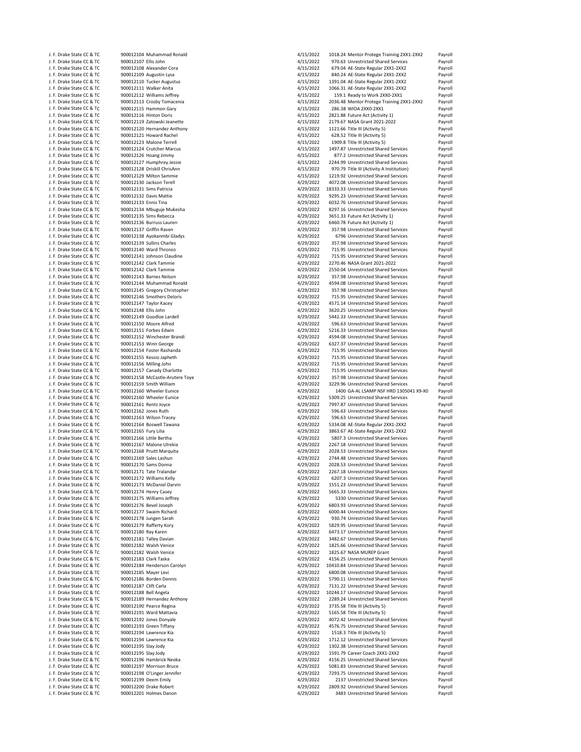| | | | | | |
|---|---|---|---|---|---|
| J. F. Drake State CC & TC | 900012104 Muhammad Ronald | 4/15/2022 | 1018.24 | Mentor Protege Training 2XX1-2XX2 | Payroll |
| J. F. Drake State CC & TC | 900012107 Ellis John | 4/15/2022 | 970.63 | Unrestricted Shared Services | Payroll |
| J. F. Drake State CC & TC | 900012108 Alexander Cora | 4/15/2022 | 679.04 | AE-State Regular 2XX1-2XX2 | Payroll |
| J. F. Drake State CC & TC | 900012109 Augustin Lysa | 4/15/2022 | 840.24 | AE-State Regular 2XX1-2XX2 | Payroll |
| J. F. Drake State CC & TC | 900012110 Tucker Augustus | 4/15/2022 | 1391.04 | AE-State Regular 2XX1-2XX2 | Payroll |
| J. F. Drake State CC & TC | 900012111 Walker Anita | 4/15/2022 | 1066.31 | AE-State Regular 2XX1-2XX2 | Payroll |
| J. F. Drake State CC & TC | 900012112 Williams Jeffrey | 4/15/2022 | 159.1 | Ready to Work 2XX0-2XX1 | Payroll |
| J. F. Drake State CC & TC | 900012113 Crosby Tomacenia | 4/15/2022 | 2036.48 | Mentor Protege Training 2XX1-2XX2 | Payroll |
| J. F. Drake State CC & TC | 900012115 Hammon Gary | 4/15/2022 | 286.38 | WIOA 2XX0-2XX1 | Payroll |
| J. F. Drake State CC & TC | 900012116 Hinton Doris | 4/15/2022 | 2821.88 | Future Act (Activity 1) | Payroll |
| J. F. Drake State CC & TC | 900012119 Zatowski Jeanette | 4/15/2022 | 2179.67 | NASA Grant 2021-2022 | Payroll |
| J. F. Drake State CC & TC | 900012120 Hernandez Anthony | 4/15/2022 | 1121.66 | Title III (Activity 5) | Payroll |
| J. F. Drake State CC & TC | 900012121 Howard Rachel | 4/15/2022 | 628.52 | Title III (Activity 5) | Payroll |
| J. F. Drake State CC & TC | 900012123 Malone Terrell | 4/15/2022 | 1909.8 | Title III (Activity 5) | Payroll |
| J. F. Drake State CC & TC | 900012124 Crutcher Marcus | 4/15/2022 | 1497.87 | Unrestricted Shared Services | Payroll |
| J. F. Drake State CC & TC | 900012126 Hoang Jimmy | 4/15/2022 | 877.2 | Unrestricted Shared Services | Payroll |
| J. F. Drake State CC & TC | 900012127 Humphrey Jessie | 4/15/2022 | 2244.99 | Unrestricted Shared Services | Payroll |
| J. F. Drake State CC & TC | 900012128 Driskill ChrisAnn | 4/15/2022 | 970.79 | Title III (Activity A Institution) | Payroll |
| J. F. Drake State CC & TC | 900012129 Milton Sammie | 4/15/2022 | 1219.92 | Unrestricted Shared Services | Payroll |
| J. F. Drake State CC & TC | 900012130 Jackson Terell | 4/29/2022 | 4072.08 | Unrestricted Shared Services | Payroll |
| J. F. Drake State CC & TC | 900012131 Sims Patricia | 4/29/2022 | 18333.33 | Unrestricted Shared Services | Payroll |
| J. F. Drake State CC & TC | 900012132 Davis Mattie | 4/29/2022 | 9295.23 | Unrestricted Shared Services | Payroll |
| J. F. Drake State CC & TC | 900012133 Ennis Tina | 4/29/2022 | 6032.76 | Unrestricted Shared Services | Payroll |
| J. F. Drake State CC & TC | 900012134 Mbuguje Mukesha | 4/29/2022 | 8297.16 | Unrestricted Shared Services | Payroll |
| J. F. Drake State CC & TC | 900012135 Sims Rebecca | 4/29/2022 | 3651.33 | Future Act (Activity 1) | Payroll |
| J. F. Drake State CC & TC | 900012136 Burruss Lauren | 4/29/2022 | 6460.78 | Future Act (Activity 1) | Payroll |
| J. F. Drake State CC & TC | 900012137 Griffin Raven | 4/29/2022 | 357.98 | Unrestricted Shared Services | Payroll |
| J. F. Drake State CC & TC | 900012138 Ayokanmbi Gladys | 4/29/2022 | 6796 | Unrestricted Shared Services | Payroll |
| J. F. Drake State CC & TC | 900012139 Sullins Charles | 4/29/2022 | 357.98 | Unrestricted Shared Services | Payroll |
| J. F. Drake State CC & TC | 900012140 Ward Thronzo | 4/29/2022 | 715.95 | Unrestricted Shared Services | Payroll |
| J. F. Drake State CC & TC | 900012141 Johnson Claudine | 4/29/2022 | 715.95 | Unrestricted Shared Services | Payroll |
| J. F. Drake State CC & TC | 900012142 Clark Tammie | 4/29/2022 | 2270.46 | NASA Grant 2021-2022 | Payroll |
| J. F. Drake State CC & TC | 900012142 Clark Tammie | 4/29/2022 | 2550.04 | Unrestricted Shared Services | Payroll |
| J. F. Drake State CC & TC | 900012143 Barnes Nelson | 4/29/2022 | 357.98 | Unrestricted Shared Services | Payroll |
| J. F. Drake State CC & TC | 900012144 Muhammad Ronald | 4/29/2022 | 4594.08 | Unrestricted Shared Services | Payroll |
| J. F. Drake State CC & TC | 900012145 Gregory Christopher | 4/29/2022 | 357.98 | Unrestricted Shared Services | Payroll |
| J. F. Drake State CC & TC | 900012146 Smothers Deloris | 4/29/2022 | 715.95 | Unrestricted Shared Services | Payroll |
| J. F. Drake State CC & TC | 900012147 Taylor Kacey | 4/29/2022 | 4571.14 | Unrestricted Shared Services | Payroll |
| J. F. Drake State CC & TC | 900012148 Ellis John | 4/29/2022 | 3620.25 | Unrestricted Shared Services | Payroll |
| J. F. Drake State CC & TC | 900012149 Goodloe Lardell | 4/29/2022 | 5442.33 | Unrestricted Shared Services | Payroll |
| J. F. Drake State CC & TC | 900012150 Moore Alfred | 4/29/2022 | 596.63 | Unrestricted Shared Services | Payroll |
| J. F. Drake State CC & TC | 900012151 Forbes Edwin | 4/29/2022 | 5216.33 | Unrestricted Shared Services | Payroll |
| J. F. Drake State CC & TC | 900012152 Winchester Brandi | 4/29/2022 | 4594.08 | Unrestricted Shared Services | Payroll |
| J. F. Drake State CC & TC | 900012153 Winn George | 4/29/2022 | 6327.37 | Unrestricted Shared Services | Payroll |
| J. F. Drake State CC & TC | 900012154 Foster Rashanda | 4/29/2022 | 715.95 | Unrestricted Shared Services | Payroll |
| J. F. Drake State CC & TC | 900012155 Kessio Japheth | 4/29/2022 | 715.95 | Unrestricted Shared Services | Payroll |
| J. F. Drake State CC & TC | 900012156 Milling John | 4/29/2022 | 715.95 | Unrestricted Shared Services | Payroll |
| J. F. Drake State CC & TC | 900012157 Canady Charlotte | 4/29/2022 | 715.95 | Unrestricted Shared Services | Payroll |
| J. F. Drake State CC & TC | 900012158 McCastle-Arutere Toye | 4/29/2022 | 357.98 | Unrestricted Shared Services | Payroll |
| J. F. Drake State CC & TC | 900012159 Smith William | 4/29/2022 | 3229.96 | Unrestricted Shared Services | Payroll |
| J. F. Drake State CC & TC | 900012160 Wheeler Eunice | 4/29/2022 | 1400 | GA-AL LSAMP NSF HRD 1305041 X9-X0 | Payroll |
| J. F. Drake State CC & TC | 900012160 Wheeler Eunice | 4/29/2022 | 5309.25 | Unrestricted Shared Services | Payroll |
| J. F. Drake State CC & TC | 900012161 Rentz Joyce | 4/29/2022 | 7997.87 | Unrestricted Shared Services | Payroll |
| J. F. Drake State CC & TC | 900012162 Jones Ruth | 4/29/2022 | 596.63 | Unrestricted Shared Services | Payroll |
| J. F. Drake State CC & TC | 900012163 Wilson Tracey | 4/29/2022 | 596.63 | Unrestricted Shared Services | Payroll |
| J. F. Drake State CC & TC | 900012164 Boswell Tawana | 4/29/2022 | 5334.08 | AE-State Regular 2XX1-2XX2 | Payroll |
| J. F. Drake State CC & TC | 900012165 Fury Lilia | 4/29/2022 | 3863.67 | AE-State Regular 2XX1-2XX2 | Payroll |
| J. F. Drake State CC & TC | 900012166 Little Bertha | 4/29/2022 | 5807.3 | Unrestricted Shared Services | Payroll |
| J. F. Drake State CC & TC | 900012167 Malone Ulrekia | 4/29/2022 | 2267.18 | Unrestricted Shared Services | Payroll |
| J. F. Drake State CC & TC | 900012168 Pruitt Marquita | 4/29/2022 | 2028.53 | Unrestricted Shared Services | Payroll |
| J. F. Drake State CC & TC | 900012169 Sales Lashun | 4/29/2022 | 2744.48 | Unrestricted Shared Services | Payroll |
| J. F. Drake State CC & TC | 900012170 Sams Donna | 4/29/2022 | 2028.53 | Unrestricted Shared Services | Payroll |
| J. F. Drake State CC & TC | 900012171 Tate Tralandar | 4/29/2022 | 2267.18 | Unrestricted Shared Services | Payroll |
| J. F. Drake State CC & TC | 900012172 Williams Kelly | 4/29/2022 | 6207.3 | Unrestricted Shared Services | Payroll |
| J. F. Drake State CC & TC | 900012173 McDaniel Darvin | 4/29/2022 | 1551.23 | Unrestricted Shared Services | Payroll |
| J. F. Drake State CC & TC | 900012174 Henry Casey | 4/29/2022 | 5665.33 | Unrestricted Shared Services | Payroll |
| J. F. Drake State CC & TC | 900012175 Williams Jeffrey | 4/29/2022 | 5330 | Unrestricted Shared Services | Payroll |
| J. F. Drake State CC & TC | 900012176 Bevel Joseph | 4/29/2022 | 6803.93 | Unrestricted Shared Services | Payroll |
| J. F. Drake State CC & TC | 900012177 Swaim Richard | 4/29/2022 | 6000.44 | Unrestricted Shared Services | Payroll |
| J. F. Drake State CC & TC | 900012178 Jungen Sarah | 4/29/2022 | 930.74 | Unrestricted Shared Services | Payroll |
| J. F. Drake State CC & TC | 900012179 Rafferty Kory | 4/29/2022 | 5829.95 | Unrestricted Shared Services | Payroll |
| J. F. Drake State CC & TC | 900012180 Ray Karen | 4/29/2022 | 6473.17 | Unrestricted Shared Services | Payroll |
| J. F. Drake State CC & TC | 900012181 Talley Davian | 4/29/2022 | 3482.67 | Unrestricted Shared Services | Payroll |
| J. F. Drake State CC & TC | 900012182 Walsh Venice | 4/29/2022 | 1825.66 | Unrestricted Shared Services | Payroll |
| J. F. Drake State CC & TC | 900012182 Walsh Venice | 4/29/2022 | 1825.67 | NASA MUREP Grant | Payroll |
| J. F. Drake State CC & TC | 900012183 Clark Taska | 4/29/2022 | 4156.25 | Unrestricted Shared Services | Payroll |
| J. F. Drake State CC & TC | 900012184 Henderson Carolyn | 4/29/2022 | 10410.84 | Unrestricted Shared Services | Payroll |
| J. F. Drake State CC & TC | 900012185 Mayer Levi | 4/29/2022 | 6800.08 | Unrestricted Shared Services | Payroll |
| J. F. Drake State CC & TC | 900012186 Borden Dennis | 4/29/2022 | 5790.11 | Unrestricted Shared Services | Payroll |
| J. F. Drake State CC & TC | 900012187 Clift Carla | 4/29/2022 | 7131.22 | Unrestricted Shared Services | Payroll |
| J. F. Drake State CC & TC | 900012188 Bell Angela | 4/29/2022 | 10244.17 | Unrestricted Shared Services | Payroll |
| J. F. Drake State CC & TC | 900012189 Hernandez Anthony | 4/29/2022 | 2289.24 | Unrestricted Shared Services | Payroll |
| J. F. Drake State CC & TC | 900012190 Pearce Regina | 4/29/2022 | 3735.58 | Title III (Activity 5) | Payroll |
| J. F. Drake State CC & TC | 900012191 Ward Mattavia | 4/29/2022 | 5165.58 | Title III (Activity 5) | Payroll |
| J. F. Drake State CC & TC | 900012192 Jones Donyale | 4/29/2022 | 4072.42 | Unrestricted Shared Services | Payroll |
| J. F. Drake State CC & TC | 900012193 Green Tiffany | 4/29/2022 | 4576.75 | Unrestricted Shared Services | Payroll |
| J. F. Drake State CC & TC | 900012194 Lawrence Kia | 4/29/2022 | 1518.3 | Title III (Activity 5) | Payroll |
| J. F. Drake State CC & TC | 900012194 Lawrence Kia | 4/29/2022 | 1712.12 | Unrestricted Shared Services | Payroll |
| J. F. Drake State CC & TC | 900012195 Slay Jody | 4/29/2022 | 1302.38 | Unrestricted Shared Services | Payroll |
| J. F. Drake State CC & TC | 900012195 Slay Jody | 4/29/2022 | 1591.79 | Career Coach 2XX1-2XX2 | Payroll |
| J. F. Drake State CC & TC | 900012196 Hambrick Neoka | 4/29/2022 | 4156.25 | Unrestricted Shared Services | Payroll |
| J. F. Drake State CC & TC | 900012197 Morrison Bruce | 4/29/2022 | 5081.83 | Unrestricted Shared Services | Payroll |
| J. F. Drake State CC & TC | 900012198 O'Linger Jennifer | 4/29/2022 | 7293.75 | Unrestricted Shared Services | Payroll |
| J. F. Drake State CC & TC | 900012199 Deem Emily | 4/29/2022 | 2137 | Unrestricted Shared Services | Payroll |
| J. F. Drake State CC & TC | 900012200 Drake Robert | 4/29/2022 | 2809.92 | Unrestricted Shared Services | Payroll |
| J. F. Drake State CC & TC | 900012201 Holmes Danon | 4/29/2022 | 3483 | Unrestricted Shared Services | Payroll |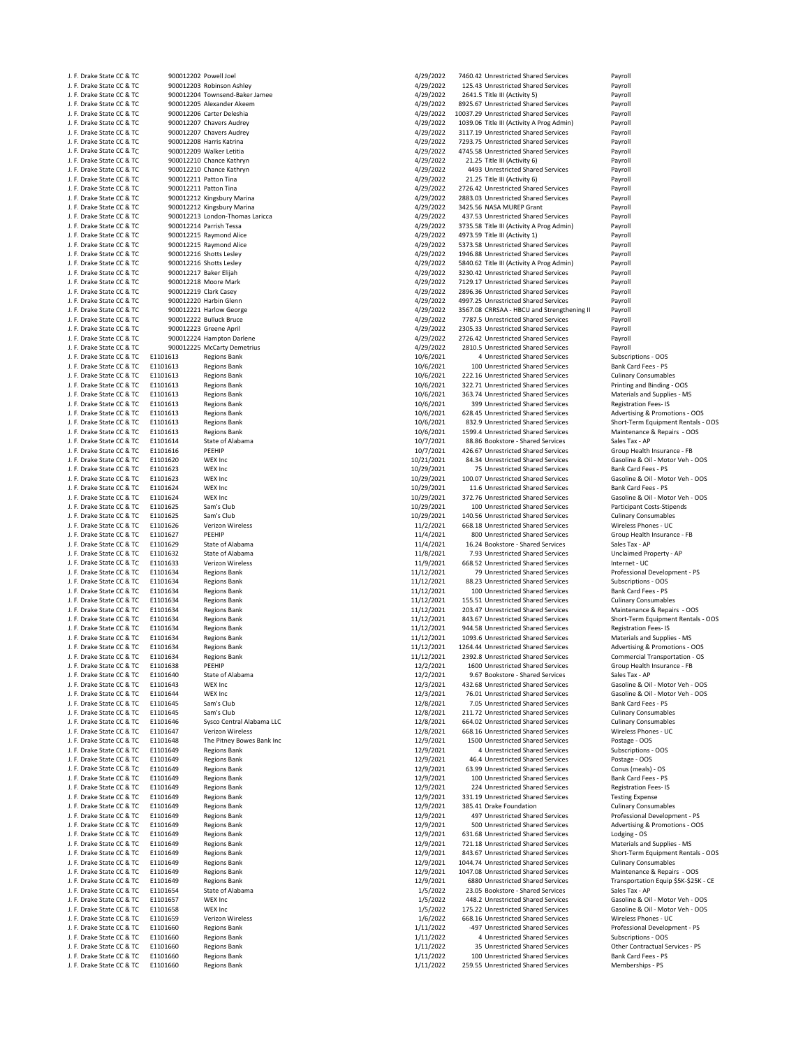| | | | | | | |
|---|---|---|---|---|---|---|
| J. F. Drake State CC & TC | 900012202 | Powell Joel | 4/29/2022 | 7460.42 | Unrestricted Shared Services | Payroll |
| J. F. Drake State CC & TC | 900012203 | Robinson Ashley | 4/29/2022 | 125.43 | Unrestricted Shared Services | Payroll |
| J. F. Drake State CC & TC | 900012204 | Townsend-Baker Jamee | 4/29/2022 | 2641.5 | Title III (Activity 5) | Payroll |
| J. F. Drake State CC & TC | 900012205 | Alexander Akeem | 4/29/2022 | 8925.67 | Unrestricted Shared Services | Payroll |
| J. F. Drake State CC & TC | 900012206 | Carter Deleshia | 4/29/2022 | 10037.29 | Unrestricted Shared Services | Payroll |
| J. F. Drake State CC & TC | 900012207 | Chavers Audrey | 4/29/2022 | 1039.06 | Title III (Activity A Prog Admin) | Payroll |
| J. F. Drake State CC & TC | 900012207 | Chavers Audrey | 4/29/2022 | 3117.19 | Unrestricted Shared Services | Payroll |
| J. F. Drake State CC & TC | 900012208 | Harris Katrina | 4/29/2022 | 7293.75 | Unrestricted Shared Services | Payroll |
| J. F. Drake State CC & TC | 900012209 | Walker Letitia | 4/29/2022 | 4745.58 | Unrestricted Shared Services | Payroll |
| J. F. Drake State CC & TC | 900012210 | Chance Kathryn | 4/29/2022 | 21.25 | Title III (Activity 6) | Payroll |
| J. F. Drake State CC & TC | 900012210 | Chance Kathryn | 4/29/2022 | 4493 | Unrestricted Shared Services | Payroll |
| J. F. Drake State CC & TC | 900012211 | Patton Tina | 4/29/2022 | 21.25 | Title III (Activity 6) | Payroll |
| J. F. Drake State CC & TC | 900012211 | Patton Tina | 4/29/2022 | 2726.42 | Unrestricted Shared Services | Payroll |
| J. F. Drake State CC & TC | 900012212 | Kingsbury Marina | 4/29/2022 | 2883.03 | Unrestricted Shared Services | Payroll |
| J. F. Drake State CC & TC | 900012212 | Kingsbury Marina | 4/29/2022 | 3425.56 | NASA MUREP Grant | Payroll |
| J. F. Drake State CC & TC | 900012213 | London-Thomas Laricca | 4/29/2022 | 437.53 | Unrestricted Shared Services | Payroll |
| J. F. Drake State CC & TC | 900012214 | Parrish Tessa | 4/29/2022 | 3735.58 | Title III (Activity A Prog Admin) | Payroll |
| J. F. Drake State CC & TC | 900012215 | Raymond Alice | 4/29/2022 | 4973.59 | Title III (Activity 1) | Payroll |
| J. F. Drake State CC & TC | 900012215 | Raymond Alice | 4/29/2022 | 5373.58 | Unrestricted Shared Services | Payroll |
| J. F. Drake State CC & TC | 900012216 | Shotts Lesley | 4/29/2022 | 1946.88 | Unrestricted Shared Services | Payroll |
| J. F. Drake State CC & TC | 900012216 | Shotts Lesley | 4/29/2022 | 5840.62 | Title III (Activity A Prog Admin) | Payroll |
| J. F. Drake State CC & TC | 900012217 | Baker Elijah | 4/29/2022 | 3230.42 | Unrestricted Shared Services | Payroll |
| J. F. Drake State CC & TC | 900012218 | Moore Mark | 4/29/2022 | 7129.17 | Unrestricted Shared Services | Payroll |
| J. F. Drake State CC & TC | 900012219 | Clark Casey | 4/29/2022 | 2896.36 | Unrestricted Shared Services | Payroll |
| J. F. Drake State CC & TC | 900012220 | Harbin Glenn | 4/29/2022 | 4997.25 | Unrestricted Shared Services | Payroll |
| J. F. Drake State CC & TC | 900012221 | Harlow George | 4/29/2022 | 3567.08 | CRRSAA - HBCU and Strengthening II | Payroll |
| J. F. Drake State CC & TC | 900012222 | Bulluck Bruce | 4/29/2022 | 7787.5 | Unrestricted Shared Services | Payroll |
| J. F. Drake State CC & TC | 900012223 | Greene April | 4/29/2022 | 2305.33 | Unrestricted Shared Services | Payroll |
| J. F. Drake State CC & TC | 900012224 | Hampton Darlene | 4/29/2022 | 2726.42 | Unrestricted Shared Services | Payroll |
| J. F. Drake State CC & TC | 900012225 | McCarty Demetrius | 4/29/2022 | 2810.5 | Unrestricted Shared Services | Payroll |
| J. F. Drake State CC & TC | E1101613 | Regions Bank | 10/6/2021 | 4 | Unrestricted Shared Services | Subscriptions - OOS |
| J. F. Drake State CC & TC | E1101613 | Regions Bank | 10/6/2021 | 100 | Unrestricted Shared Services | Bank Card Fees - PS |
| J. F. Drake State CC & TC | E1101613 | Regions Bank | 10/6/2021 | 222.16 | Unrestricted Shared Services | Culinary Consumables |
| J. F. Drake State CC & TC | E1101613 | Regions Bank | 10/6/2021 | 322.71 | Unrestricted Shared Services | Printing and Binding - OOS |
| J. F. Drake State CC & TC | E1101613 | Regions Bank | 10/6/2021 | 363.74 | Unrestricted Shared Services | Materials and Supplies - MS |
| J. F. Drake State CC & TC | E1101613 | Regions Bank | 10/6/2021 | 399 | Unrestricted Shared Services | Registration Fees- IS |
| J. F. Drake State CC & TC | E1101613 | Regions Bank | 10/6/2021 | 628.45 | Unrestricted Shared Services | Advertising & Promotions - OOS |
| J. F. Drake State CC & TC | E1101613 | Regions Bank | 10/6/2021 | 832.9 | Unrestricted Shared Services | Short-Term Equipment Rentals - OOS |
| J. F. Drake State CC & TC | E1101613 | Regions Bank | 10/6/2021 | 1599.4 | Unrestricted Shared Services | Maintenance & Repairs - OOS |
| J. F. Drake State CC & TC | E1101614 | State of Alabama | 10/7/2021 | 88.86 | Bookstore - Shared Services | Sales Tax - AP |
| J. F. Drake State CC & TC | E1101616 | PEEHIP | 10/7/2021 | 426.67 | Unrestricted Shared Services | Group Health Insurance - FB |
| J. F. Drake State CC & TC | E1101620 | WEX Inc | 10/21/2021 | 84.34 | Unrestricted Shared Services | Gasoline & Oil - Motor Veh - OOS |
| J. F. Drake State CC & TC | E1101623 | WEX Inc | 10/29/2021 | 75 | Unrestricted Shared Services | Bank Card Fees - PS |
| J. F. Drake State CC & TC | E1101623 | WEX Inc | 10/29/2021 | 100.07 | Unrestricted Shared Services | Gasoline & Oil - Motor Veh - OOS |
| J. F. Drake State CC & TC | E1101624 | WEX Inc | 10/29/2021 | 11.6 | Unrestricted Shared Services | Bank Card Fees - PS |
| J. F. Drake State CC & TC | E1101624 | WEX Inc | 10/29/2021 | 372.76 | Unrestricted Shared Services | Gasoline & Oil - Motor Veh - OOS |
| J. F. Drake State CC & TC | E1101625 | Sam's Club | 10/29/2021 | 100 | Unrestricted Shared Services | Participant Costs-Stipends |
| J. F. Drake State CC & TC | E1101625 | Sam's Club | 10/29/2021 | 140.56 | Unrestricted Shared Services | Culinary Consumables |
| J. F. Drake State CC & TC | E1101626 | Verizon Wireless | 11/2/2021 | 668.18 | Unrestricted Shared Services | Wireless Phones - UC |
| J. F. Drake State CC & TC | E1101627 | PEEHIP | 11/4/2021 | 800 | Unrestricted Shared Services | Group Health Insurance - FB |
| J. F. Drake State CC & TC | E1101629 | State of Alabama | 11/4/2021 | 16.24 | Bookstore - Shared Services | Sales Tax - AP |
| J. F. Drake State CC & TC | E1101632 | State of Alabama | 11/8/2021 | 7.93 | Unrestricted Shared Services | Unclaimed Property - AP |
| J. F. Drake State CC & TC | E1101633 | Verizon Wireless | 11/9/2021 | 668.52 | Unrestricted Shared Services | Internet - UC |
| J. F. Drake State CC & TC | E1101634 | Regions Bank | 11/12/2021 | 79 | Unrestricted Shared Services | Professional Development - PS |
| J. F. Drake State CC & TC | E1101634 | Regions Bank | 11/12/2021 | 88.23 | Unrestricted Shared Services | Subscriptions - OOS |
| J. F. Drake State CC & TC | E1101634 | Regions Bank | 11/12/2021 | 100 | Unrestricted Shared Services | Bank Card Fees - PS |
| J. F. Drake State CC & TC | E1101634 | Regions Bank | 11/12/2021 | 155.51 | Unrestricted Shared Services | Culinary Consumables |
| J. F. Drake State CC & TC | E1101634 | Regions Bank | 11/12/2021 | 203.47 | Unrestricted Shared Services | Maintenance & Repairs - OOS |
| J. F. Drake State CC & TC | E1101634 | Regions Bank | 11/12/2021 | 843.67 | Unrestricted Shared Services | Short-Term Equipment Rentals - OOS |
| J. F. Drake State CC & TC | E1101634 | Regions Bank | 11/12/2021 | 944.58 | Unrestricted Shared Services | Registration Fees- IS |
| J. F. Drake State CC & TC | E1101634 | Regions Bank | 11/12/2021 | 1093.6 | Unrestricted Shared Services | Materials and Supplies - MS |
| J. F. Drake State CC & TC | E1101634 | Regions Bank | 11/12/2021 | 1264.44 | Unrestricted Shared Services | Advertising & Promotions - OOS |
| J. F. Drake State CC & TC | E1101634 | Regions Bank | 11/12/2021 | 2392.8 | Unrestricted Shared Services | Commercial Transportation - OS |
| J. F. Drake State CC & TC | E1101638 | PEEHIP | 12/2/2021 | 1600 | Unrestricted Shared Services | Group Health Insurance - FB |
| J. F. Drake State CC & TC | E1101640 | State of Alabama | 12/2/2021 | 9.67 | Bookstore - Shared Services | Sales Tax - AP |
| J. F. Drake State CC & TC | E1101643 | WEX Inc | 12/3/2021 | 432.68 | Unrestricted Shared Services | Gasoline & Oil - Motor Veh - OOS |
| J. F. Drake State CC & TC | E1101644 | WEX Inc | 12/3/2021 | 76.01 | Unrestricted Shared Services | Gasoline & Oil - Motor Veh - OOS |
| J. F. Drake State CC & TC | E1101645 | Sam's Club | 12/8/2021 | 7.05 | Unrestricted Shared Services | Bank Card Fees - PS |
| J. F. Drake State CC & TC | E1101645 | Sam's Club | 12/8/2021 | 211.72 | Unrestricted Shared Services | Culinary Consumables |
| J. F. Drake State CC & TC | E1101646 | Sysco Central Alabama LLC | 12/8/2021 | 664.02 | Unrestricted Shared Services | Culinary Consumables |
| J. F. Drake State CC & TC | E1101647 | Verizon Wireless | 12/8/2021 | 668.16 | Unrestricted Shared Services | Wireless Phones - UC |
| J. F. Drake State CC & TC | E1101648 | The Pitney Bowes Bank Inc | 12/9/2021 | 1500 | Unrestricted Shared Services | Postage - OOS |
| J. F. Drake State CC & TC | E1101649 | Regions Bank | 12/9/2021 | 4 | Unrestricted Shared Services | Subscriptions - OOS |
| J. F. Drake State CC & TC | E1101649 | Regions Bank | 12/9/2021 | 46.4 | Unrestricted Shared Services | Postage - OOS |
| J. F. Drake State CC & TC | E1101649 | Regions Bank | 12/9/2021 | 63.99 | Unrestricted Shared Services | Conus (meals) - OS |
| J. F. Drake State CC & TC | E1101649 | Regions Bank | 12/9/2021 | 100 | Unrestricted Shared Services | Bank Card Fees - PS |
| J. F. Drake State CC & TC | E1101649 | Regions Bank | 12/9/2021 | 224 | Unrestricted Shared Services | Registration Fees- IS |
| J. F. Drake State CC & TC | E1101649 | Regions Bank | 12/9/2021 | 331.19 | Unrestricted Shared Services | Testing Expense |
| J. F. Drake State CC & TC | E1101649 | Regions Bank | 12/9/2021 | 385.41 | Drake Foundation | Culinary Consumables |
| J. F. Drake State CC & TC | E1101649 | Regions Bank | 12/9/2021 | 497 | Unrestricted Shared Services | Professional Development - PS |
| J. F. Drake State CC & TC | E1101649 | Regions Bank | 12/9/2021 | 500 | Unrestricted Shared Services | Advertising & Promotions - OOS |
| J. F. Drake State CC & TC | E1101649 | Regions Bank | 12/9/2021 | 631.68 | Unrestricted Shared Services | Lodging - OS |
| J. F. Drake State CC & TC | E1101649 | Regions Bank | 12/9/2021 | 721.18 | Unrestricted Shared Services | Materials and Supplies - MS |
| J. F. Drake State CC & TC | E1101649 | Regions Bank | 12/9/2021 | 843.67 | Unrestricted Shared Services | Short-Term Equipment Rentals - OOS |
| J. F. Drake State CC & TC | E1101649 | Regions Bank | 12/9/2021 | 1044.74 | Unrestricted Shared Services | Culinary Consumables |
| J. F. Drake State CC & TC | E1101649 | Regions Bank | 12/9/2021 | 1047.08 | Unrestricted Shared Services | Maintenance & Repairs - OOS |
| J. F. Drake State CC & TC | E1101649 | Regions Bank | 12/9/2021 | 6880 | Unrestricted Shared Services | Transportation Equip $5K-$25K - CE |
| J. F. Drake State CC & TC | E1101654 | State of Alabama | 1/5/2022 | 23.05 | Bookstore - Shared Services | Sales Tax - AP |
| J. F. Drake State CC & TC | E1101657 | WEX Inc | 1/5/2022 | 448.2 | Unrestricted Shared Services | Gasoline & Oil - Motor Veh - OOS |
| J. F. Drake State CC & TC | E1101658 | WEX Inc | 1/5/2022 | 175.22 | Unrestricted Shared Services | Gasoline & Oil - Motor Veh - OOS |
| J. F. Drake State CC & TC | E1101659 | Verizon Wireless | 1/6/2022 | 668.16 | Unrestricted Shared Services | Wireless Phones - UC |
| J. F. Drake State CC & TC | E1101660 | Regions Bank | 1/11/2022 | -497 | Unrestricted Shared Services | Professional Development - PS |
| J. F. Drake State CC & TC | E1101660 | Regions Bank | 1/11/2022 | 4 | Unrestricted Shared Services | Subscriptions - OOS |
| J. F. Drake State CC & TC | E1101660 | Regions Bank | 1/11/2022 | 35 | Unrestricted Shared Services | Other Contractual Services - PS |
| J. F. Drake State CC & TC | E1101660 | Regions Bank | 1/11/2022 | 100 | Unrestricted Shared Services | Bank Card Fees - PS |
| J. F. Drake State CC & TC | E1101660 | Regions Bank | 1/11/2022 | 259.55 | Unrestricted Shared Services | Memberships - PS |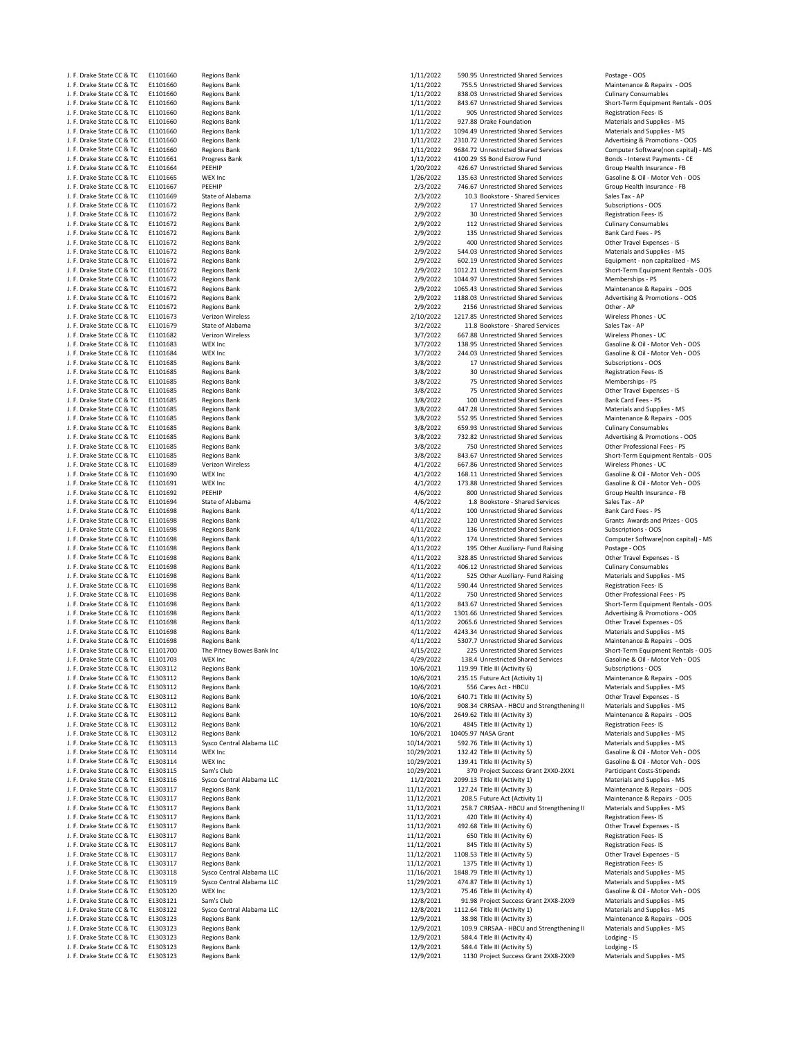| | | | | | | |
|---|---|---|---|---|---|---|
| J. F. Drake State CC & TC | E1101660 | Regions Bank | 1/11/2022 | 590.95 | Unrestricted Shared Services | Postage - OOS |
| J. F. Drake State CC & TC | E1101660 | Regions Bank | 1/11/2022 | 755.5 | Unrestricted Shared Services | Maintenance & Repairs - OOS |
| J. F. Drake State CC & TC | E1101660 | Regions Bank | 1/11/2022 | 838.03 | Unrestricted Shared Services | Culinary Consumables |
| J. F. Drake State CC & TC | E1101660 | Regions Bank | 1/11/2022 | 843.67 | Unrestricted Shared Services | Short-Term Equipment Rentals - OOS |
| J. F. Drake State CC & TC | E1101660 | Regions Bank | 1/11/2022 | 905 | Unrestricted Shared Services | Registration Fees- IS |
| J. F. Drake State CC & TC | E1101660 | Regions Bank | 1/11/2022 | 927.88 | Drake Foundation | Materials and Supplies - MS |
| J. F. Drake State CC & TC | E1101660 | Regions Bank | 1/11/2022 | 1094.49 | Unrestricted Shared Services | Materials and Supplies - MS |
| J. F. Drake State CC & TC | E1101660 | Regions Bank | 1/11/2022 | 2310.72 | Unrestricted Shared Services | Advertising & Promotions - OOS |
| J. F. Drake State CC & TC | E1101660 | Regions Bank | 1/11/2022 | 9684.72 | Unrestricted Shared Services | Computer Software(non capital) - MS |
| J. F. Drake State CC & TC | E1101661 | Progress Bank | 1/12/2022 | 4100.29 | SS Bond Escrow Fund | Bonds - Interest Payments - CE |
| J. F. Drake State CC & TC | E1101664 | PEEHIP | 1/20/2022 | 426.67 | Unrestricted Shared Services | Group Health Insurance - FB |
| J. F. Drake State CC & TC | E1101665 | WEX Inc | 1/26/2022 | 135.63 | Unrestricted Shared Services | Gasoline & Oil - Motor Veh - OOS |
| J. F. Drake State CC & TC | E1101667 | PEEHIP | 2/3/2022 | 746.67 | Unrestricted Shared Services | Group Health Insurance - FB |
| J. F. Drake State CC & TC | E1101669 | State of Alabama | 2/3/2022 | 10.3 | Bookstore - Shared Services | Sales Tax - AP |
| J. F. Drake State CC & TC | E1101672 | Regions Bank | 2/9/2022 | 17 | Unrestricted Shared Services | Subscriptions - OOS |
| J. F. Drake State CC & TC | E1101672 | Regions Bank | 2/9/2022 | 30 | Unrestricted Shared Services | Registration Fees- IS |
| J. F. Drake State CC & TC | E1101672 | Regions Bank | 2/9/2022 | 112 | Unrestricted Shared Services | Culinary Consumables |
| J. F. Drake State CC & TC | E1101672 | Regions Bank | 2/9/2022 | 135 | Unrestricted Shared Services | Bank Card Fees - PS |
| J. F. Drake State CC & TC | E1101672 | Regions Bank | 2/9/2022 | 400 | Unrestricted Shared Services | Other Travel Expenses - IS |
| J. F. Drake State CC & TC | E1101672 | Regions Bank | 2/9/2022 | 544.03 | Unrestricted Shared Services | Materials and Supplies - MS |
| J. F. Drake State CC & TC | E1101672 | Regions Bank | 2/9/2022 | 602.19 | Unrestricted Shared Services | Equipment - non capitalized - MS |
| J. F. Drake State CC & TC | E1101672 | Regions Bank | 2/9/2022 | 1012.21 | Unrestricted Shared Services | Short-Term Equipment Rentals - OOS |
| J. F. Drake State CC & TC | E1101672 | Regions Bank | 2/9/2022 | 1044.97 | Unrestricted Shared Services | Memberships - PS |
| J. F. Drake State CC & TC | E1101672 | Regions Bank | 2/9/2022 | 1065.43 | Unrestricted Shared Services | Maintenance & Repairs - OOS |
| J. F. Drake State CC & TC | E1101672 | Regions Bank | 2/9/2022 | 1188.03 | Unrestricted Shared Services | Advertising & Promotions - OOS |
| J. F. Drake State CC & TC | E1101672 | Regions Bank | 2/9/2022 | 2156 | Unrestricted Shared Services | Other - AP |
| J. F. Drake State CC & TC | E1101673 | Verizon Wireless | 2/10/2022 | 1217.85 | Unrestricted Shared Services | Wireless Phones - UC |
| J. F. Drake State CC & TC | E1101679 | State of Alabama | 3/2/2022 | 11.8 | Bookstore - Shared Services | Sales Tax - AP |
| J. F. Drake State CC & TC | E1101682 | Verizon Wireless | 3/7/2022 | 667.88 | Unrestricted Shared Services | Wireless Phones - UC |
| J. F. Drake State CC & TC | E1101683 | WEX Inc | 3/7/2022 | 138.95 | Unrestricted Shared Services | Gasoline & Oil - Motor Veh - OOS |
| J. F. Drake State CC & TC | E1101684 | WEX Inc | 3/7/2022 | 244.03 | Unrestricted Shared Services | Gasoline & Oil - Motor Veh - OOS |
| J. F. Drake State CC & TC | E1101685 | Regions Bank | 3/8/2022 | 17 | Unrestricted Shared Services | Subscriptions - OOS |
| J. F. Drake State CC & TC | E1101685 | Regions Bank | 3/8/2022 | 30 | Unrestricted Shared Services | Registration Fees- IS |
| J. F. Drake State CC & TC | E1101685 | Regions Bank | 3/8/2022 | 75 | Unrestricted Shared Services | Memberships - PS |
| J. F. Drake State CC & TC | E1101685 | Regions Bank | 3/8/2022 | 75 | Unrestricted Shared Services | Other Travel Expenses - IS |
| J. F. Drake State CC & TC | E1101685 | Regions Bank | 3/8/2022 | 100 | Unrestricted Shared Services | Bank Card Fees - PS |
| J. F. Drake State CC & TC | E1101685 | Regions Bank | 3/8/2022 | 447.28 | Unrestricted Shared Services | Materials and Supplies - MS |
| J. F. Drake State CC & TC | E1101685 | Regions Bank | 3/8/2022 | 552.95 | Unrestricted Shared Services | Maintenance & Repairs - OOS |
| J. F. Drake State CC & TC | E1101685 | Regions Bank | 3/8/2022 | 659.93 | Unrestricted Shared Services | Culinary Consumables |
| J. F. Drake State CC & TC | E1101685 | Regions Bank | 3/8/2022 | 732.82 | Unrestricted Shared Services | Advertising & Promotions - OOS |
| J. F. Drake State CC & TC | E1101685 | Regions Bank | 3/8/2022 | 750 | Unrestricted Shared Services | Other Professional Fees - PS |
| J. F. Drake State CC & TC | E1101685 | Regions Bank | 3/8/2022 | 843.67 | Unrestricted Shared Services | Short-Term Equipment Rentals - OOS |
| J. F. Drake State CC & TC | E1101689 | Verizon Wireless | 4/1/2022 | 667.86 | Unrestricted Shared Services | Wireless Phones - UC |
| J. F. Drake State CC & TC | E1101690 | WEX Inc | 4/1/2022 | 168.11 | Unrestricted Shared Services | Gasoline & Oil - Motor Veh - OOS |
| J. F. Drake State CC & TC | E1101691 | WEX Inc | 4/1/2022 | 173.88 | Unrestricted Shared Services | Gasoline & Oil - Motor Veh - OOS |
| J. F. Drake State CC & TC | E1101692 | PEEHIP | 4/6/2022 | 800 | Unrestricted Shared Services | Group Health Insurance - FB |
| J. F. Drake State CC & TC | E1101694 | State of Alabama | 4/6/2022 | 1.8 | Bookstore - Shared Services | Sales Tax - AP |
| J. F. Drake State CC & TC | E1101698 | Regions Bank | 4/11/2022 | 100 | Unrestricted Shared Services | Bank Card Fees - PS |
| J. F. Drake State CC & TC | E1101698 | Regions Bank | 4/11/2022 | 120 | Unrestricted Shared Services | Grants Awards and Prizes - OOS |
| J. F. Drake State CC & TC | E1101698 | Regions Bank | 4/11/2022 | 136 | Unrestricted Shared Services | Subscriptions - OOS |
| J. F. Drake State CC & TC | E1101698 | Regions Bank | 4/11/2022 | 174 | Unrestricted Shared Services | Computer Software(non capital) - MS |
| J. F. Drake State CC & TC | E1101698 | Regions Bank | 4/11/2022 | 195 | Other Auxiliary- Fund Raising | Postage - OOS |
| J. F. Drake State CC & TC | E1101698 | Regions Bank | 4/11/2022 | 328.85 | Unrestricted Shared Services | Other Travel Expenses - IS |
| J. F. Drake State CC & TC | E1101698 | Regions Bank | 4/11/2022 | 406.12 | Unrestricted Shared Services | Culinary Consumables |
| J. F. Drake State CC & TC | E1101698 | Regions Bank | 4/11/2022 | 525 | Other Auxiliary- Fund Raising | Materials and Supplies - MS |
| J. F. Drake State CC & TC | E1101698 | Regions Bank | 4/11/2022 | 590.44 | Unrestricted Shared Services | Registration Fees- IS |
| J. F. Drake State CC & TC | E1101698 | Regions Bank | 4/11/2022 | 750 | Unrestricted Shared Services | Other Professional Fees - PS |
| J. F. Drake State CC & TC | E1101698 | Regions Bank | 4/11/2022 | 843.67 | Unrestricted Shared Services | Short-Term Equipment Rentals - OOS |
| J. F. Drake State CC & TC | E1101698 | Regions Bank | 4/11/2022 | 1301.66 | Unrestricted Shared Services | Advertising & Promotions - OOS |
| J. F. Drake State CC & TC | E1101698 | Regions Bank | 4/11/2022 | 2065.6 | Unrestricted Shared Services | Other Travel Expenses - OS |
| J. F. Drake State CC & TC | E1101698 | Regions Bank | 4/11/2022 | 4243.34 | Unrestricted Shared Services | Materials and Supplies - MS |
| J. F. Drake State CC & TC | E1101698 | Regions Bank | 4/11/2022 | 5307.7 | Unrestricted Shared Services | Maintenance & Repairs - OOS |
| J. F. Drake State CC & TC | E1101700 | The Pitney Bowes Bank Inc | 4/15/2022 | 225 | Unrestricted Shared Services | Short-Term Equipment Rentals - OOS |
| J. F. Drake State CC & TC | E1101703 | WEX Inc | 4/29/2022 | 138.4 | Unrestricted Shared Services | Gasoline & Oil - Motor Veh - OOS |
| J. F. Drake State CC & TC | E1303112 | Regions Bank | 10/6/2021 | 119.99 | Title III (Activity 6) | Subscriptions - OOS |
| J. F. Drake State CC & TC | E1303112 | Regions Bank | 10/6/2021 | 235.15 | Future Act (Activity 1) | Maintenance & Repairs - OOS |
| J. F. Drake State CC & TC | E1303112 | Regions Bank | 10/6/2021 | 556 | Cares Act - HBCU | Materials and Supplies - MS |
| J. F. Drake State CC & TC | E1303112 | Regions Bank | 10/6/2021 | 640.71 | Title III (Activity 5) | Other Travel Expenses - IS |
| J. F. Drake State CC & TC | E1303112 | Regions Bank | 10/6/2021 | 908.34 | CRRSAA - HBCU and Strengthening II | Materials and Supplies - MS |
| J. F. Drake State CC & TC | E1303112 | Regions Bank | 10/6/2021 | 2649.62 | Title III (Activity 3) | Maintenance & Repairs - OOS |
| J. F. Drake State CC & TC | E1303112 | Regions Bank | 10/6/2021 | 4845 | Title III (Activity 1) | Registration Fees- IS |
| J. F. Drake State CC & TC | E1303112 | Regions Bank | 10/6/2021 | 10405.97 | NASA Grant | Materials and Supplies - MS |
| J. F. Drake State CC & TC | E1303113 | Sysco Central Alabama LLC | 10/14/2021 | 592.76 | Title III (Activity 1) | Materials and Supplies - MS |
| J. F. Drake State CC & TC | E1303114 | WEX Inc | 10/29/2021 | 132.42 | Title III (Activity 5) | Gasoline & Oil - Motor Veh - OOS |
| J. F. Drake State CC & TC | E1303114 | WEX Inc | 10/29/2021 | 139.41 | Title III (Activity 5) | Gasoline & Oil - Motor Veh - OOS |
| J. F. Drake State CC & TC | E1303115 | Sam's Club | 10/29/2021 | 370 | Project Success Grant 2XX0-2XX1 | Participant Costs-Stipends |
| J. F. Drake State CC & TC | E1303116 | Sysco Central Alabama LLC | 11/2/2021 | 2099.13 | Title III (Activity 1) | Materials and Supplies - MS |
| J. F. Drake State CC & TC | E1303117 | Regions Bank | 11/12/2021 | 127.24 | Title III (Activity 3) | Maintenance & Repairs - OOS |
| J. F. Drake State CC & TC | E1303117 | Regions Bank | 11/12/2021 | 208.5 | Future Act (Activity 1) | Maintenance & Repairs - OOS |
| J. F. Drake State CC & TC | E1303117 | Regions Bank | 11/12/2021 | 258.7 | CRRSAA - HBCU and Strengthening II | Materials and Supplies - MS |
| J. F. Drake State CC & TC | E1303117 | Regions Bank | 11/12/2021 | 420 | Title III (Activity 4) | Registration Fees- IS |
| J. F. Drake State CC & TC | E1303117 | Regions Bank | 11/12/2021 | 492.68 | Title III (Activity 6) | Other Travel Expenses - IS |
| J. F. Drake State CC & TC | E1303117 | Regions Bank | 11/12/2021 | 650 | Title III (Activity 6) | Registration Fees- IS |
| J. F. Drake State CC & TC | E1303117 | Regions Bank | 11/12/2021 | 845 | Title III (Activity 5) | Registration Fees- IS |
| J. F. Drake State CC & TC | E1303117 | Regions Bank | 11/12/2021 | 1108.53 | Title III (Activity 5) | Other Travel Expenses - IS |
| J. F. Drake State CC & TC | E1303117 | Regions Bank | 11/12/2021 | 1375 | Title III (Activity 1) | Registration Fees- IS |
| J. F. Drake State CC & TC | E1303118 | Sysco Central Alabama LLC | 11/16/2021 | 1848.79 | Title III (Activity 1) | Materials and Supplies - MS |
| J. F. Drake State CC & TC | E1303119 | Sysco Central Alabama LLC | 11/29/2021 | 474.87 | Title III (Activity 1) | Materials and Supplies - MS |
| J. F. Drake State CC & TC | E1303120 | WEX Inc | 12/3/2021 | 75.46 | Title III (Activity 4) | Gasoline & Oil - Motor Veh - OOS |
| J. F. Drake State CC & TC | E1303121 | Sam's Club | 12/8/2021 | 91.98 | Project Success Grant 2XX8-2XX9 | Materials and Supplies - MS |
| J. F. Drake State CC & TC | E1303122 | Sysco Central Alabama LLC | 12/8/2021 | 1112.64 | Title III (Activity 1) | Materials and Supplies - MS |
| J. F. Drake State CC & TC | E1303123 | Regions Bank | 12/9/2021 | 38.98 | Title III (Activity 3) | Maintenance & Repairs - OOS |
| J. F. Drake State CC & TC | E1303123 | Regions Bank | 12/9/2021 | 109.9 | CRRSAA - HBCU and Strengthening II | Materials and Supplies - MS |
| J. F. Drake State CC & TC | E1303123 | Regions Bank | 12/9/2021 | 584.4 | Title III (Activity 4) | Lodging - IS |
| J. F. Drake State CC & TC | E1303123 | Regions Bank | 12/9/2021 | 584.4 | Title III (Activity 5) | Lodging - IS |
| J. F. Drake State CC & TC | E1303123 | Regions Bank | 12/9/2021 | 1130 | Project Success Grant 2XX8-2XX9 | Materials and Supplies - MS |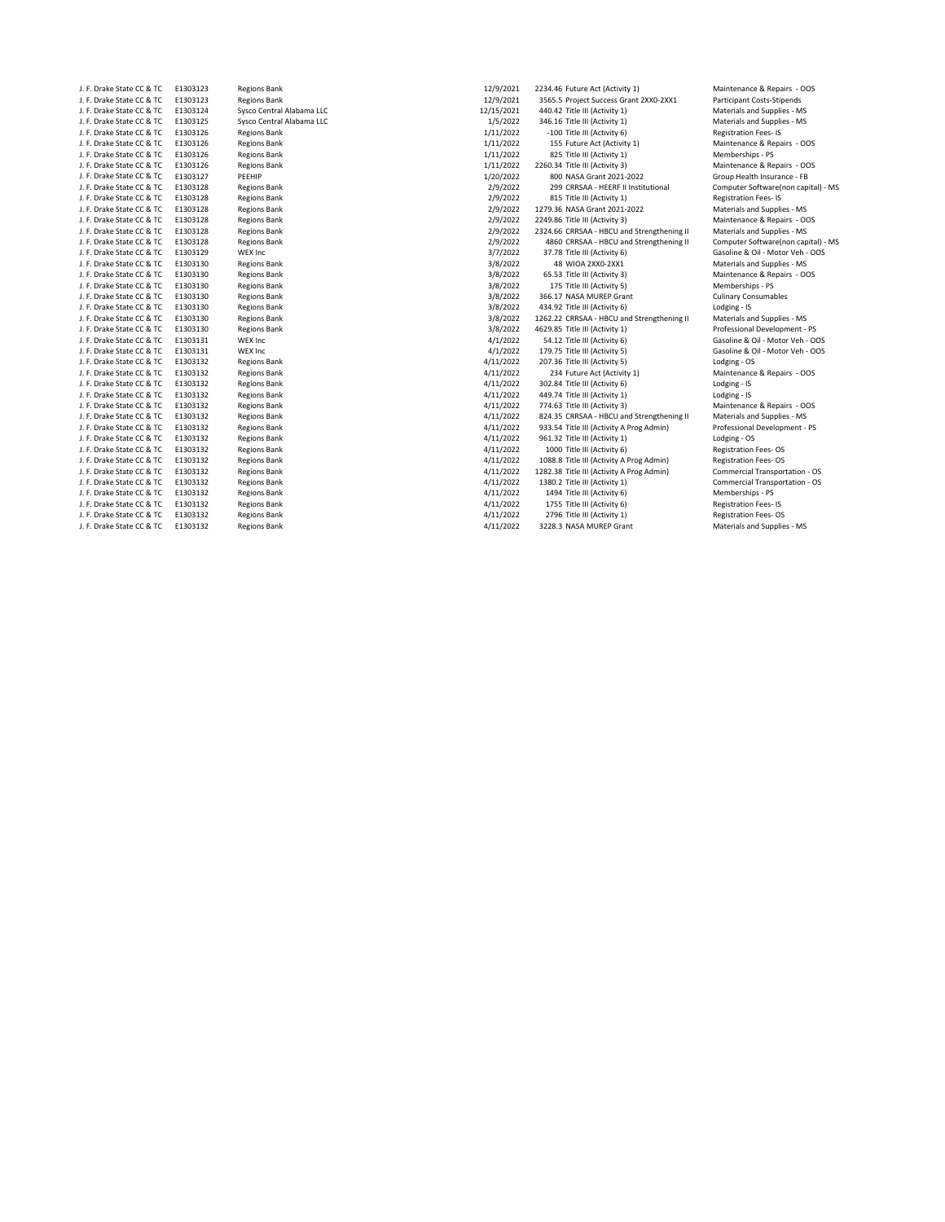| | | | | | | |
|---|---|---|---|---|---|---|
| J. F. Drake State CC & TC | E1303123 | Regions Bank | 12/9/2021 | 2234.46 | Future Act (Activity 1) | Maintenance & Repairs - OOS |
| J. F. Drake State CC & TC | E1303123 | Regions Bank | 12/9/2021 | 3565.5 | Project Success Grant 2XX0-2XX1 | Participant Costs-Stipends |
| J. F. Drake State CC & TC | E1303124 | Sysco Central Alabama LLC | 12/15/2021 | 440.42 | Title III (Activity 1) | Materials and Supplies - MS |
| J. F. Drake State CC & TC | E1303125 | Sysco Central Alabama LLC | 1/5/2022 | 346.16 | Title III (Activity 1) | Materials and Supplies - MS |
| J. F. Drake State CC & TC | E1303126 | Regions Bank | 1/11/2022 | -100 | Title III (Activity 6) | Registration Fees- IS |
| J. F. Drake State CC & TC | E1303126 | Regions Bank | 1/11/2022 | 155 | Future Act (Activity 1) | Maintenance & Repairs - OOS |
| J. F. Drake State CC & TC | E1303126 | Regions Bank | 1/11/2022 | 825 | Title III (Activity 1) | Memberships - PS |
| J. F. Drake State CC & TC | E1303126 | Regions Bank | 1/11/2022 | 2260.34 | Title III (Activity 3) | Maintenance & Repairs - OOS |
| J. F. Drake State CC & TC | E1303127 | PEEHIP | 1/20/2022 | 800 | NASA Grant 2021-2022 | Group Health Insurance - FB |
| J. F. Drake State CC & TC | E1303128 | Regions Bank | 2/9/2022 | 299 | CRRSAA - HEERF II Institutional | Computer Software(non capital) - MS |
| J. F. Drake State CC & TC | E1303128 | Regions Bank | 2/9/2022 | 815 | Title III (Activity 1) | Registration Fees- IS |
| J. F. Drake State CC & TC | E1303128 | Regions Bank | 2/9/2022 | 1279.36 | NASA Grant 2021-2022 | Materials and Supplies - MS |
| J. F. Drake State CC & TC | E1303128 | Regions Bank | 2/9/2022 | 2249.86 | Title III (Activity 3) | Maintenance & Repairs - OOS |
| J. F. Drake State CC & TC | E1303128 | Regions Bank | 2/9/2022 | 2324.66 | CRRSAA - HBCU and Strengthening II | Materials and Supplies - MS |
| J. F. Drake State CC & TC | E1303128 | Regions Bank | 2/9/2022 | 4860 | CRRSAA - HBCU and Strengthening II | Computer Software(non capital) - MS |
| J. F. Drake State CC & TC | E1303129 | WEX Inc | 3/7/2022 | 37.78 | Title III (Activity 6) | Gasoline & Oil - Motor Veh - OOS |
| J. F. Drake State CC & TC | E1303130 | Regions Bank | 3/8/2022 | 48 | WIOA 2XX0-2XX1 | Materials and Supplies - MS |
| J. F. Drake State CC & TC | E1303130 | Regions Bank | 3/8/2022 | 65.53 | Title III (Activity 3) | Maintenance & Repairs - OOS |
| J. F. Drake State CC & TC | E1303130 | Regions Bank | 3/8/2022 | 175 | Title III (Activity 5) | Memberships - PS |
| J. F. Drake State CC & TC | E1303130 | Regions Bank | 3/8/2022 | 366.17 | NASA MUREP Grant | Culinary Consumables |
| J. F. Drake State CC & TC | E1303130 | Regions Bank | 3/8/2022 | 434.92 | Title III (Activity 6) | Lodging - IS |
| J. F. Drake State CC & TC | E1303130 | Regions Bank | 3/8/2022 | 1262.22 | CRRSAA - HBCU and Strengthening II | Materials and Supplies - MS |
| J. F. Drake State CC & TC | E1303130 | Regions Bank | 3/8/2022 | 4629.85 | Title III (Activity 1) | Professional Development - PS |
| J. F. Drake State CC & TC | E1303131 | WEX Inc | 4/1/2022 | 54.12 | Title III (Activity 6) | Gasoline & Oil - Motor Veh - OOS |
| J. F. Drake State CC & TC | E1303131 | WEX Inc | 4/1/2022 | 179.75 | Title III (Activity 5) | Gasoline & Oil - Motor Veh - OOS |
| J. F. Drake State CC & TC | E1303132 | Regions Bank | 4/11/2022 | 207.36 | Title III (Activity 5) | Lodging - OS |
| J. F. Drake State CC & TC | E1303132 | Regions Bank | 4/11/2022 | 234 | Future Act (Activity 1) | Maintenance & Repairs - OOS |
| J. F. Drake State CC & TC | E1303132 | Regions Bank | 4/11/2022 | 302.84 | Title III (Activity 6) | Lodging - IS |
| J. F. Drake State CC & TC | E1303132 | Regions Bank | 4/11/2022 | 449.74 | Title III (Activity 1) | Lodging - IS |
| J. F. Drake State CC & TC | E1303132 | Regions Bank | 4/11/2022 | 774.63 | Title III (Activity 3) | Maintenance & Repairs - OOS |
| J. F. Drake State CC & TC | E1303132 | Regions Bank | 4/11/2022 | 824.35 | CRRSAA - HBCU and Strengthening II | Materials and Supplies - MS |
| J. F. Drake State CC & TC | E1303132 | Regions Bank | 4/11/2022 | 933.54 | Title III (Activity A Prog Admin) | Professional Development - PS |
| J. F. Drake State CC & TC | E1303132 | Regions Bank | 4/11/2022 | 961.32 | Title III (Activity 1) | Lodging - OS |
| J. F. Drake State CC & TC | E1303132 | Regions Bank | 4/11/2022 | 1000 | Title III (Activity 6) | Registration Fees- OS |
| J. F. Drake State CC & TC | E1303132 | Regions Bank | 4/11/2022 | 1088.8 | Title III (Activity A Prog Admin) | Registration Fees- OS |
| J. F. Drake State CC & TC | E1303132 | Regions Bank | 4/11/2022 | 1282.38 | Title III (Activity A Prog Admin) | Commercial Transportation - OS |
| J. F. Drake State CC & TC | E1303132 | Regions Bank | 4/11/2022 | 1380.2 | Title III (Activity 1) | Commercial Transportation - OS |
| J. F. Drake State CC & TC | E1303132 | Regions Bank | 4/11/2022 | 1494 | Title III (Activity 6) | Memberships - PS |
| J. F. Drake State CC & TC | E1303132 | Regions Bank | 4/11/2022 | 1755 | Title III (Activity 6) | Registration Fees- IS |
| J. F. Drake State CC & TC | E1303132 | Regions Bank | 4/11/2022 | 2796 | Title III (Activity 1) | Registration Fees- OS |
| J. F. Drake State CC & TC | E1303132 | Regions Bank | 4/11/2022 | 3228.3 | NASA MUREP Grant | Materials and Supplies - MS |